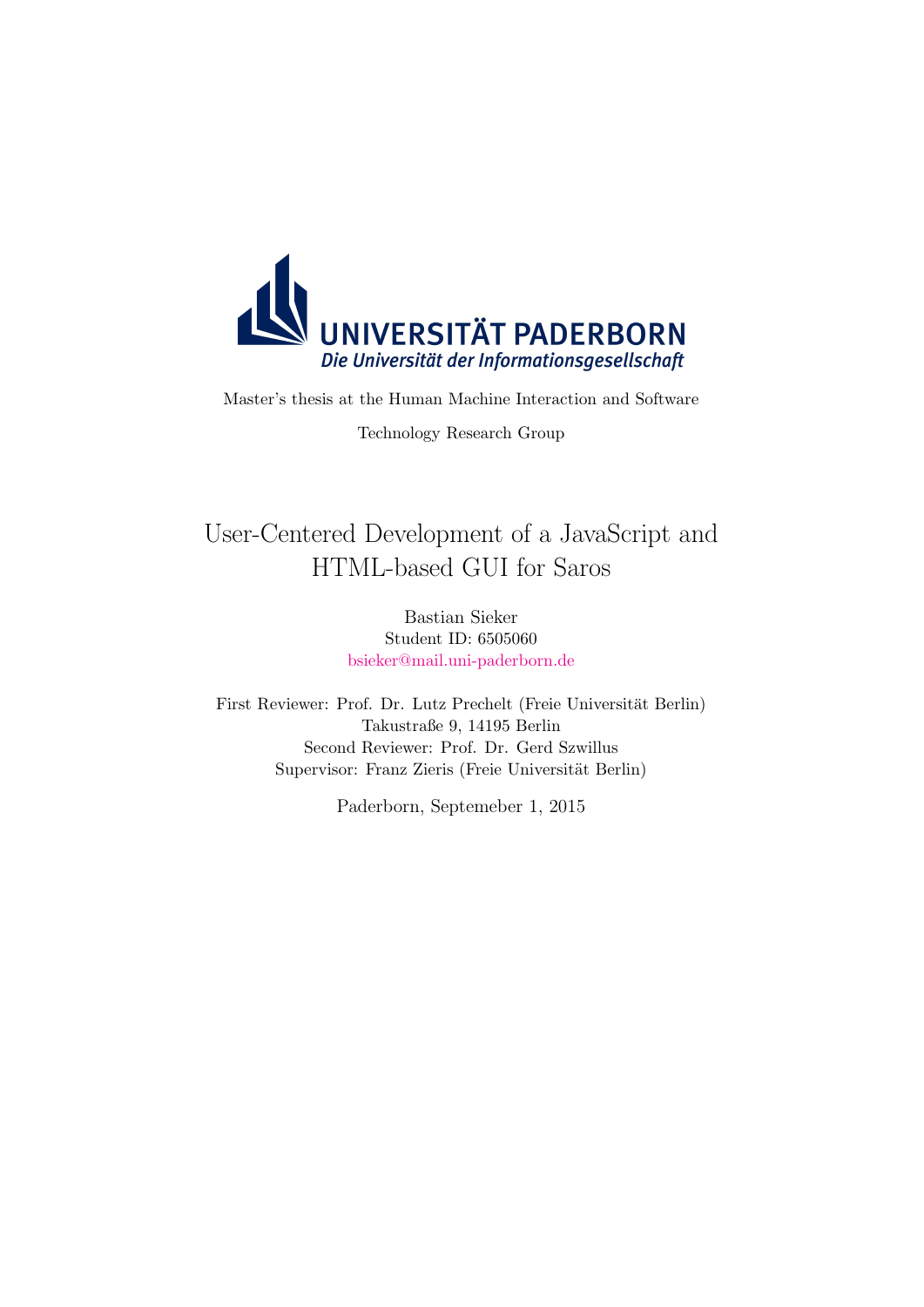UNIVERSITÄT PADERBORN

*Die Universität der Informationsgesellschaft*

Master's thesis at the Human Machine Interaction and Software Technology Research Group

# User-Centered Development of a JavaScript and HTML-based GUI for Saros

Bastian Sieker
Student ID: 6505060
bsieker@mail.uni-paderborn.de

First Reviewer: Prof. Dr. Lutz Prechelt (Freie Universität Berlin)
Takustraße 9, 14195 Berlin
Second Reviewer: Prof. Dr. Gerd Szwillus
Supervisor: Franz Zieris (Freie Universität Berlin)

Paderborn, Septemeber 1, 2015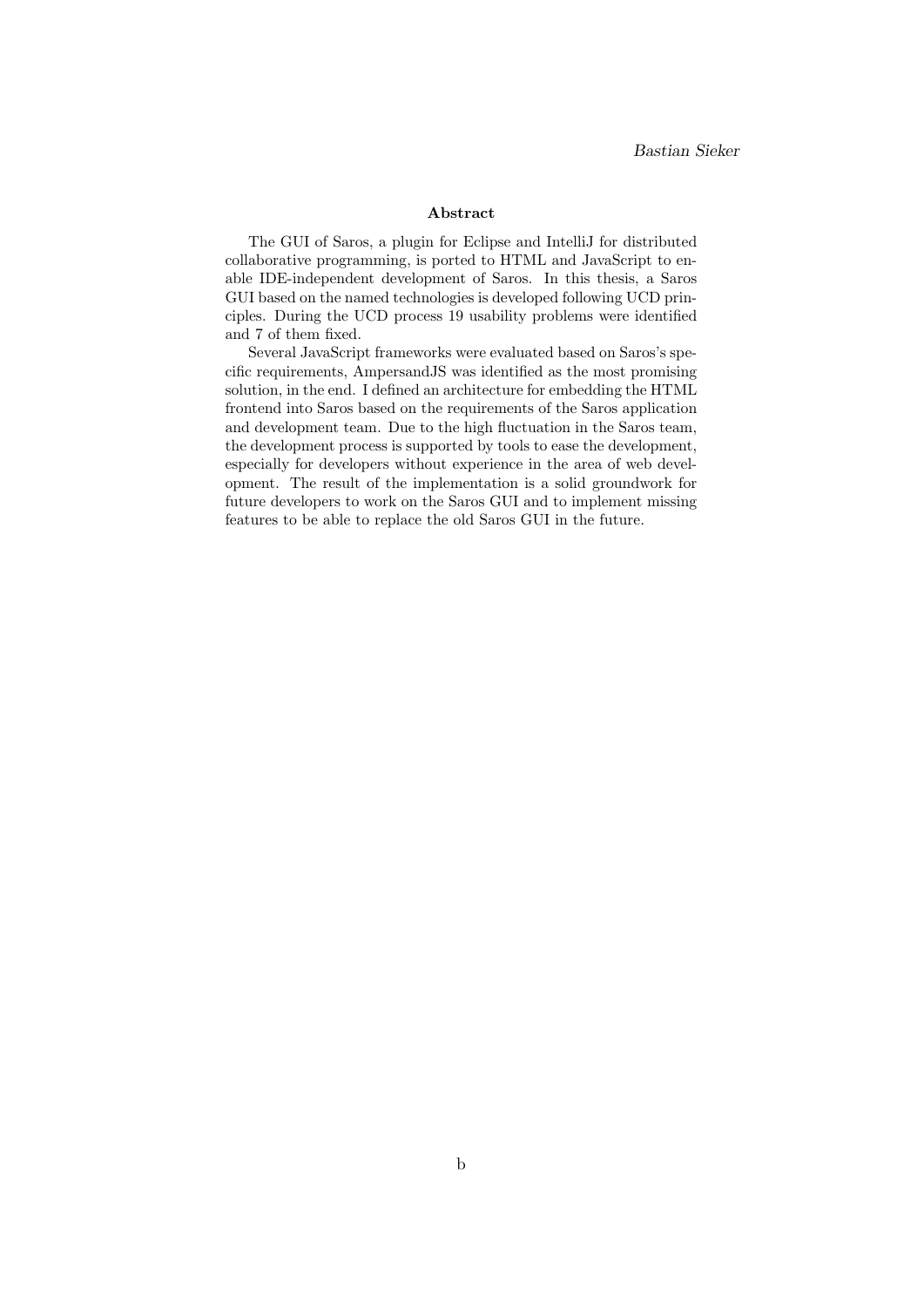*Bastian Sieker*

## Abstract

The GUI of Saros, a plugin for Eclipse and IntelliJ for distributed collaborative programming, is ported to HTML and JavaScript to enable IDE-independent development of Saros. In this thesis, a Saros GUI based on the named technologies is developed following UCD principles. During the UCD process 19 usability problems were identified and 7 of them fixed.

Several JavaScript frameworks were evaluated based on Saros's specific requirements, AmpersandJS was identified as the most promising solution, in the end. I defined an architecture for embedding the HTML frontend into Saros based on the requirements of the Saros application and development team. Due to the high fluctuation in the Saros team, the development process is supported by tools to ease the development, especially for developers without experience in the area of web development. The result of the implementation is a solid groundwork for future developers to work on the Saros GUI and to implement missing features to be able to replace the old Saros GUI in the future.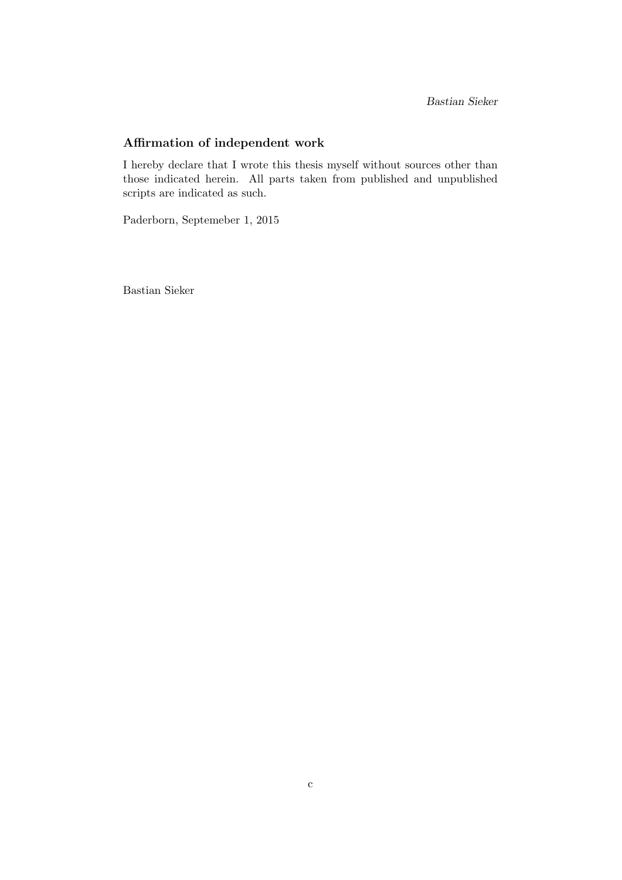*Bastian Sieker*

## Affirmation of independent work

I hereby declare that I wrote this thesis myself without sources other than those indicated herein. All parts taken from published and unpublished scripts are indicated as such.

Paderborn, Septemeber 1, 2015

Bastian Sieker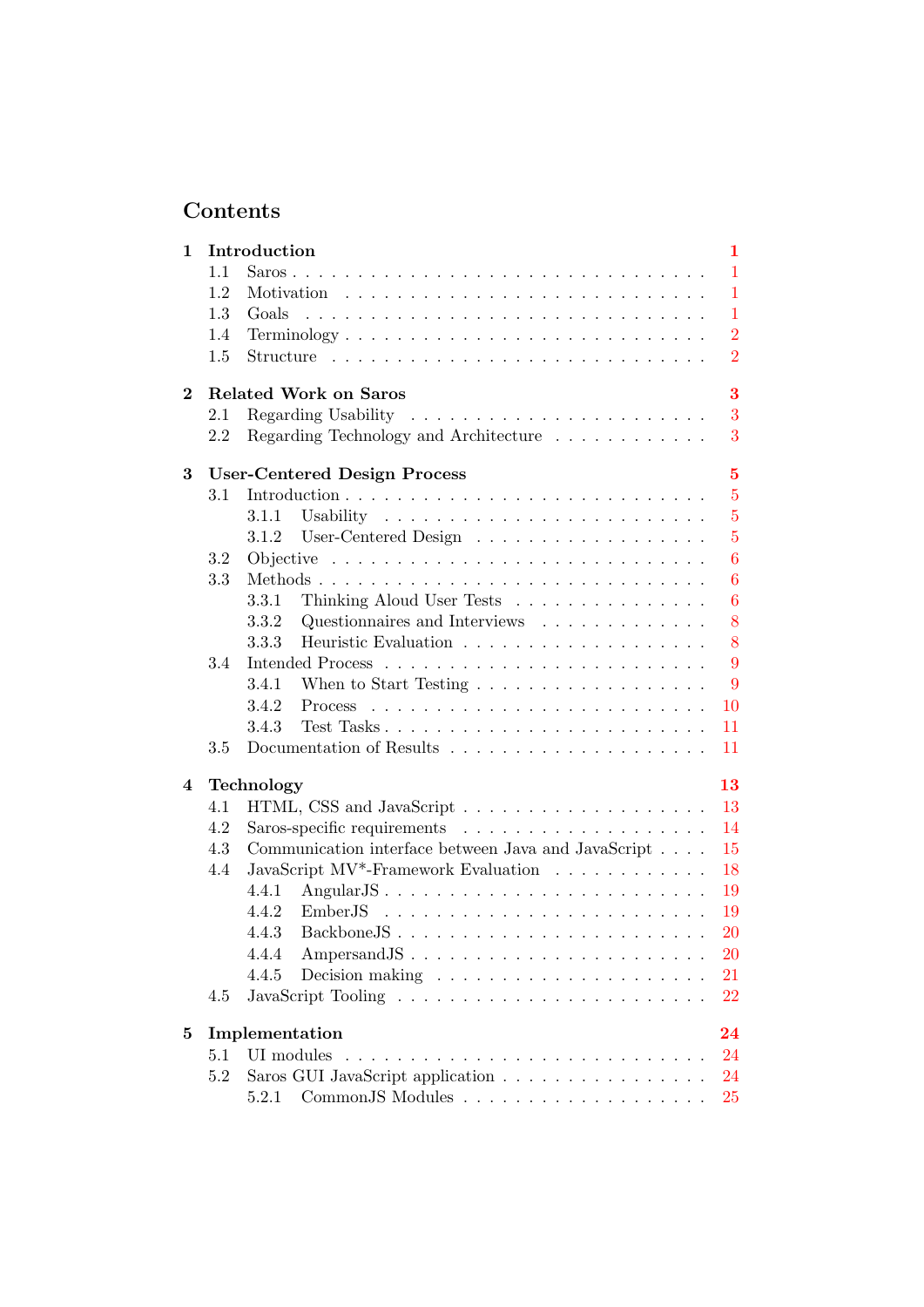# Contents

**1 Introduction** **1**

- 1.1 Saros . . . . . 1
- 1.2 Motivation . . . . . 1
- 1.3 Goals . . . . . 1
- 1.4 Terminology . . . . . 2
- 1.5 Structure . . . . . 2

**2 Related Work on Saros** **3**

- 2.1 Regarding Usability . . . . . 3
- 2.2 Regarding Technology and Architecture . . . . . 3

**3 User-Centered Design Process** **5**

- 3.1 Introduction . . . . . 5
  - 3.1.1 Usability . . . . . 5
  - 3.1.2 User-Centered Design . . . . . 5
- 3.2 Objective . . . . . 6
- 3.3 Methods . . . . . 6
  - 3.3.1 Thinking Aloud User Tests . . . . . 6
  - 3.3.2 Questionnaires and Interviews . . . . . 8
  - 3.3.3 Heuristic Evaluation . . . . . 8
- 3.4 Intended Process . . . . . 9
  - 3.4.1 When to Start Testing . . . . . 9
  - 3.4.2 Process . . . . . 10
  - 3.4.3 Test Tasks . . . . . 11
- 3.5 Documentation of Results . . . . . 11

**4 Technology** **13**

- 4.1 HTML, CSS and JavaScript . . . . . 13
- 4.2 Saros-specific requirements . . . . . 14
- 4.3 Communication interface between Java and JavaScript . . . . . 15
- 4.4 JavaScript MV*-Framework Evaluation . . . . . 18
  - 4.4.1 AngularJS . . . . . 19
  - 4.4.2 EmberJS . . . . . 19
  - 4.4.3 BackboneJS . . . . . 20
  - 4.4.4 AmpersandJS . . . . . 20
  - 4.4.5 Decision making . . . . . 21
- 4.5 JavaScript Tooling . . . . . 22

**5 Implementation** **24**

- 5.1 UI modules . . . . . 24
- 5.2 Saros GUI JavaScript application . . . . . 24
  - 5.2.1 CommonJS Modules . . . . . 25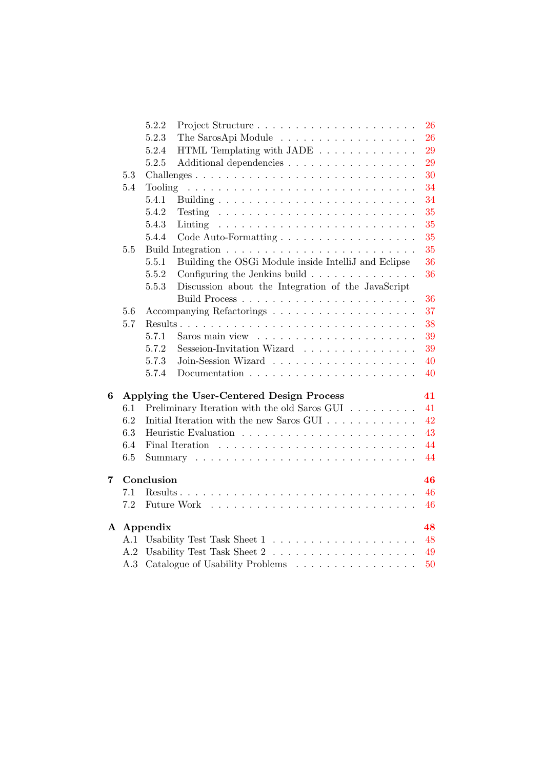- 5.2.2 Project Structure . . . 26
- 5.2.3 The SarosApi Module . . . 26
- 5.2.4 HTML Templating with JADE . . . 29
- 5.2.5 Additional dependencies . . . 29
- 5.3 Challenges . . . 30
- 5.4 Tooling . . . 34
  - 5.4.1 Building . . . 34
  - 5.4.2 Testing . . . 35
  - 5.4.3 Linting . . . 35
  - 5.4.4 Code Auto-Formatting . . . 35
- 5.5 Build Integration . . . 35
  - 5.5.1 Building the OSGi Module inside IntelliJ and Eclipse . . . 36
  - 5.5.2 Configuring the Jenkins build . . . 36
  - 5.5.3 Discussion about the Integration of the JavaScript Build Process . . . 36
- 5.6 Accompanying Refactorings . . . 37
- 5.7 Results . . . 38
  - 5.7.1 Saros main view . . . 39
  - 5.7.2 Sesseion-Invitation Wizard . . . 39
  - 5.7.3 Join-Session Wizard . . . 40
  - 5.7.4 Documentation . . . 40

**6 Applying the User-Centered Design Process** **41**
- 6.1 Preliminary Iteration with the old Saros GUI . . . 41
- 6.2 Initial Iteration with the new Saros GUI . . . 42
- 6.3 Heuristic Evaluation . . . 43
- 6.4 Final Iteration . . . 44
- 6.5 Summary . . . 44

**7 Conclusion** **46**
- 7.1 Results . . . 46
- 7.2 Future Work . . . 46

**A Appendix** **48**
- A.1 Usability Test Task Sheet 1 . . . 48
- A.2 Usability Test Task Sheet 2 . . . 49
- A.3 Catalogue of Usability Problems . . . 50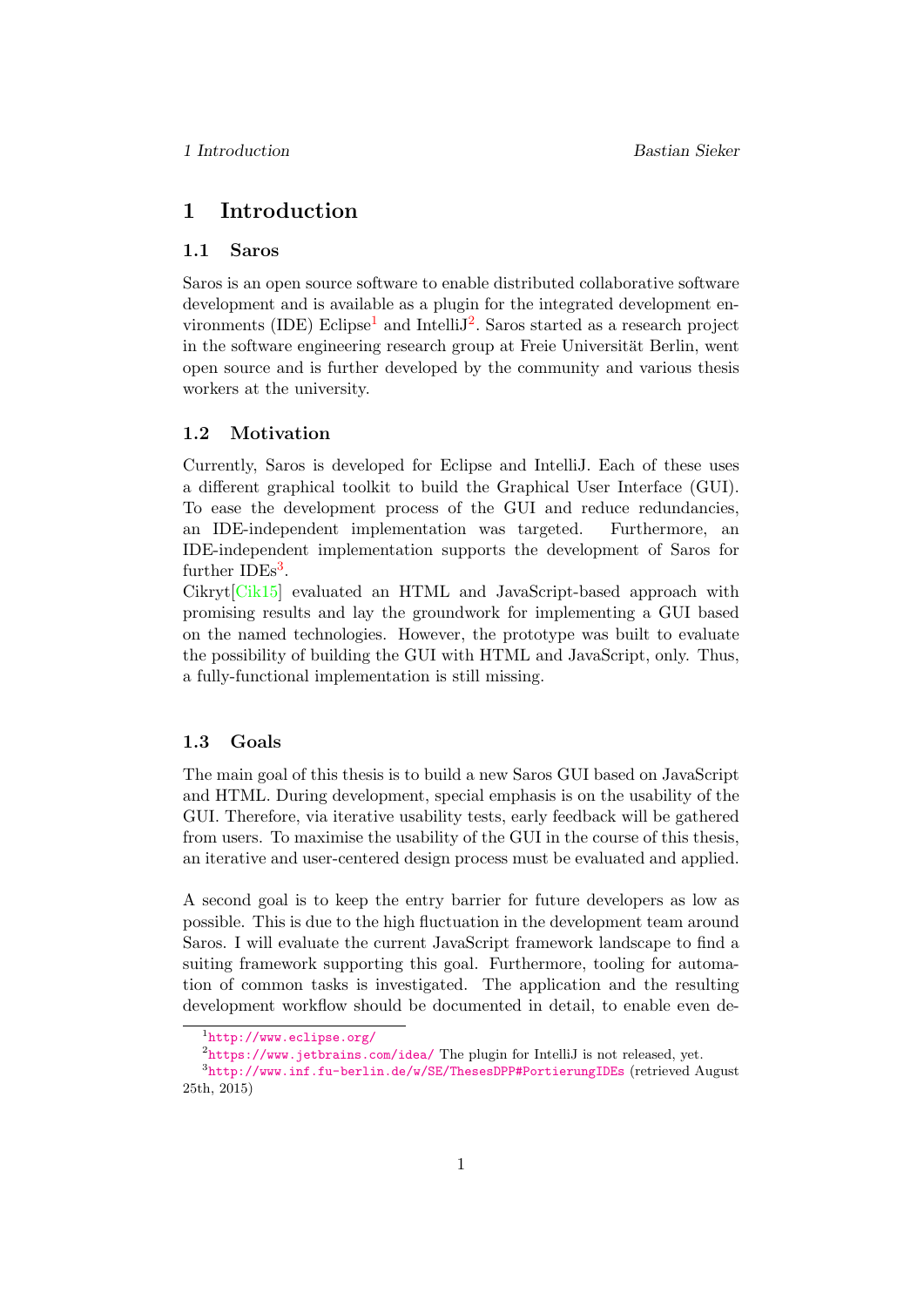# 1 Introduction

## 1.1 Saros

Saros is an open source software to enable distributed collaborative software development and is available as a plugin for the integrated development environments (IDE) Eclipse[1] and IntelliJ[2]. Saros started as a research project in the software engineering research group at Freie Universität Berlin, went open source and is further developed by the community and various thesis workers at the university.

## 1.2 Motivation

Currently, Saros is developed for Eclipse and IntelliJ. Each of these uses a different graphical toolkit to build the Graphical User Interface (GUI). To ease the development process of the GUI and reduce redundancies, an IDE-independent implementation was targeted. Furthermore, an IDE-independent implementation supports the development of Saros for further IDEs[3].

Cikryt[Cik15] evaluated an HTML and JavaScript-based approach with promising results and lay the groundwork for implementing a GUI based on the named technologies. However, the prototype was built to evaluate the possibility of building the GUI with HTML and JavaScript, only. Thus, a fully-functional implementation is still missing.

## 1.3 Goals

The main goal of this thesis is to build a new Saros GUI based on JavaScript and HTML. During development, special emphasis is on the usability of the GUI. Therefore, via iterative usability tests, early feedback will be gathered from users. To maximise the usability of the GUI in the course of this thesis, an iterative and user-centered design process must be evaluated and applied.

A second goal is to keep the entry barrier for future developers as low as possible. This is due to the high fluctuation in the development team around Saros. I will evaluate the current JavaScript framework landscape to find a suiting framework supporting this goal. Furthermore, tooling for automation of common tasks is investigated. The application and the resulting development workflow should be documented in detail, to enable even de-

---

[1] http://www.eclipse.org/

[2] https://www.jetbrains.com/idea/ The plugin for IntelliJ is not released, yet.

[3] http://www.inf.fu-berlin.de/w/SE/ThesesDPP#PortierungIDEs (retrieved August 25th, 2015)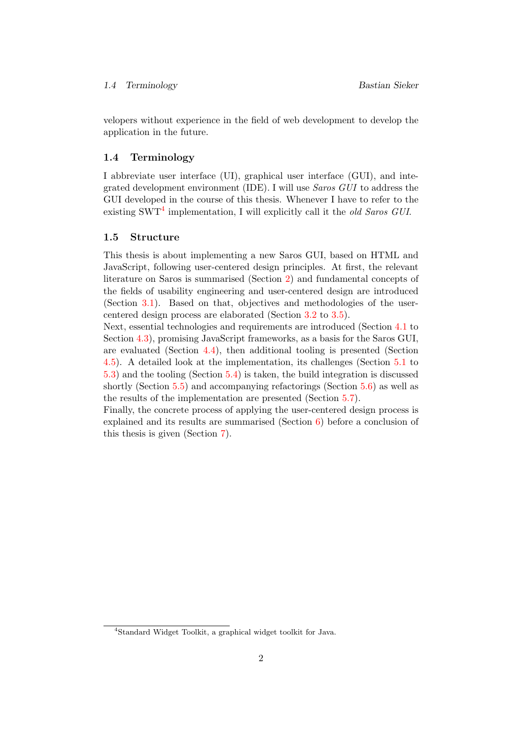velopers without experience in the field of web development to develop the application in the future.

### 1.4 Terminology

I abbreviate user interface (UI), graphical user interface (GUI), and integrated development environment (IDE). I will use *Saros GUI* to address the GUI developed in the course of this thesis. Whenever I have to refer to the existing SWT[4] implementation, I will explicitly call it the *old Saros GUI*.

### 1.5 Structure

This thesis is about implementing a new Saros GUI, based on HTML and JavaScript, following user-centered design principles. At first, the relevant literature on Saros is summarised (Section 2) and fundamental concepts of the fields of usability engineering and user-centered design are introduced (Section 3.1). Based on that, objectives and methodologies of the user-centered design process are elaborated (Section 3.2 to 3.5).
Next, essential technologies and requirements are introduced (Section 4.1 to Section 4.3), promising JavaScript frameworks, as a basis for the Saros GUI, are evaluated (Section 4.4), then additional tooling is presented (Section 4.5). A detailed look at the implementation, its challenges (Section 5.1 to 5.3) and the tooling (Section 5.4) is taken, the build integration is discussed shortly (Section 5.5) and accompanying refactorings (Section 5.6) as well as the results of the implementation are presented (Section 5.7).
Finally, the concrete process of applying the user-centered design process is explained and its results are summarised (Section 6) before a conclusion of this thesis is given (Section 7).

[4] Standard Widget Toolkit, a graphical widget toolkit for Java.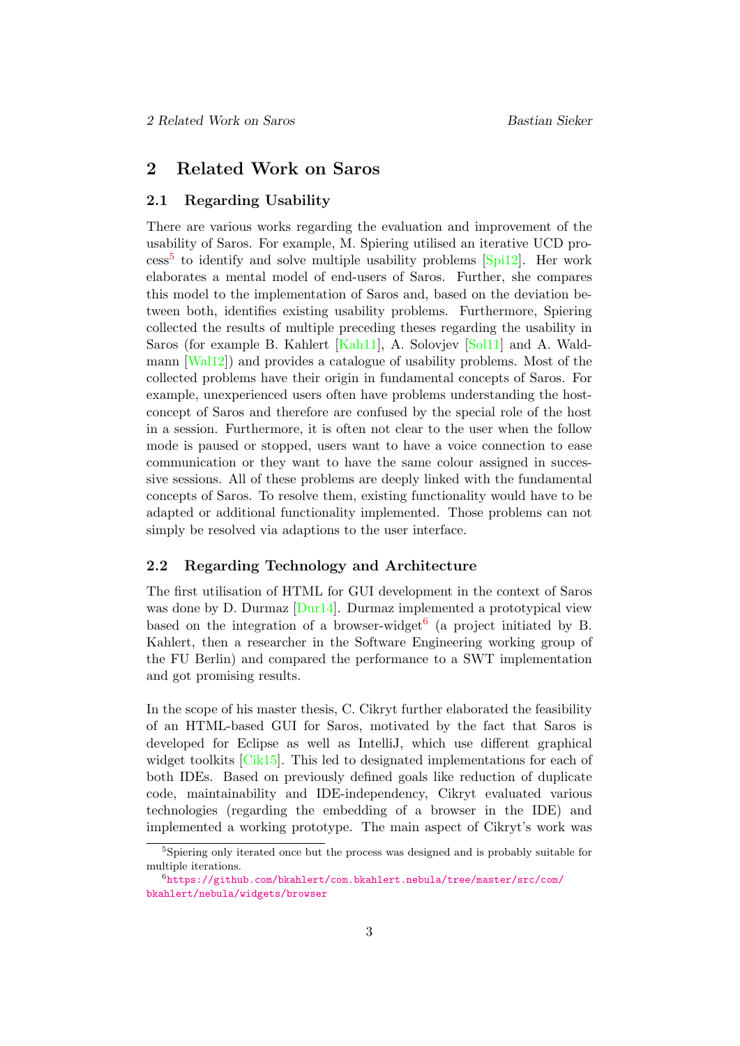# 2 Related Work on Saros

## 2.1 Regarding Usability

There are various works regarding the evaluation and improvement of the usability of Saros. For example, M. Spiering utilised an iterative UCD process[5] to identify and solve multiple usability problems [Spi12]. Her work elaborates a mental model of end-users of Saros. Further, she compares this model to the implementation of Saros and, based on the deviation between both, identifies existing usability problems. Furthermore, Spiering collected the results of multiple preceding theses regarding the usability in Saros (for example B. Kahlert [Kah11], A. Solovjev [Sol11] and A. Waldmann [Wal12]) and provides a catalogue of usability problems. Most of the collected problems have their origin in fundamental concepts of Saros. For example, unexperienced users often have problems understanding the host-concept of Saros and therefore are confused by the special role of the host in a session. Furthermore, it is often not clear to the user when the follow mode is paused or stopped, users want to have a voice connection to ease communication or they want to have the same colour assigned in successive sessions. All of these problems are deeply linked with the fundamental concepts of Saros. To resolve them, existing functionality would have to be adapted or additional functionality implemented. Those problems can not simply be resolved via adaptions to the user interface.

## 2.2 Regarding Technology and Architecture

The first utilisation of HTML for GUI development in the context of Saros was done by D. Durmaz [Dur14]. Durmaz implemented a prototypical view based on the integration of a browser-widget[6] (a project initiated by B. Kahlert, then a researcher in the Software Engineering working group of the FU Berlin) and compared the performance to a SWT implementation and got promising results.

In the scope of his master thesis, C. Cikryt further elaborated the feasibility of an HTML-based GUI for Saros, motivated by the fact that Saros is developed for Eclipse as well as IntelliJ, which use different graphical widget toolkits [Cik15]. This led to designated implementations for each of both IDEs. Based on previously defined goals like reduction of duplicate code, maintainability and IDE-independency, Cikryt evaluated various technologies (regarding the embedding of a browser in the IDE) and implemented a working prototype. The main aspect of Cikryt's work was

---

[5] Spiering only iterated once but the process was designed and is probably suitable for multiple iterations.

[6] https://github.com/bkahlert/com.bkahlert.nebula/tree/master/src/com/bkahlert/nebula/widgets/browser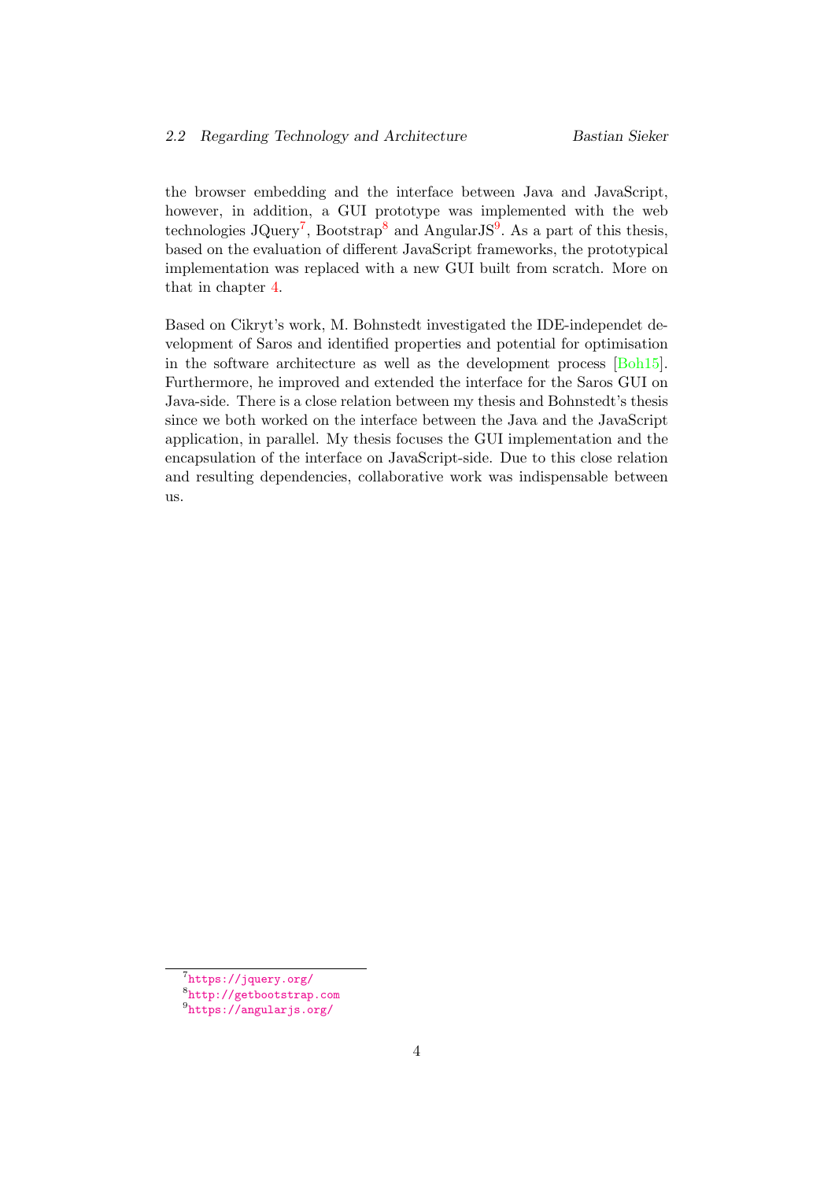the browser embedding and the interface between Java and JavaScript, however, in addition, a GUI prototype was implemented with the web technologies JQuery[7], Bootstrap[8] and AngularJS[9]. As a part of this thesis, based on the evaluation of different JavaScript frameworks, the prototypical implementation was replaced with a new GUI built from scratch. More on that in chapter 4.

Based on Cikryt's work, M. Bohnstedt investigated the IDE-independet development of Saros and identified properties and potential for optimisation in the software architecture as well as the development process [Boh15]. Furthermore, he improved and extended the interface for the Saros GUI on Java-side. There is a close relation between my thesis and Bohnstedt's thesis since we both worked on the interface between the Java and the JavaScript application, in parallel. My thesis focuses the GUI implementation and the encapsulation of the interface on JavaScript-side. Due to this close relation and resulting dependencies, collaborative work was indispensable between us.

[7] https://jquery.org/

[8] http://getbootstrap.com

[9] https://angularjs.org/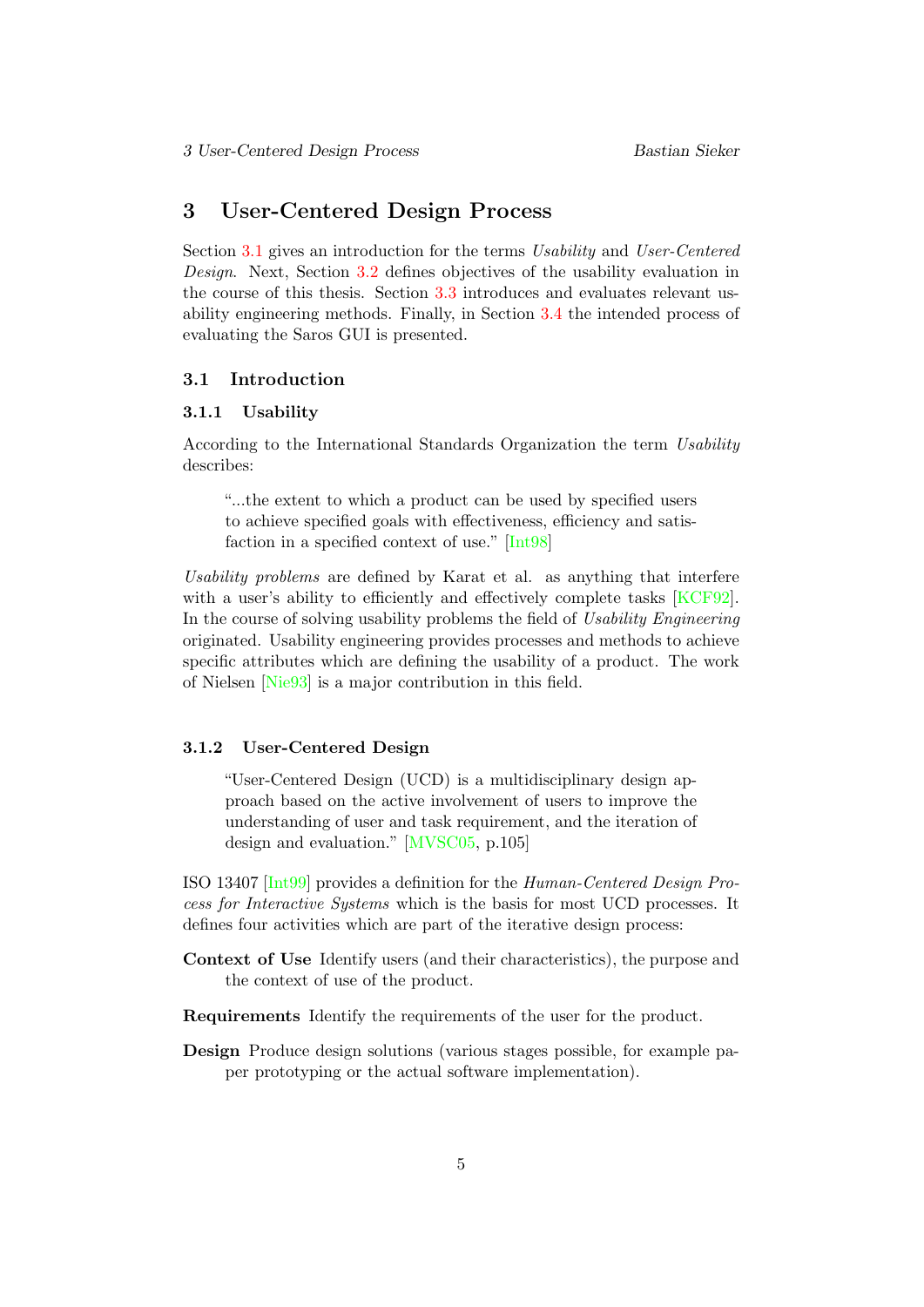# 3 User-Centered Design Process

Section 3.1 gives an introduction for the terms *Usability* and *User-Centered Design*. Next, Section 3.2 defines objectives of the usability evaluation in the course of this thesis. Section 3.3 introduces and evaluates relevant usability engineering methods. Finally, in Section 3.4 the intended process of evaluating the Saros GUI is presented.

## 3.1 Introduction

### 3.1.1 Usability

According to the International Standards Organization the term *Usability* describes:

> "...the extent to which a product can be used by specified users to achieve specified goals with effectiveness, efficiency and satisfaction in a specified context of use." [Int98]

*Usability problems* are defined by Karat et al. as anything that interfere with a user's ability to efficiently and effectively complete tasks [KCF92]. In the course of solving usability problems the field of *Usability Engineering* originated. Usability engineering provides processes and methods to achieve specific attributes which are defining the usability of a product. The work of Nielsen [Nie93] is a major contribution in this field.

### 3.1.2 User-Centered Design

> "User-Centered Design (UCD) is a multidisciplinary design approach based on the active involvement of users to improve the understanding of user and task requirement, and the iteration of design and evaluation." [MVSC05, p.105]

ISO 13407 [Int99] provides a definition for the *Human-Centered Design Process for Interactive Systems* which is the basis for most UCD processes. It defines four activities which are part of the iterative design process:

**Context of Use** Identify users (and their characteristics), the purpose and the context of use of the product.

**Requirements** Identify the requirements of the user for the product.

**Design** Produce design solutions (various stages possible, for example paper prototyping or the actual software implementation).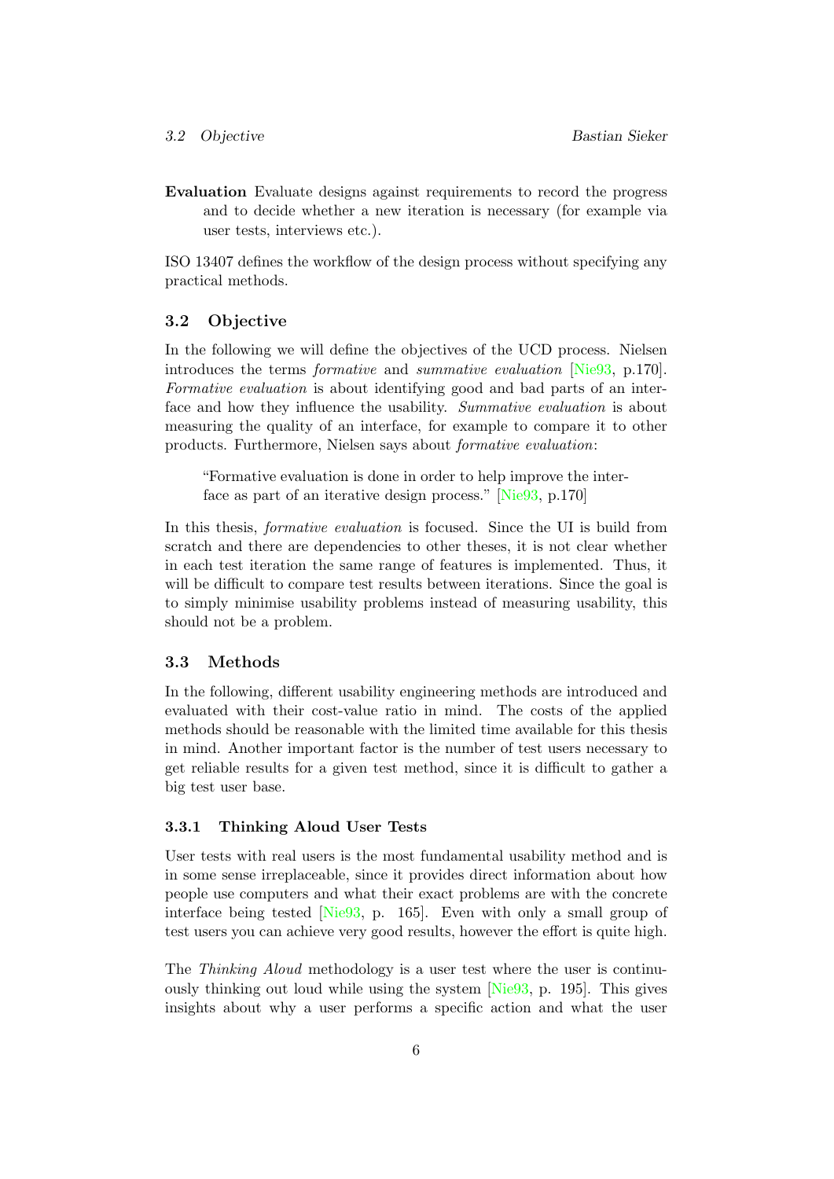**Evaluation** Evaluate designs against requirements to record the progress and to decide whether a new iteration is necessary (for example via user tests, interviews etc.).

ISO 13407 defines the workflow of the design process without specifying any practical methods.

## 3.2 Objective

In the following we will define the objectives of the UCD process. Nielsen introduces the terms *formative* and *summative evaluation* [Nie93, p.170]. *Formative evaluation* is about identifying good and bad parts of an interface and how they influence the usability. *Summative evaluation* is about measuring the quality of an interface, for example to compare it to other products. Furthermore, Nielsen says about *formative evaluation*:

> "Formative evaluation is done in order to help improve the interface as part of an iterative design process." [Nie93, p.170]

In this thesis, *formative evaluation* is focused. Since the UI is build from scratch and there are dependencies to other theses, it is not clear whether in each test iteration the same range of features is implemented. Thus, it will be difficult to compare test results between iterations. Since the goal is to simply minimise usability problems instead of measuring usability, this should not be a problem.

## 3.3 Methods

In the following, different usability engineering methods are introduced and evaluated with their cost-value ratio in mind. The costs of the applied methods should be reasonable with the limited time available for this thesis in mind. Another important factor is the number of test users necessary to get reliable results for a given test method, since it is difficult to gather a big test user base.

### 3.3.1 Thinking Aloud User Tests

User tests with real users is the most fundamental usability method and is in some sense irreplaceable, since it provides direct information about how people use computers and what their exact problems are with the concrete interface being tested [Nie93, p. 165]. Even with only a small group of test users you can achieve very good results, however the effort is quite high.

The *Thinking Aloud* methodology is a user test where the user is continuously thinking out loud while using the system [Nie93, p. 195]. This gives insights about why a user performs a specific action and what the user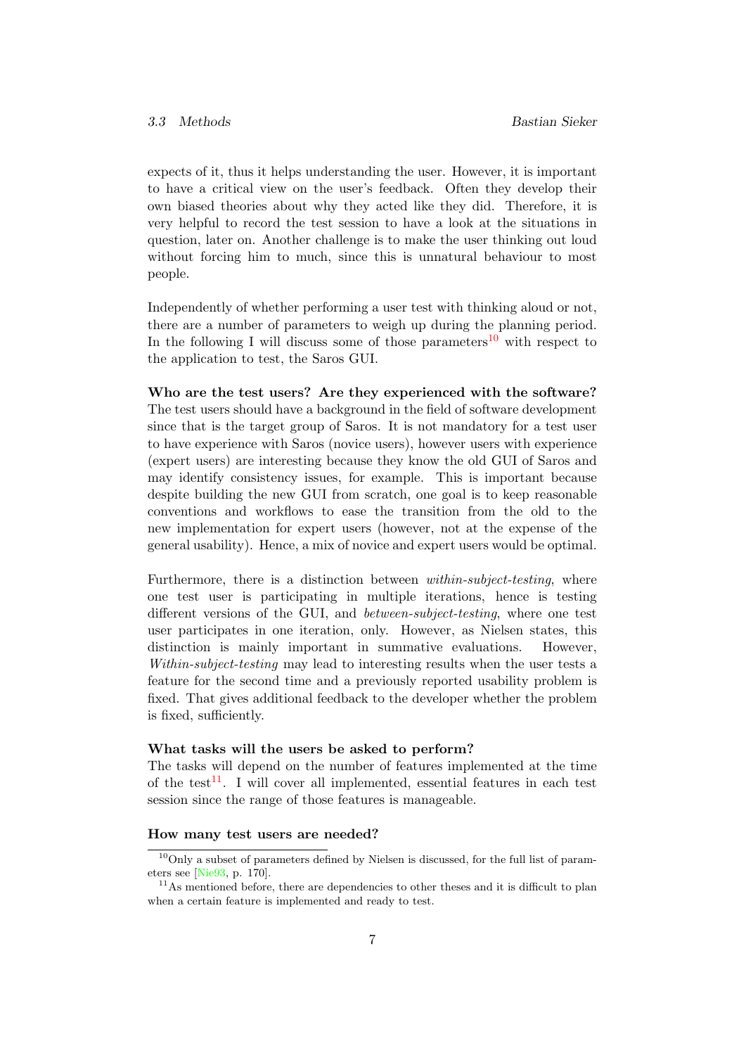expects of it, thus it helps understanding the user. However, it is important to have a critical view on the user's feedback. Often they develop their own biased theories about why they acted like they did. Therefore, it is very helpful to record the test session to have a look at the situations in question, later on. Another challenge is to make the user thinking out loud without forcing him to much, since this is unnatural behaviour to most people.

Independently of whether performing a user test with thinking aloud or not, there are a number of parameters to weigh up during the planning period. In the following I will discuss some of those parameters[10] with respect to the application to test, the Saros GUI.

**Who are the test users? Are they experienced with the software?**
The test users should have a background in the field of software development since that is the target group of Saros. It is not mandatory for a test user to have experience with Saros (novice users), however users with experience (expert users) are interesting because they know the old GUI of Saros and may identify consistency issues, for example. This is important because despite building the new GUI from scratch, one goal is to keep reasonable conventions and workflows to ease the transition from the old to the new implementation for expert users (however, not at the expense of the general usability). Hence, a mix of novice and expert users would be optimal.

Furthermore, there is a distinction between *within-subject-testing*, where one test user is participating in multiple iterations, hence is testing different versions of the GUI, and *between-subject-testing*, where one test user participates in one iteration, only. However, as Nielsen states, this distinction is mainly important in summative evaluations. However, *Within-subject-testing* may lead to interesting results when the user tests a feature for the second time and a previously reported usability problem is fixed. That gives additional feedback to the developer whether the problem is fixed, sufficiently.

**What tasks will the users be asked to perform?**
The tasks will depend on the number of features implemented at the time of the test[11]. I will cover all implemented, essential features in each test session since the range of those features is manageable.

**How many test users are needed?**

[10] Only a subset of parameters defined by Nielsen is discussed, for the full list of parameters see [Nie93, p. 170].

[11] As mentioned before, there are dependencies to other theses and it is difficult to plan when a certain feature is implemented and ready to test.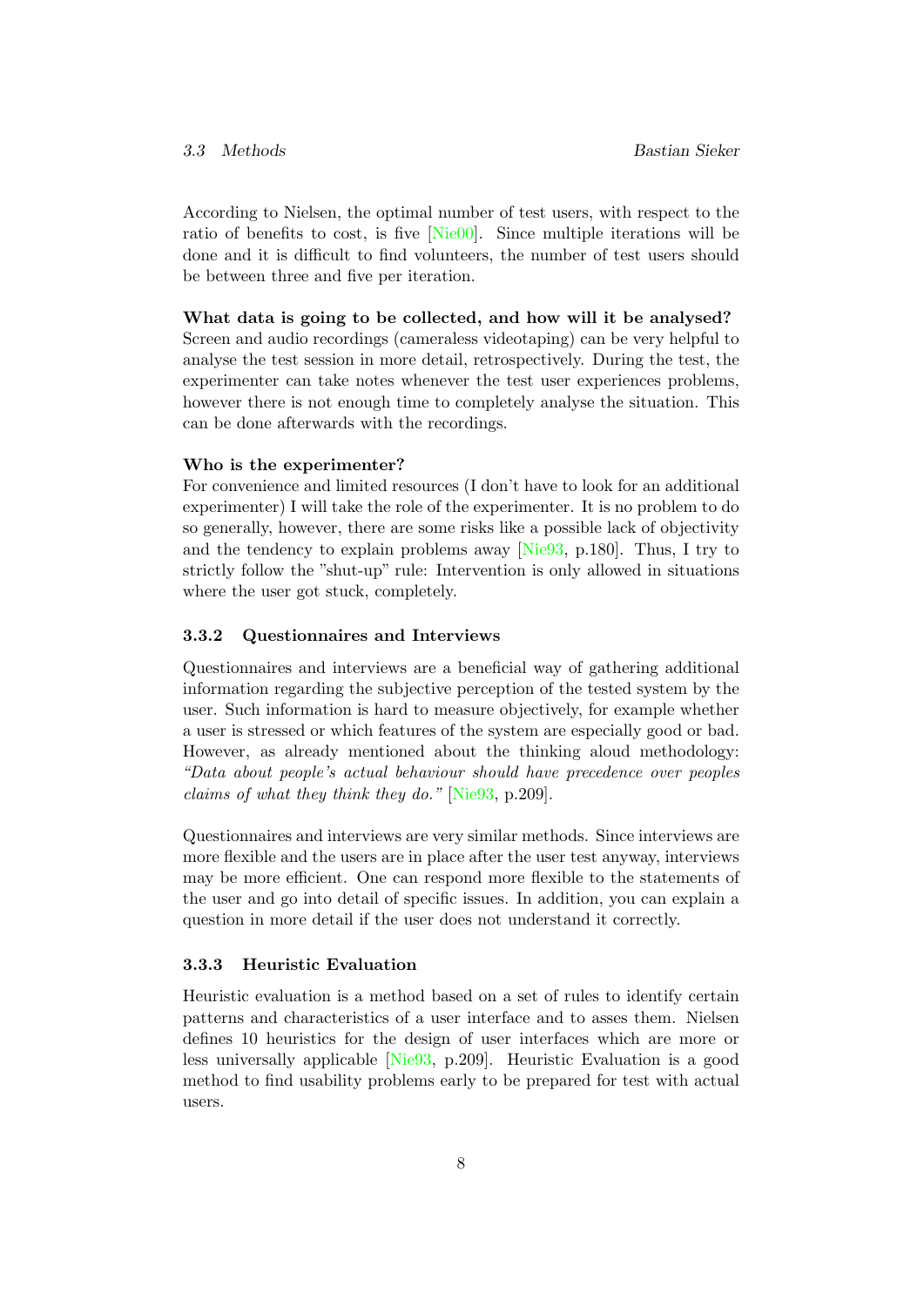According to Nielsen, the optimal number of test users, with respect to the ratio of benefits to cost, is five [Nie00]. Since multiple iterations will be done and it is difficult to find volunteers, the number of test users should be between three and five per iteration.

**What data is going to be collected, and how will it be analysed?**
Screen and audio recordings (cameraless videotaping) can be very helpful to analyse the test session in more detail, retrospectively. During the test, the experimenter can take notes whenever the test user experiences problems, however there is not enough time to completely analyse the situation. This can be done afterwards with the recordings.

**Who is the experimenter?**
For convenience and limited resources (I don't have to look for an additional experimenter) I will take the role of the experimenter. It is no problem to do so generally, however, there are some risks like a possible lack of objectivity and the tendency to explain problems away [Nie93, p.180]. Thus, I try to strictly follow the "shut-up" rule: Intervention is only allowed in situations where the user got stuck, completely.

### 3.3.2 Questionnaires and Interviews

Questionnaires and interviews are a beneficial way of gathering additional information regarding the subjective perception of the tested system by the user. Such information is hard to measure objectively, for example whether a user is stressed or which features of the system are especially good or bad. However, as already mentioned about the thinking aloud methodology: *"Data about people's actual behaviour should have precedence over peoples claims of what they think they do."* [Nie93, p.209].

Questionnaires and interviews are very similar methods. Since interviews are more flexible and the users are in place after the user test anyway, interviews may be more efficient. One can respond more flexible to the statements of the user and go into detail of specific issues. In addition, you can explain a question in more detail if the user does not understand it correctly.

### 3.3.3 Heuristic Evaluation

Heuristic evaluation is a method based on a set of rules to identify certain patterns and characteristics of a user interface and to asses them. Nielsen defines 10 heuristics for the design of user interfaces which are more or less universally applicable [Nie93, p.209]. Heuristic Evaluation is a good method to find usability problems early to be prepared for test with actual users.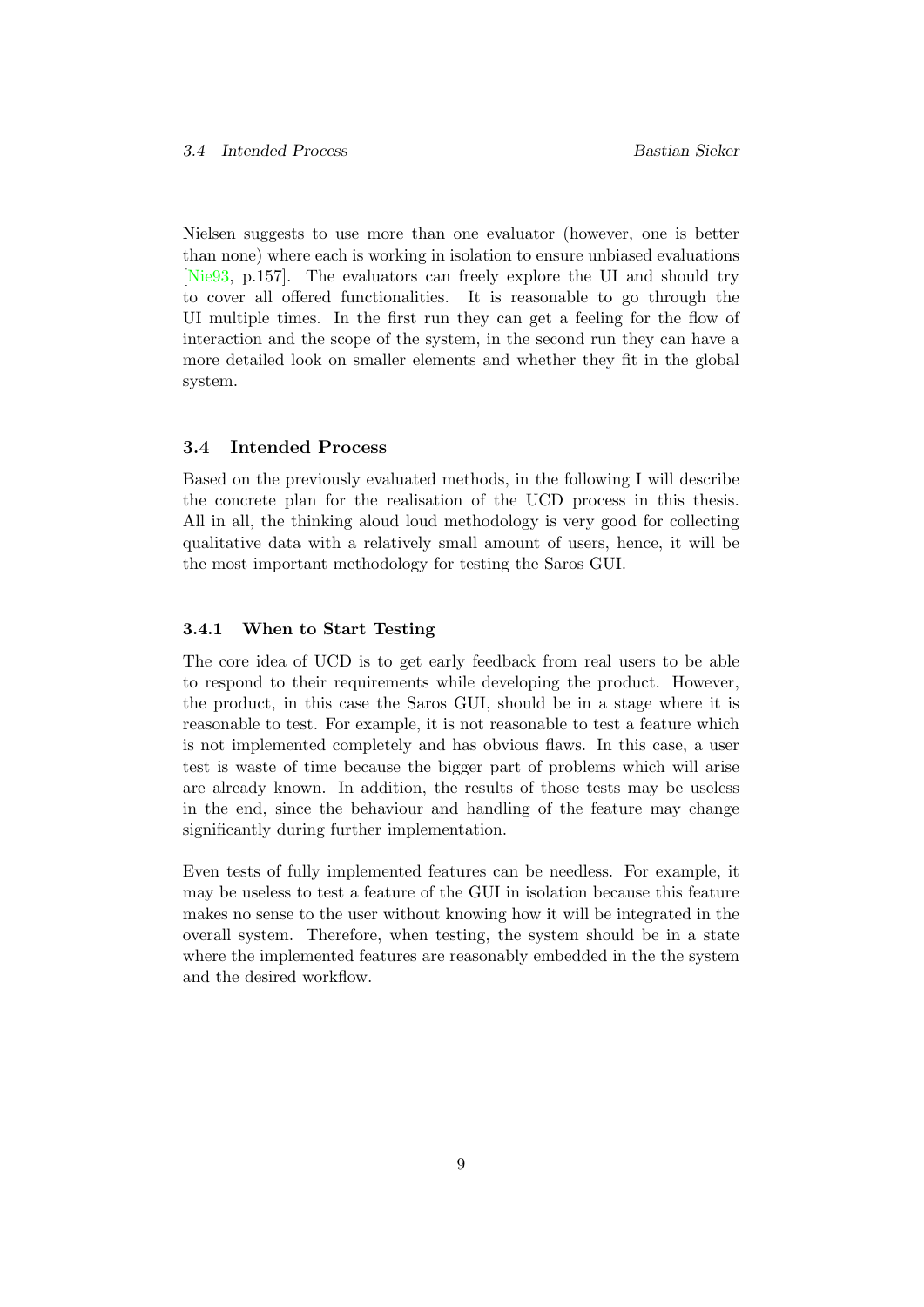Nielsen suggests to use more than one evaluator (however, one is better than none) where each is working in isolation to ensure unbiased evaluations [Nie93, p.157]. The evaluators can freely explore the UI and should try to cover all offered functionalities. It is reasonable to go through the UI multiple times. In the first run they can get a feeling for the flow of interaction and the scope of the system, in the second run they can have a more detailed look on smaller elements and whether they fit in the global system.

## 3.4 Intended Process

Based on the previously evaluated methods, in the following I will describe the concrete plan for the realisation of the UCD process in this thesis. All in all, the thinking aloud loud methodology is very good for collecting qualitative data with a relatively small amount of users, hence, it will be the most important methodology for testing the Saros GUI.

### 3.4.1 When to Start Testing

The core idea of UCD is to get early feedback from real users to be able to respond to their requirements while developing the product. However, the product, in this case the Saros GUI, should be in a stage where it is reasonable to test. For example, it is not reasonable to test a feature which is not implemented completely and has obvious flaws. In this case, a user test is waste of time because the bigger part of problems which will arise are already known. In addition, the results of those tests may be useless in the end, since the behaviour and handling of the feature may change significantly during further implementation.

Even tests of fully implemented features can be needless. For example, it may be useless to test a feature of the GUI in isolation because this feature makes no sense to the user without knowing how it will be integrated in the overall system. Therefore, when testing, the system should be in a state where the implemented features are reasonably embedded in the the system and the desired workflow.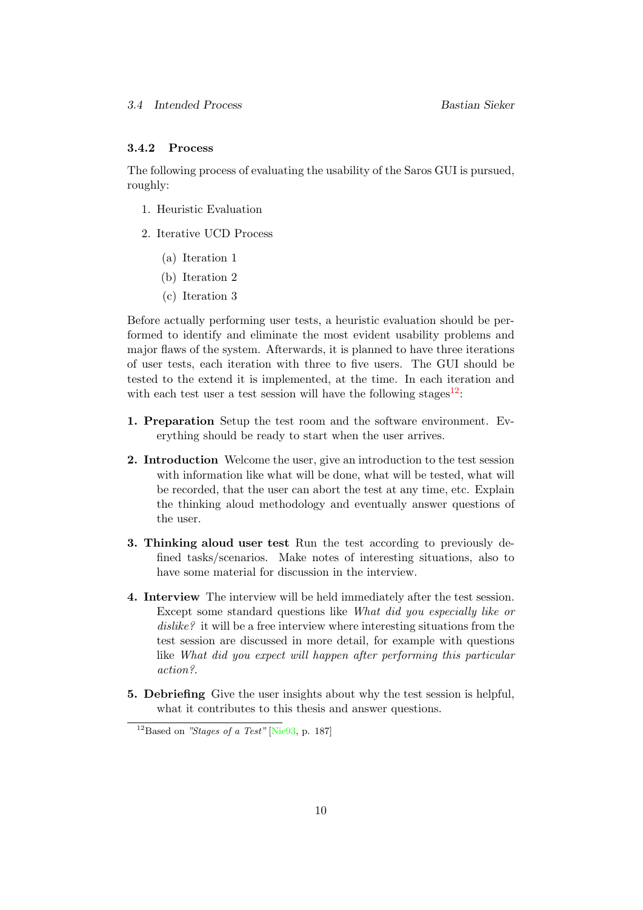### 3.4.2 Process

The following process of evaluating the usability of the Saros GUI is pursued, roughly:

1. Heuristic Evaluation
2. Iterative UCD Process
   (a) Iteration 1
   (b) Iteration 2
   (c) Iteration 3

Before actually performing user tests, a heuristic evaluation should be performed to identify and eliminate the most evident usability problems and major flaws of the system. Afterwards, it is planned to have three iterations of user tests, each iteration with three to five users. The GUI should be tested to the extend it is implemented, at the time. In each iteration and with each test user a test session will have the following stages[12]:

**1. Preparation** Setup the test room and the software environment. Everything should be ready to start when the user arrives.

**2. Introduction** Welcome the user, give an introduction to the test session with information like what will be done, what will be tested, what will be recorded, that the user can abort the test at any time, etc. Explain the thinking aloud methodology and eventually answer questions of the user.

**3. Thinking aloud user test** Run the test according to previously defined tasks/scenarios. Make notes of interesting situations, also to have some material for discussion in the interview.

**4. Interview** The interview will be held immediately after the test session. Except some standard questions like *What did you especially like or dislike?* it will be a free interview where interesting situations from the test session are discussed in more detail, for example with questions like *What did you expect will happen after performing this particular action?*.

**5. Debriefing** Give the user insights about why the test session is helpful, what it contributes to this thesis and answer questions.

[12] Based on *"Stages of a Test"* [Nie93, p. 187]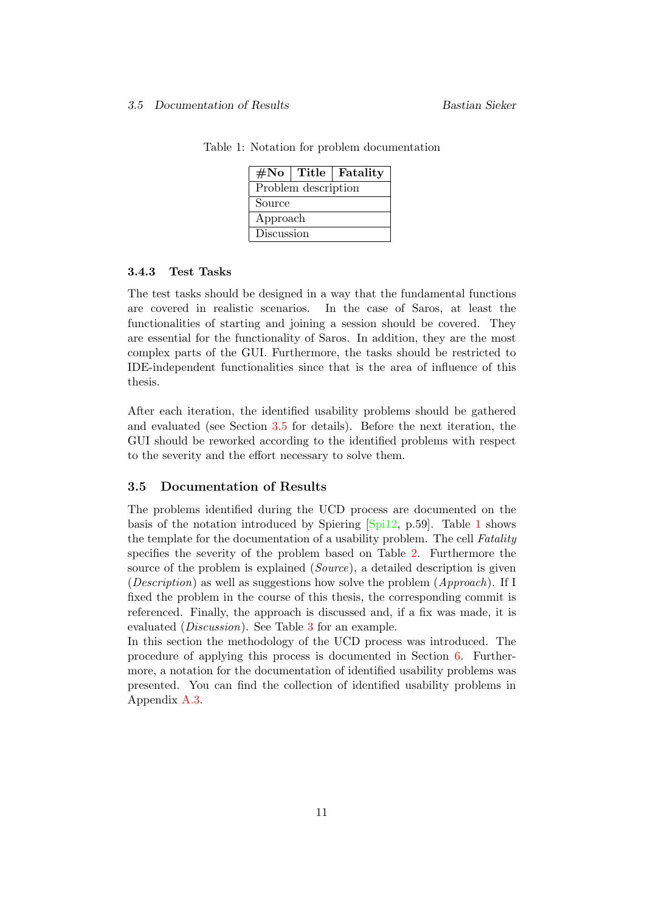Table 1: Notation for problem documentation

| #No | Title | Fatality |
|---|---|---|
| Problem description | | |
| Source | | |
| Approach | | |
| Discussion | | |

### 3.4.3 Test Tasks

The test tasks should be designed in a way that the fundamental functions are covered in realistic scenarios. In the case of Saros, at least the functionalities of starting and joining a session should be covered. They are essential for the functionality of Saros. In addition, they are the most complex parts of the GUI. Furthermore, the tasks should be restricted to IDE-independent functionalities since that is the area of influence of this thesis.

After each iteration, the identified usability problems should be gathered and evaluated (see Section 3.5 for details). Before the next iteration, the GUI should be reworked according to the identified problems with respect to the severity and the effort necessary to solve them.

## 3.5 Documentation of Results

The problems identified during the UCD process are documented on the basis of the notation introduced by Spiering [Spi12, p.59]. Table 1 shows the template for the documentation of a usability problem. The cell *Fatality* specifies the severity of the problem based on Table 2. Furthermore the source of the problem is explained (*Source*), a detailed description is given (*Description*) as well as suggestions how solve the problem (*Approach*). If I fixed the problem in the course of this thesis, the corresponding commit is referenced. Finally, the approach is discussed and, if a fix was made, it is evaluated (*Discussion*). See Table 3 for an example.
In this section the methodology of the UCD process was introduced. The procedure of applying this process is documented in Section 6. Furthermore, a notation for the documentation of identified usability problems was presented. You can find the collection of identified usability problems in Appendix A.3.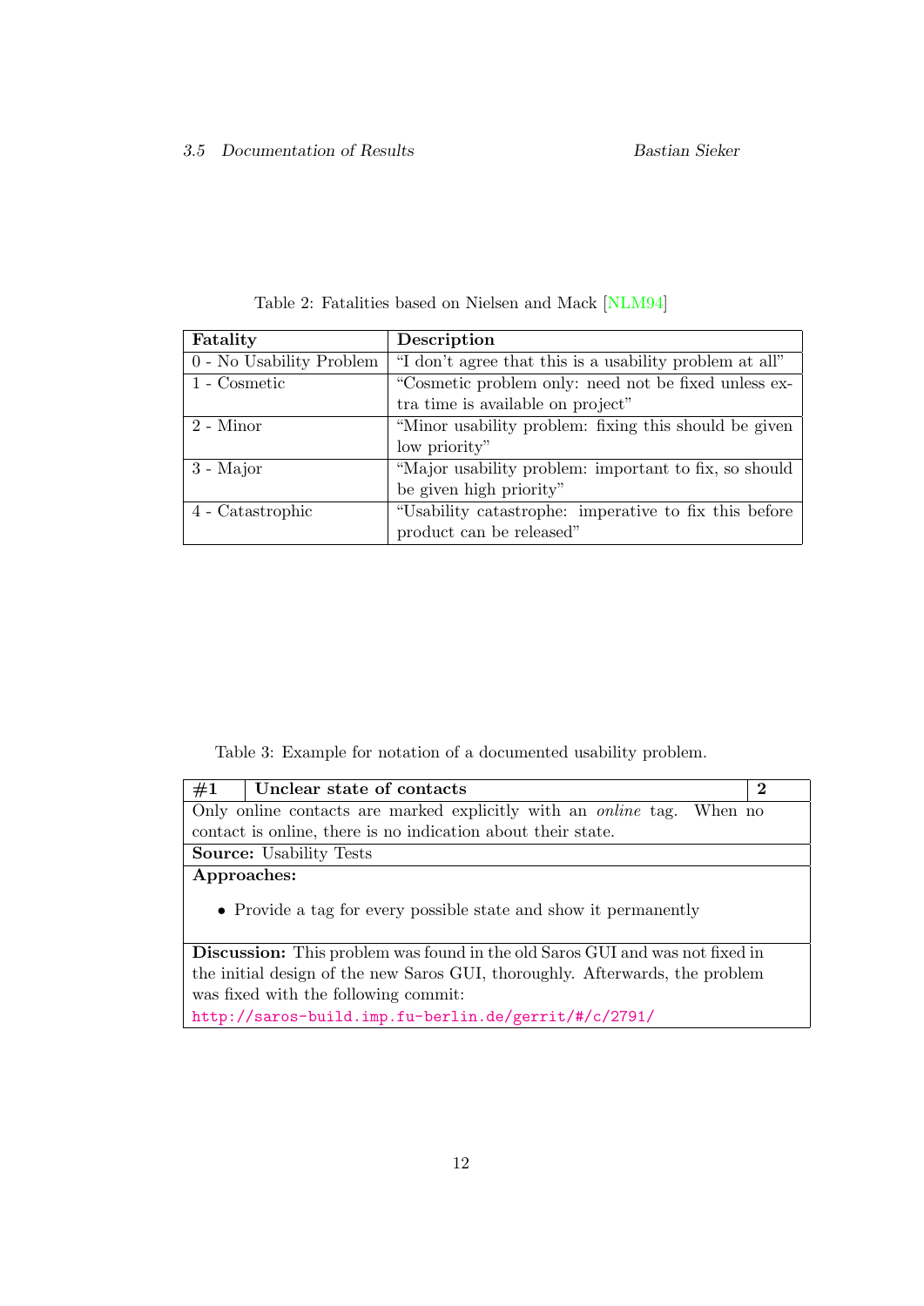Table 2: Fatalities based on Nielsen and Mack [NLM94]

| Fatality | Description |
| --- | --- |
| 0 - No Usability Problem | "I don't agree that this is a usability problem at all" |
| 1 - Cosmetic | "Cosmetic problem only: need not be fixed unless extra time is available on project" |
| 2 - Minor | "Minor usability problem: fixing this should be given low priority" |
| 3 - Major | "Major usability problem: important to fix, so should be given high priority" |
| 4 - Catastrophic | "Usability catastrophe: imperative to fix this before product can be released" |

Table 3: Example for notation of a documented usability problem.

| **#1** | **Unclear state of contacts** | **2** |
| --- | --- | --- |
| Only online contacts are marked explicitly with an *online* tag. When no contact is online, there is no indication about their state. | | |
| **Source:** Usability Tests | | |
| **Approaches:** <br> • Provide a tag for every possible state and show it permanently | | |
| **Discussion:** This problem was found in the old Saros GUI and was not fixed in the initial design of the new Saros GUI, thoroughly. Afterwards, the problem was fixed with the following commit: http://saros-build.imp.fu-berlin.de/gerrit/#/c/2791/ | | |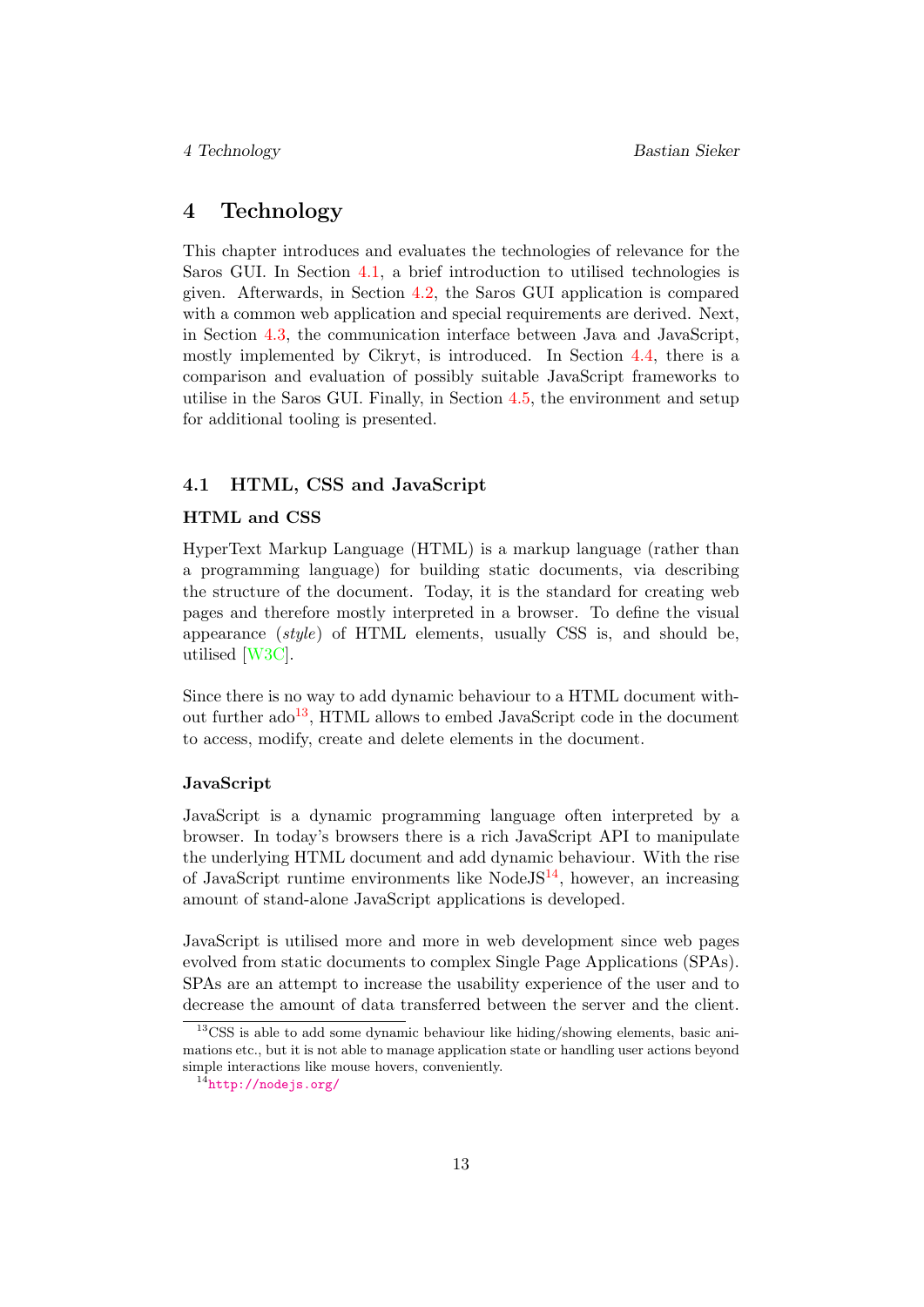# 4 Technology

This chapter introduces and evaluates the technologies of relevance for the Saros GUI. In Section 4.1, a brief introduction to utilised technologies is given. Afterwards, in Section 4.2, the Saros GUI application is compared with a common web application and special requirements are derived. Next, in Section 4.3, the communication interface between Java and JavaScript, mostly implemented by Cikryt, is introduced. In Section 4.4, there is a comparison and evaluation of possibly suitable JavaScript frameworks to utilise in the Saros GUI. Finally, in Section 4.5, the environment and setup for additional tooling is presented.

## 4.1 HTML, CSS and JavaScript

### HTML and CSS

HyperText Markup Language (HTML) is a markup language (rather than a programming language) for building static documents, via describing the structure of the document. Today, it is the standard for creating web pages and therefore mostly interpreted in a browser. To define the visual appearance (*style*) of HTML elements, usually CSS is, and should be, utilised [W3C].

Since there is no way to add dynamic behaviour to a HTML document without further ado[13], HTML allows to embed JavaScript code in the document to access, modify, create and delete elements in the document.

### JavaScript

JavaScript is a dynamic programming language often interpreted by a browser. In today's browsers there is a rich JavaScript API to manipulate the underlying HTML document and add dynamic behaviour. With the rise of JavaScript runtime environments like NodeJS[14], however, an increasing amount of stand-alone JavaScript applications is developed.

JavaScript is utilised more and more in web development since web pages evolved from static documents to complex Single Page Applications (SPAs). SPAs are an attempt to increase the usability experience of the user and to decrease the amount of data transferred between the server and the client.

[13] CSS is able to add some dynamic behaviour like hiding/showing elements, basic animations etc., but it is not able to manage application state or handling user actions beyond simple interactions like mouse hovers, conveniently.

[14] http://nodejs.org/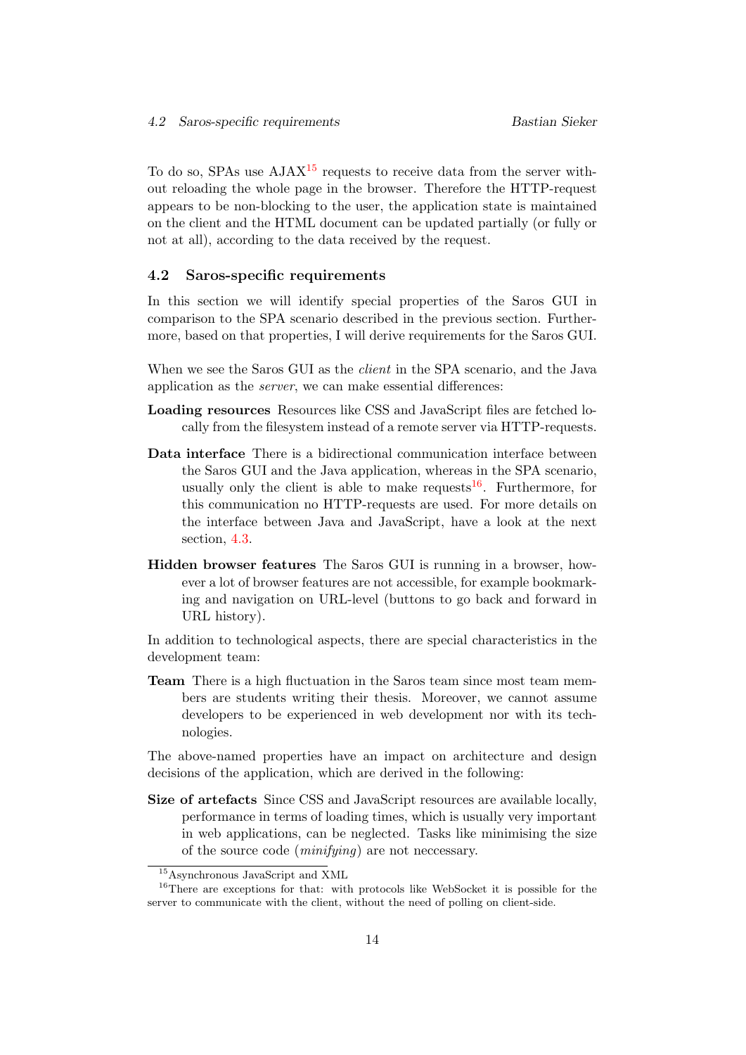To do so, SPAs use AJAX[15] requests to receive data from the server without reloading the whole page in the browser. Therefore the HTTP-request appears to be non-blocking to the user, the application state is maintained on the client and the HTML document can be updated partially (or fully or not at all), according to the data received by the request.

## 4.2 Saros-specific requirements

In this section we will identify special properties of the Saros GUI in comparison to the SPA scenario described in the previous section. Furthermore, based on that properties, I will derive requirements for the Saros GUI.

When we see the Saros GUI as the *client* in the SPA scenario, and the Java application as the *server*, we can make essential differences:

**Loading resources** Resources like CSS and JavaScript files are fetched locally from the filesystem instead of a remote server via HTTP-requests.

**Data interface** There is a bidirectional communication interface between the Saros GUI and the Java application, whereas in the SPA scenario, usually only the client is able to make requests[16]. Furthermore, for this communication no HTTP-requests are used. For more details on the interface between Java and JavaScript, have a look at the next section, 4.3.

**Hidden browser features** The Saros GUI is running in a browser, however a lot of browser features are not accessible, for example bookmarking and navigation on URL-level (buttons to go back and forward in URL history).

In addition to technological aspects, there are special characteristics in the development team:

**Team** There is a high fluctuation in the Saros team since most team members are students writing their thesis. Moreover, we cannot assume developers to be experienced in web development nor with its technologies.

The above-named properties have an impact on architecture and design decisions of the application, which are derived in the following:

**Size of artefacts** Since CSS and JavaScript resources are available locally, performance in terms of loading times, which is usually very important in web applications, can be neglected. Tasks like minimising the size of the source code (*minifying*) are not neccessary.

---

[15] Asynchronous JavaScript and XML

[16] There are exceptions for that: with protocols like WebSocket it is possible for the server to communicate with the client, without the need of polling on client-side.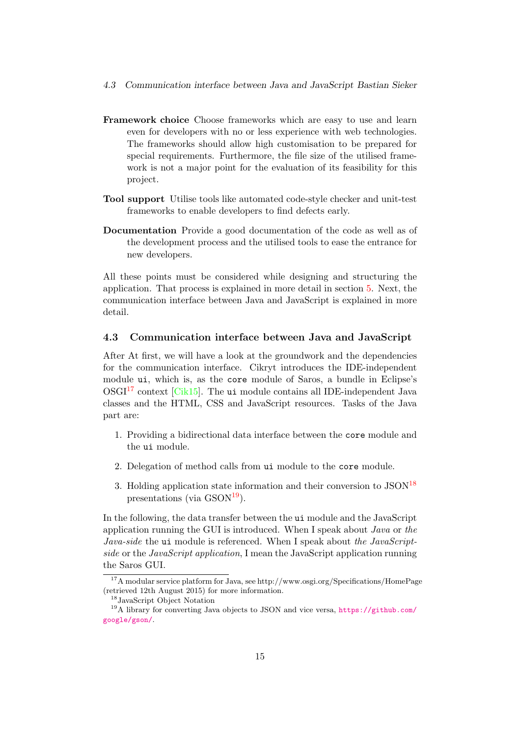**Framework choice** Choose frameworks which are easy to use and learn even for developers with no or less experience with web technologies. The frameworks should allow high customisation to be prepared for special requirements. Furthermore, the file size of the utilised framework is not a major point for the evaluation of its feasibility for this project.

**Tool support** Utilise tools like automated code-style checker and unit-test frameworks to enable developers to find defects early.

**Documentation** Provide a good documentation of the code as well as of the development process and the utilised tools to ease the entrance for new developers.

All these points must be considered while designing and structuring the application. That process is explained in more detail in section 5. Next, the communication interface between Java and JavaScript is explained in more detail.

### 4.3 Communication interface between Java and JavaScript

After At first, we will have a look at the groundwork and the dependencies for the communication interface. Cikryt introduces the IDE-independent module `ui`, which is, as the `core` module of Saros, a bundle in Eclipse's OSGI[17] context [Cik15]. The `ui` module contains all IDE-independent Java classes and the HTML, CSS and JavaScript resources. Tasks of the Java part are:

1. Providing a bidirectional data interface between the `core` module and the `ui` module.
2. Delegation of method calls from `ui` module to the `core` module.
3. Holding application state information and their conversion to JSON[18] presentations (via GSON[19]).

In the following, the data transfer between the `ui` module and the JavaScript application running the GUI is introduced. When I speak about *Java* or *the Java-side* the `ui` module is referenced. When I speak about *the JavaScript-side* or the *JavaScript application*, I mean the JavaScript application running the Saros GUI.

---

[17] A modular service platform for Java, see http://www.osgi.org/Specifications/HomePage (retrieved 12th August 2015) for more information.

[18] JavaScript Object Notation

[19] A library for converting Java objects to JSON and vice versa, https://github.com/google/gson/.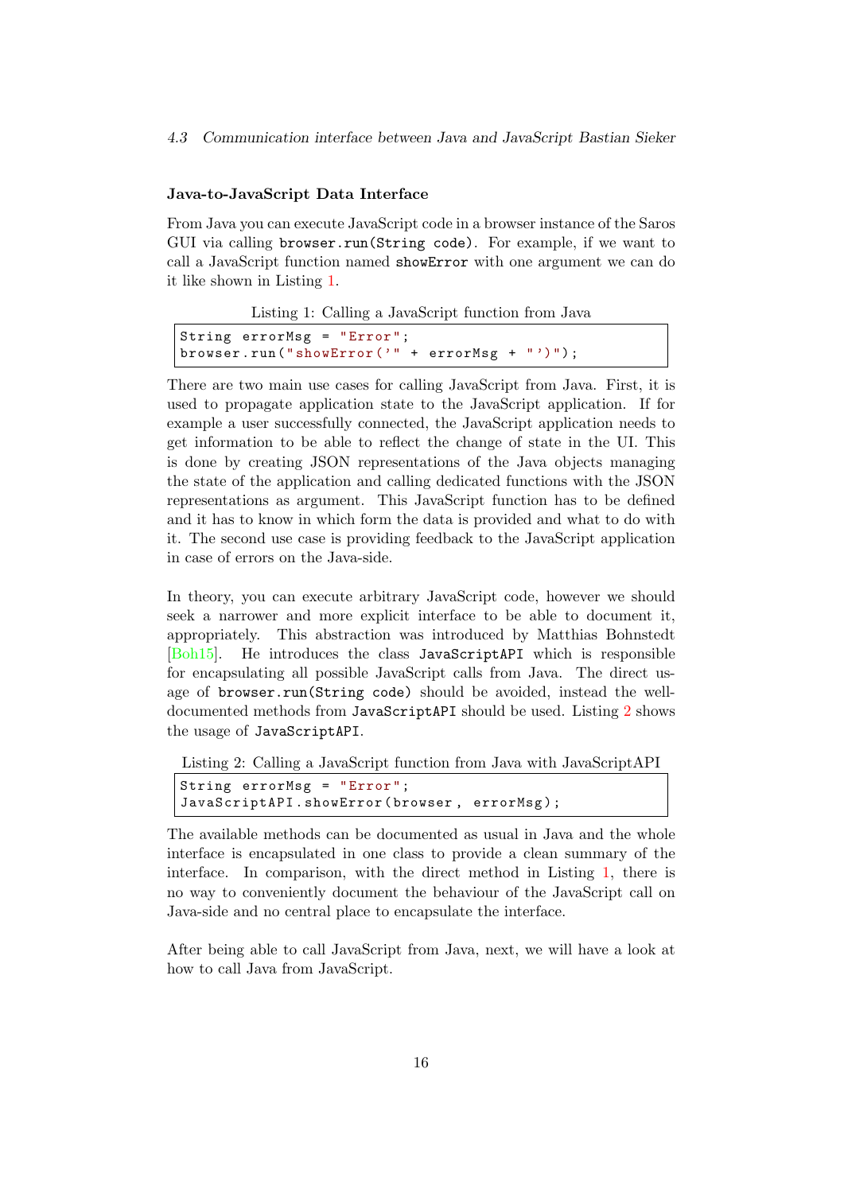### Java-to-JavaScript Data Interface

From Java you can execute JavaScript code in a browser instance of the Saros GUI via calling `browser.run(String code)`. For example, if we want to call a JavaScript function named `showError` with one argument we can do it like shown in Listing 1.

Listing 1: Calling a JavaScript function from Java

```
String errorMsg = "Error";
browser.run("showError('" + errorMsg + "')");
```

There are two main use cases for calling JavaScript from Java. First, it is used to propagate application state to the JavaScript application. If for example a user successfully connected, the JavaScript application needs to get information to be able to reflect the change of state in the UI. This is done by creating JSON representations of the Java objects managing the state of the application and calling dedicated functions with the JSON representations as argument. This JavaScript function has to be defined and it has to know in which form the data is provided and what to do with it. The second use case is providing feedback to the JavaScript application in case of errors on the Java-side.

In theory, you can execute arbitrary JavaScript code, however we should seek a narrower and more explicit interface to be able to document it, appropriately. This abstraction was introduced by Matthias Bohnstedt [Boh15]. He introduces the class `JavaScriptAPI` which is responsible for encapsulating all possible JavaScript calls from Java. The direct usage of `browser.run(String code)` should be avoided, instead the well-documented methods from `JavaScriptAPI` should be used. Listing 2 shows the usage of `JavaScriptAPI`.

Listing 2: Calling a JavaScript function from Java with JavaScriptAPI

```
String errorMsg = "Error";
JavaScriptAPI.showError(browser, errorMsg);
```

The available methods can be documented as usual in Java and the whole interface is encapsulated in one class to provide a clean summary of the interface. In comparison, with the direct method in Listing 1, there is no way to conveniently document the behaviour of the JavaScript call on Java-side and no central place to encapsulate the interface.

After being able to call JavaScript from Java, next, we will have a look at how to call Java from JavaScript.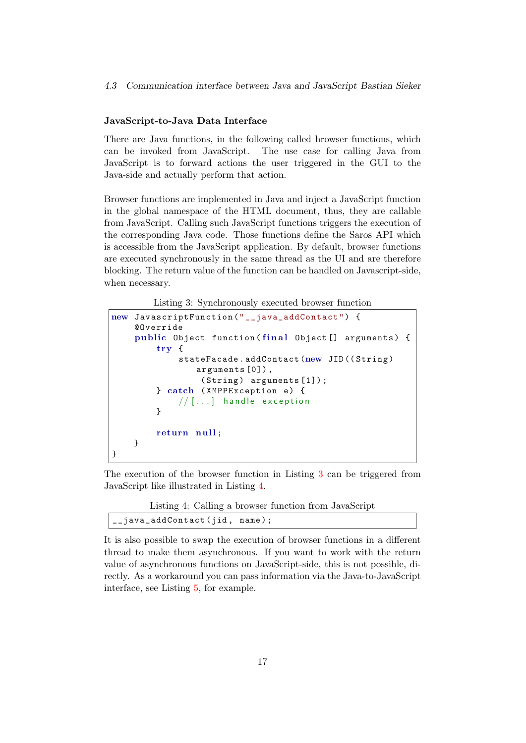### JavaScript-to-Java Data Interface

There are Java functions, in the following called browser functions, which can be invoked from JavaScript. The use case for calling Java from JavaScript is to forward actions the user triggered in the GUI to the Java-side and actually perform that action.

Browser functions are implemented in Java and inject a JavaScript function in the global namespace of the HTML document, thus, they are callable from JavaScript. Calling such JavaScript functions triggers the execution of the corresponding Java code. Those functions define the Saros API which is accessible from the JavaScript application. By default, browser functions are executed synchronously in the same thread as the UI and are therefore blocking. The return value of the function can be handled on Javascript-side, when necessary.

Listing 3: Synchronously executed browser function

```
new JavascriptFunction("__java_addContact") {
    @Override
    public Object function(final Object[] arguments) {
        try {
            stateFacade.addContact(new JID((String)
                arguments[0]),
                 (String) arguments[1]);
        } catch (XMPPException e) {
            //[...] handle exception
        }

        return null;
    }
}
```

The execution of the browser function in Listing 3 can be triggered from JavaScript like illustrated in Listing 4.

Listing 4: Calling a browser function from JavaScript

```
__java_addContact(jid, name);
```

It is also possible to swap the execution of browser functions in a different thread to make them asynchronous. If you want to work with the return value of asynchronous functions on JavaScript-side, this is not possible, directly. As a workaround you can pass information via the Java-to-JavaScript interface, see Listing 5, for example.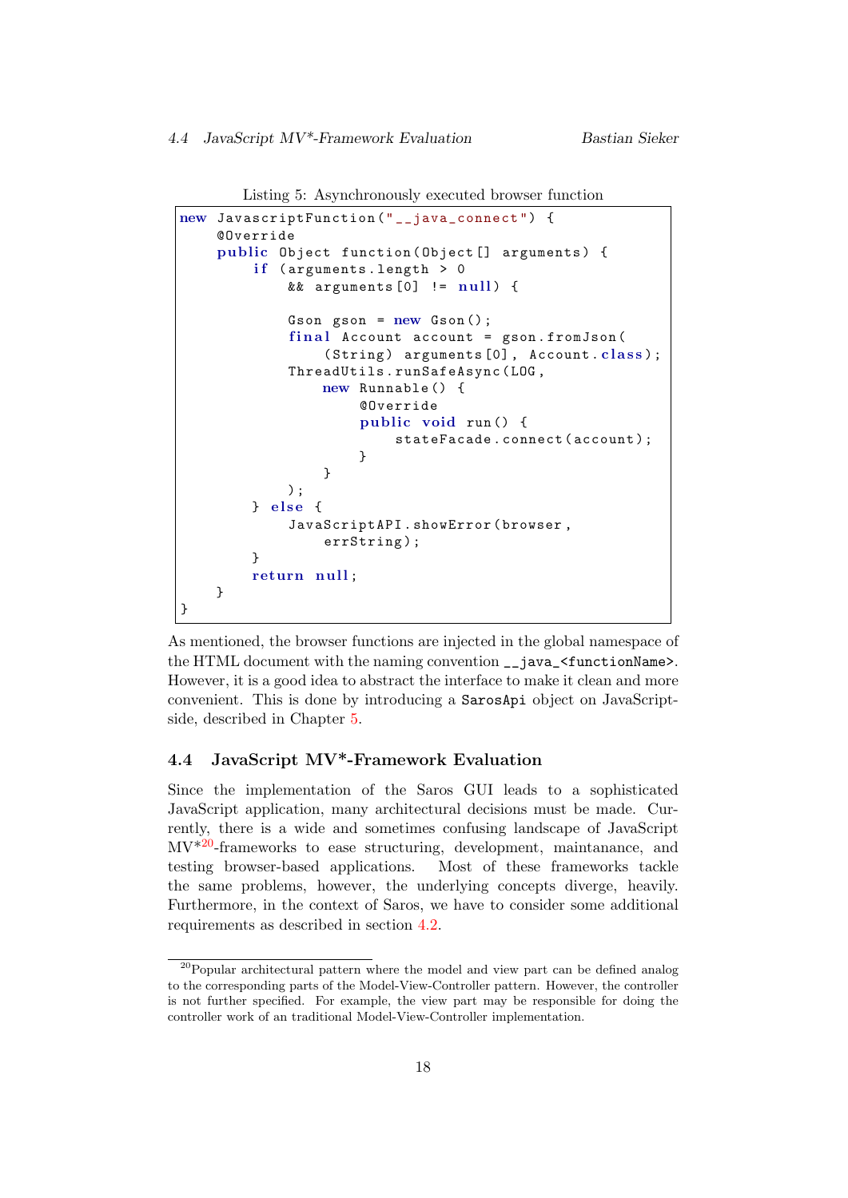Listing 5: Asynchronously executed browser function

```
new JavascriptFunction("__java_connect") {
    @Override
    public Object function(Object[] arguments) {
        if (arguments.length > 0
            && arguments[0] != null) {

            Gson gson = new Gson();
            final Account account = gson.fromJson(
                (String) arguments[0], Account.class);
            ThreadUtils.runSafeAsync(LOG,
                new Runnable() {
                    @Override
                    public void run() {
                        stateFacade.connect(account);
                    }
                }
            );
        } else {
            JavaScriptAPI.showError(browser,
                errString);
        }
        return null;
    }
}
```

As mentioned, the browser functions are injected in the global namespace of the HTML document with the naming convention `__java_<functionName>`. However, it is a good idea to abstract the interface to make it clean and more convenient. This is done by introducing a `SarosApi` object on JavaScript-side, described in Chapter 5.

## 4.4 JavaScript MV*-Framework Evaluation

Since the implementation of the Saros GUI leads to a sophisticated JavaScript application, many architectural decisions must be made. Currently, there is a wide and sometimes confusing landscape of JavaScript MV*[20]-frameworks to ease structuring, development, maintanance, and testing browser-based applications. Most of these frameworks tackle the same problems, however, the underlying concepts diverge, heavily. Furthermore, in the context of Saros, we have to consider some additional requirements as described in section 4.2.

[20] Popular architectural pattern where the model and view part can be defined analog to the corresponding parts of the Model-View-Controller pattern. However, the controller is not further specified. For example, the view part may be responsible for doing the controller work of an traditional Model-View-Controller implementation.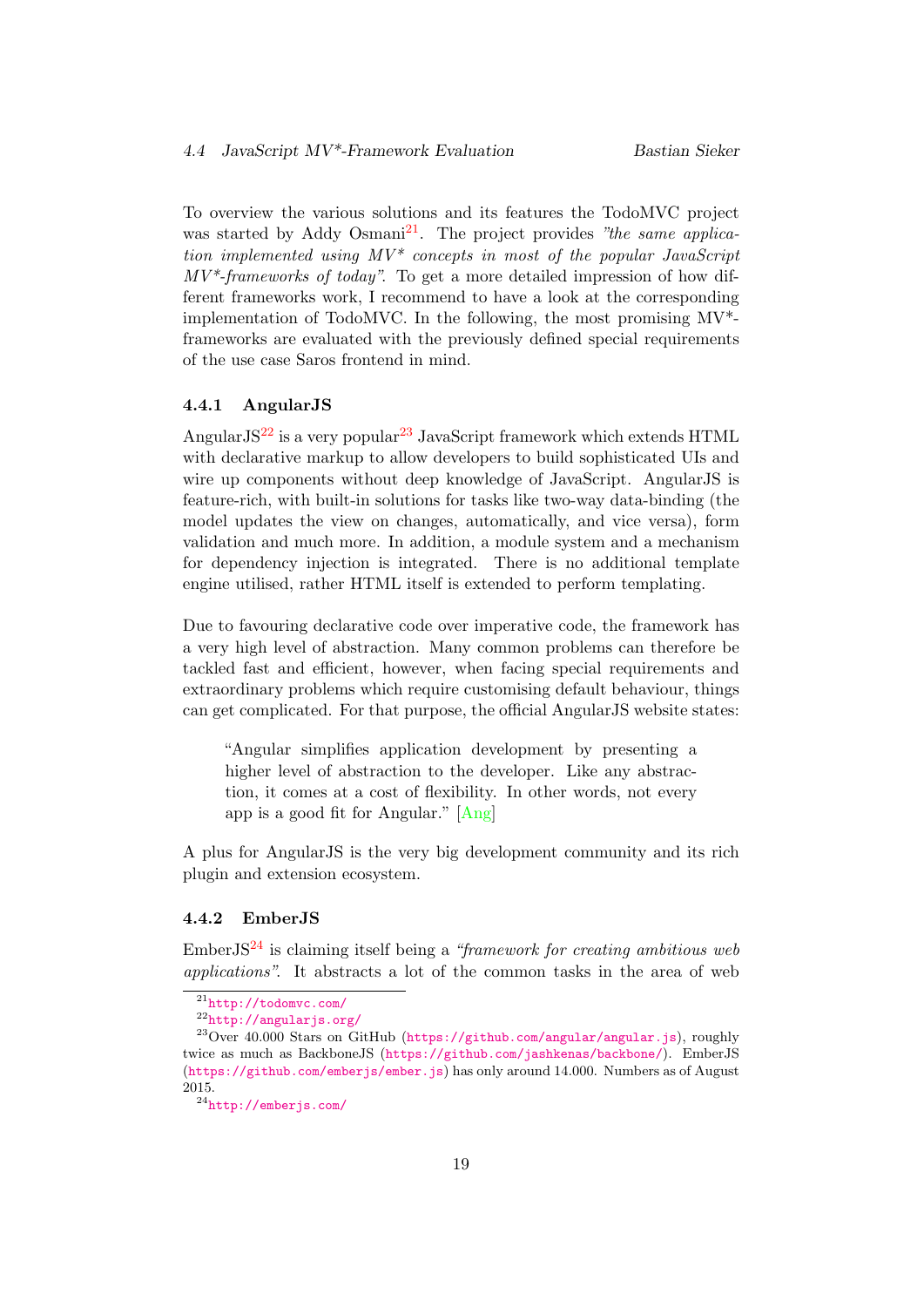To overview the various solutions and its features the TodoMVC project was started by Addy Osmani[21]. The project provides *"the same application implemented using MV* concepts in most of the popular JavaScript MV*-frameworks of today"*. To get a more detailed impression of how different frameworks work, I recommend to have a look at the corresponding implementation of TodoMVC. In the following, the most promising MV*-frameworks are evaluated with the previously defined special requirements of the use case Saros frontend in mind.

### 4.4.1 AngularJS

AngularJS[22] is a very popular[23] JavaScript framework which extends HTML with declarative markup to allow developers to build sophisticated UIs and wire up components without deep knowledge of JavaScript. AngularJS is feature-rich, with built-in solutions for tasks like two-way data-binding (the model updates the view on changes, automatically, and vice versa), form validation and much more. In addition, a module system and a mechanism for dependency injection is integrated. There is no additional template engine utilised, rather HTML itself is extended to perform templating.

Due to favouring declarative code over imperative code, the framework has a very high level of abstraction. Many common problems can therefore be tackled fast and efficient, however, when facing special requirements and extraordinary problems which require customising default behaviour, things can get complicated. For that purpose, the official AngularJS website states:

> "Angular simplifies application development by presenting a higher level of abstraction to the developer. Like any abstraction, it comes at a cost of flexibility. In other words, not every app is a good fit for Angular." [Ang]

A plus for AngularJS is the very big development community and its rich plugin and extension ecosystem.

### 4.4.2 EmberJS

EmberJS[24] is claiming itself being a *"framework for creating ambitious web applications"*. It abstracts a lot of the common tasks in the area of web

---

[21] http://todomvc.com/

[22] http://angularjs.org/

[23] Over 40.000 Stars on GitHub (https://github.com/angular/angular.js), roughly twice as much as BackboneJS (https://github.com/jashkenas/backbone/). EmberJS (https://github.com/emberjs/ember.js) has only around 14.000. Numbers as of August 2015.

[24] http://emberjs.com/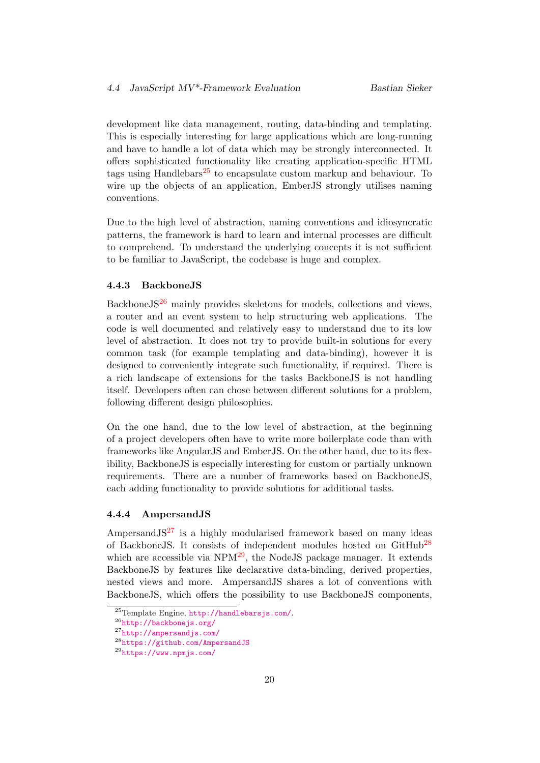development like data management, routing, data-binding and templating. This is especially interesting for large applications which are long-running and have to handle a lot of data which may be strongly interconnected. It offers sophisticated functionality like creating application-specific HTML tags using Handlebars[25] to encapsulate custom markup and behaviour. To wire up the objects of an application, EmberJS strongly utilises naming conventions.

Due to the high level of abstraction, naming conventions and idiosyncratic patterns, the framework is hard to learn and internal processes are difficult to comprehend. To understand the underlying concepts it is not sufficient to be familiar to JavaScript, the codebase is huge and complex.

### 4.4.3 BackboneJS

BackboneJS[26] mainly provides skeletons for models, collections and views, a router and an event system to help structuring web applications. The code is well documented and relatively easy to understand due to its low level of abstraction. It does not try to provide built-in solutions for every common task (for example templating and data-binding), however it is designed to conveniently integrate such functionality, if required. There is a rich landscape of extensions for the tasks BackboneJS is not handling itself. Developers often can chose between different solutions for a problem, following different design philosophies.

On the one hand, due to the low level of abstraction, at the beginning of a project developers often have to write more boilerplate code than with frameworks like AngularJS and EmberJS. On the other hand, due to its flexibility, BackboneJS is especially interesting for custom or partially unknown requirements. There are a number of frameworks based on BackboneJS, each adding functionality to provide solutions for additional tasks.

### 4.4.4 AmpersandJS

AmpersandJS[27] is a highly modularised framework based on many ideas of BackboneJS. It consists of independent modules hosted on GitHub[28] which are accessible via NPM[29], the NodeJS package manager. It extends BackboneJS by features like declarative data-binding, derived properties, nested views and more. AmpersandJS shares a lot of conventions with BackboneJS, which offers the possibility to use BackboneJS components,

---

[25] Template Engine, http://handlebarsjs.com/.

[26] http://backbonejs.org/

[27] http://ampersandjs.com/

[28] https://github.com/AmpersandJS

[29] https://www.npmjs.com/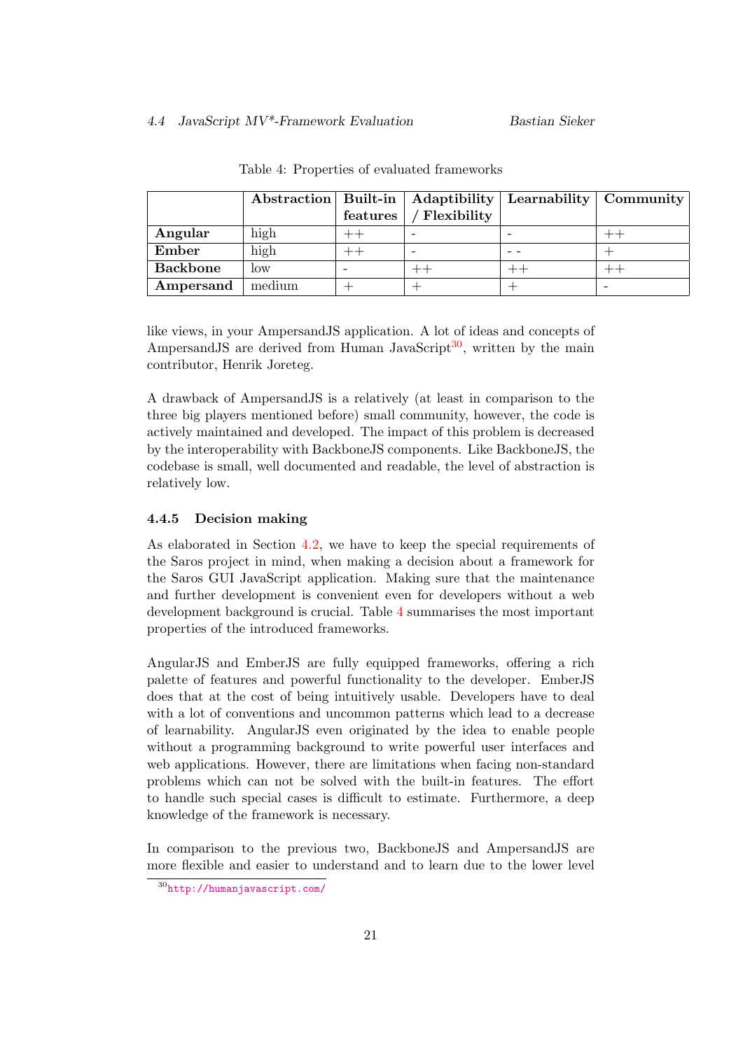Table 4: Properties of evaluated frameworks

| | Abstraction | Built-in features | Adaptibility / Flexibility | Learnability | Community |
|---|---|---|---|---|---|
| **Angular** | high | ++ | - | - | ++ |
| **Ember** | high | ++ | - | - - | + |
| **Backbone** | low | - | ++ | ++ | ++ |
| **Ampersand** | medium | + | + | + | - |

like views, in your AmpersandJS application. A lot of ideas and concepts of AmpersandJS are derived from Human JavaScript[30], written by the main contributor, Henrik Joreteg.

A drawback of AmpersandJS is a relatively (at least in comparison to the three big players mentioned before) small community, however, the code is actively maintained and developed. The impact of this problem is decreased by the interoperability with BackboneJS components. Like BackboneJS, the codebase is small, well documented and readable, the level of abstraction is relatively low.

### 4.4.5 Decision making

As elaborated in Section 4.2, we have to keep the special requirements of the Saros project in mind, when making a decision about a framework for the Saros GUI JavaScript application. Making sure that the maintenance and further development is convenient even for developers without a web development background is crucial. Table 4 summarises the most important properties of the introduced frameworks.

AngularJS and EmberJS are fully equipped frameworks, offering a rich palette of features and powerful functionality to the developer. EmberJS does that at the cost of being intuitively usable. Developers have to deal with a lot of conventions and uncommon patterns which lead to a decrease of learnability. AngularJS even originated by the idea to enable people without a programming background to write powerful user interfaces and web applications. However, there are limitations when facing non-standard problems which can not be solved with the built-in features. The effort to handle such special cases is difficult to estimate. Furthermore, a deep knowledge of the framework is necessary.

In comparison to the previous two, BackboneJS and AmpersandJS are more flexible and easier to understand and to learn due to the lower level

[30] http://humanjavascript.com/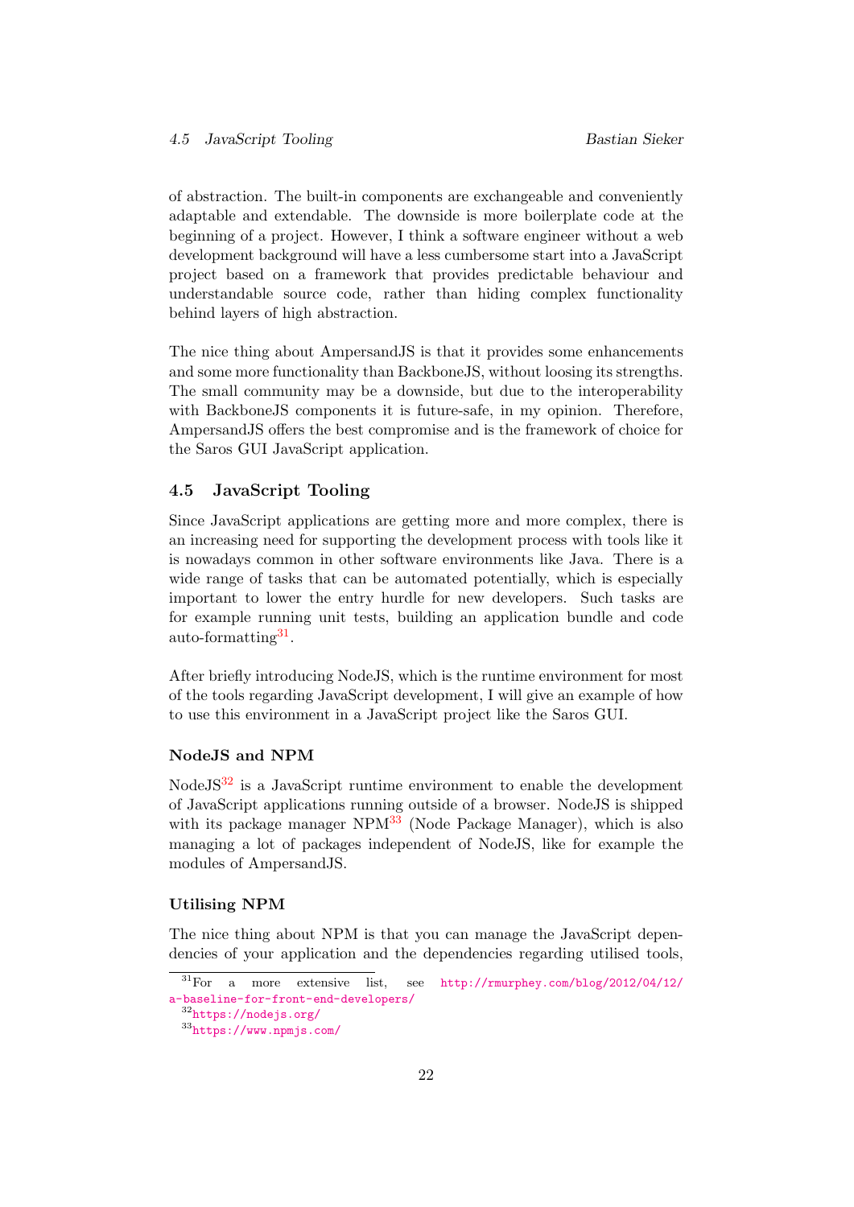of abstraction. The built-in components are exchangeable and conveniently adaptable and extendable. The downside is more boilerplate code at the beginning of a project. However, I think a software engineer without a web development background will have a less cumbersome start into a JavaScript project based on a framework that provides predictable behaviour and understandable source code, rather than hiding complex functionality behind layers of high abstraction.

The nice thing about AmpersandJS is that it provides some enhancements and some more functionality than BackboneJS, without loosing its strengths. The small community may be a downside, but due to the interoperability with BackboneJS components it is future-safe, in my opinion. Therefore, AmpersandJS offers the best compromise and is the framework of choice for the Saros GUI JavaScript application.

## 4.5 JavaScript Tooling

Since JavaScript applications are getting more and more complex, there is an increasing need for supporting the development process with tools like it is nowadays common in other software environments like Java. There is a wide range of tasks that can be automated potentially, which is especially important to lower the entry hurdle for new developers. Such tasks are for example running unit tests, building an application bundle and code auto-formatting[31].

After briefly introducing NodeJS, which is the runtime environment for most of the tools regarding JavaScript development, I will give an example of how to use this environment in a JavaScript project like the Saros GUI.

#### NodeJS and NPM

NodeJS[32] is a JavaScript runtime environment to enable the development of JavaScript applications running outside of a browser. NodeJS is shipped with its package manager NPM[33] (Node Package Manager), which is also managing a lot of packages independent of NodeJS, like for example the modules of AmpersandJS.

#### Utilising NPM

The nice thing about NPM is that you can manage the JavaScript dependencies of your application and the dependencies regarding utilised tools,

---

[31] For a more extensive list, see http://rmurphey.com/blog/2012/04/12/a-baseline-for-front-end-developers/

[32] https://nodejs.org/

[33] https://www.npmjs.com/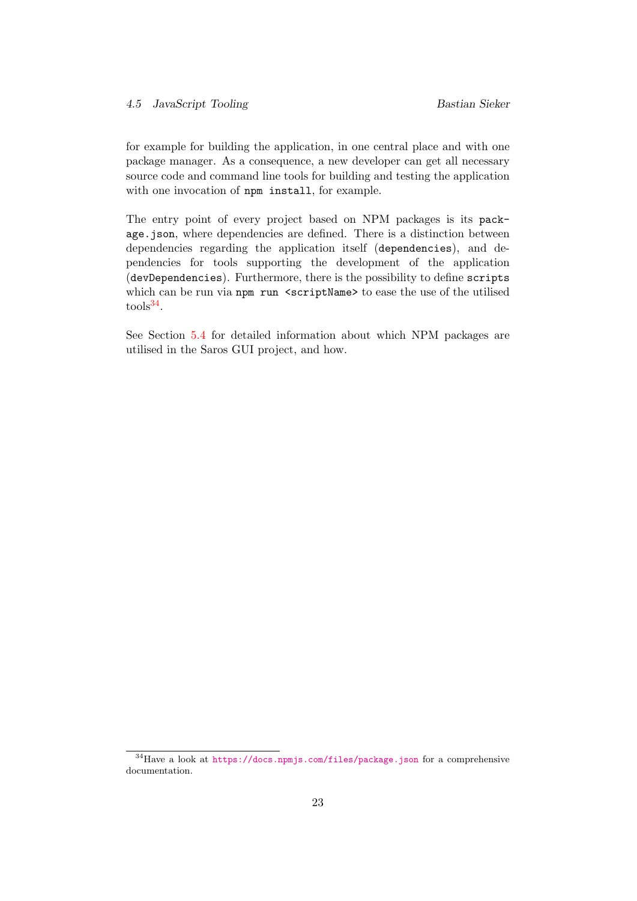for example for building the application, in one central place and with one package manager. As a consequence, a new developer can get all necessary source code and command line tools for building and testing the application with one invocation of `npm install`, for example.

The entry point of every project based on NPM packages is its `package.json`, where dependencies are defined. There is a distinction between dependencies regarding the application itself (`dependencies`), and dependencies for tools supporting the development of the application (`devDependencies`). Furthermore, there is the possibility to define `scripts` which can be run via `npm run <scriptName>` to ease the use of the utilised tools[34].

See Section 5.4 for detailed information about which NPM packages are utilised in the Saros GUI project, and how.

[34] Have a look at https://docs.npmjs.com/files/package.json for a comprehensive documentation.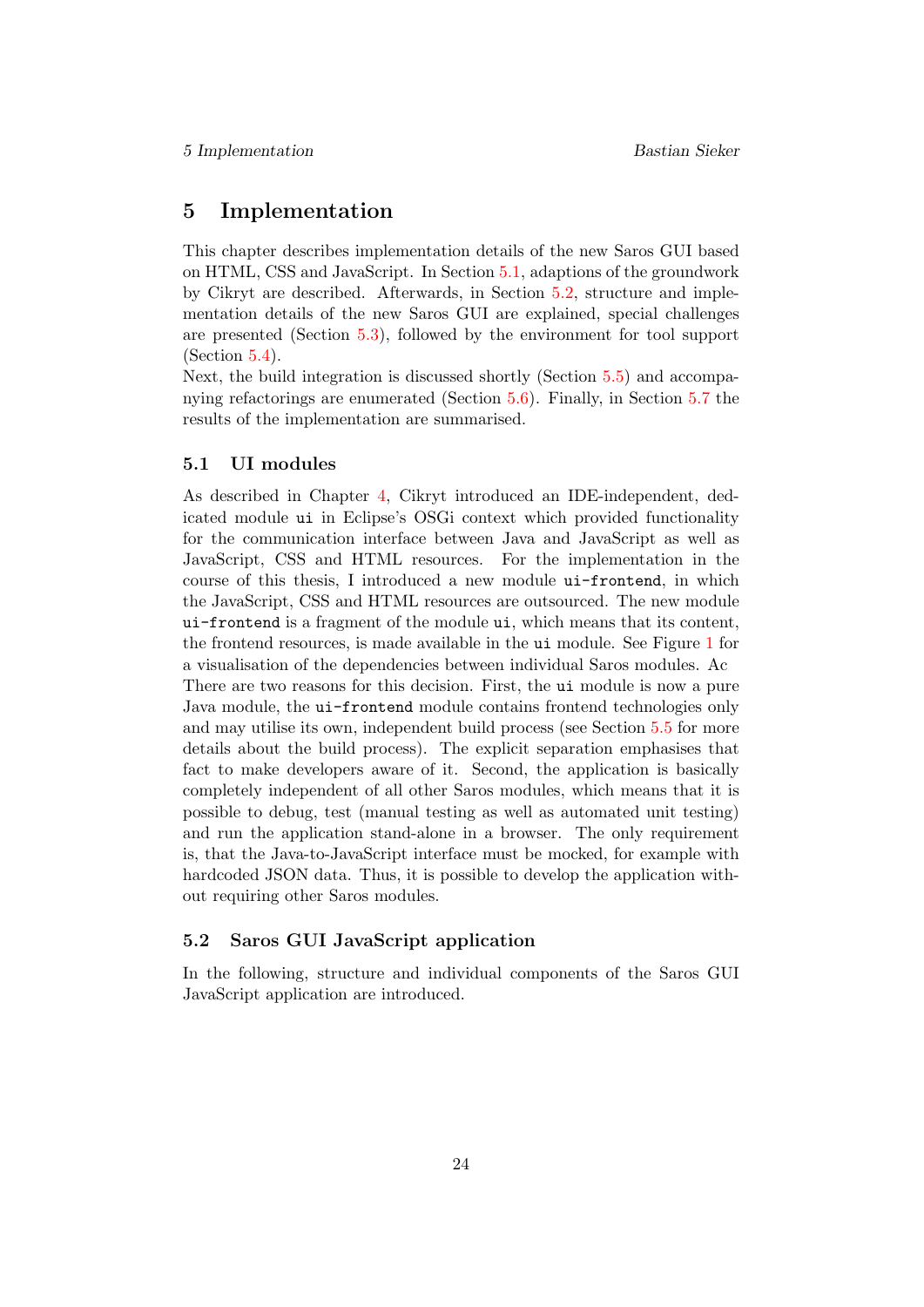# 5 Implementation

This chapter describes implementation details of the new Saros GUI based on HTML, CSS and JavaScript. In Section 5.1, adaptions of the groundwork by Cikryt are described. Afterwards, in Section 5.2, structure and implementation details of the new Saros GUI are explained, special challenges are presented (Section 5.3), followed by the environment for tool support (Section 5.4).
Next, the build integration is discussed shortly (Section 5.5) and accompanying refactorings are enumerated (Section 5.6). Finally, in Section 5.7 the results of the implementation are summarised.

## 5.1 UI modules

As described in Chapter 4, Cikryt introduced an IDE-independent, dedicated module `ui` in Eclipse's OSGi context which provided functionality for the communication interface between Java and JavaScript as well as JavaScript, CSS and HTML resources. For the implementation in the course of this thesis, I introduced a new module `ui-frontend`, in which the JavaScript, CSS and HTML resources are outsourced. The new module `ui-frontend` is a fragment of the module `ui`, which means that its content, the frontend resources, is made available in the `ui` module. See Figure 1 for a visualisation of the dependencies between individual Saros modules. Ac
There are two reasons for this decision. First, the `ui` module is now a pure Java module, the `ui-frontend` module contains frontend technologies only and may utilise its own, independent build process (see Section 5.5 for more details about the build process). The explicit separation emphasises that fact to make developers aware of it. Second, the application is basically completely independent of all other Saros modules, which means that it is possible to debug, test (manual testing as well as automated unit testing) and run the application stand-alone in a browser. The only requirement is, that the Java-to-JavaScript interface must be mocked, for example with hardcoded JSON data. Thus, it is possible to develop the application without requiring other Saros modules.

## 5.2 Saros GUI JavaScript application

In the following, structure and individual components of the Saros GUI JavaScript application are introduced.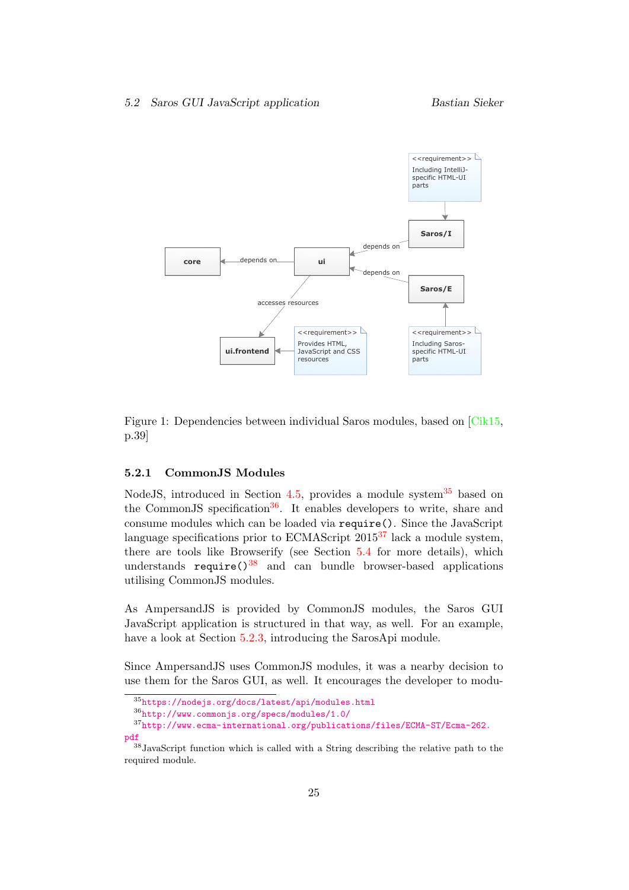Figure 1: Dependencies between individual Saros modules, based on [Cik15, p.39]

### 5.2.1 CommonJS Modules

NodeJS, introduced in Section 4.5, provides a module system[35] based on the CommonJS specification[36]. It enables developers to write, share and consume modules which can be loaded via `require()`. Since the JavaScript language specifications prior to ECMAScript 2015[37] lack a module system, there are tools like Browserify (see Section 5.4 for more details), which understands `require()`[38] and can bundle browser-based applications utilising CommonJS modules.

As AmpersandJS is provided by CommonJS modules, the Saros GUI JavaScript application is structured in that way, as well. For an example, have a look at Section 5.2.3, introducing the SarosApi module.

Since AmpersandJS uses CommonJS modules, it was a nearby decision to use them for the Saros GUI, as well. It encourages the developer to modu-

---

[35] https://nodejs.org/docs/latest/api/modules.html

[36] http://www.commonjs.org/specs/modules/1.0/

[37] http://www.ecma-international.org/publications/files/ECMA-ST/Ecma-262.pdf

[38] JavaScript function which is called with a String describing the relative path to the required module.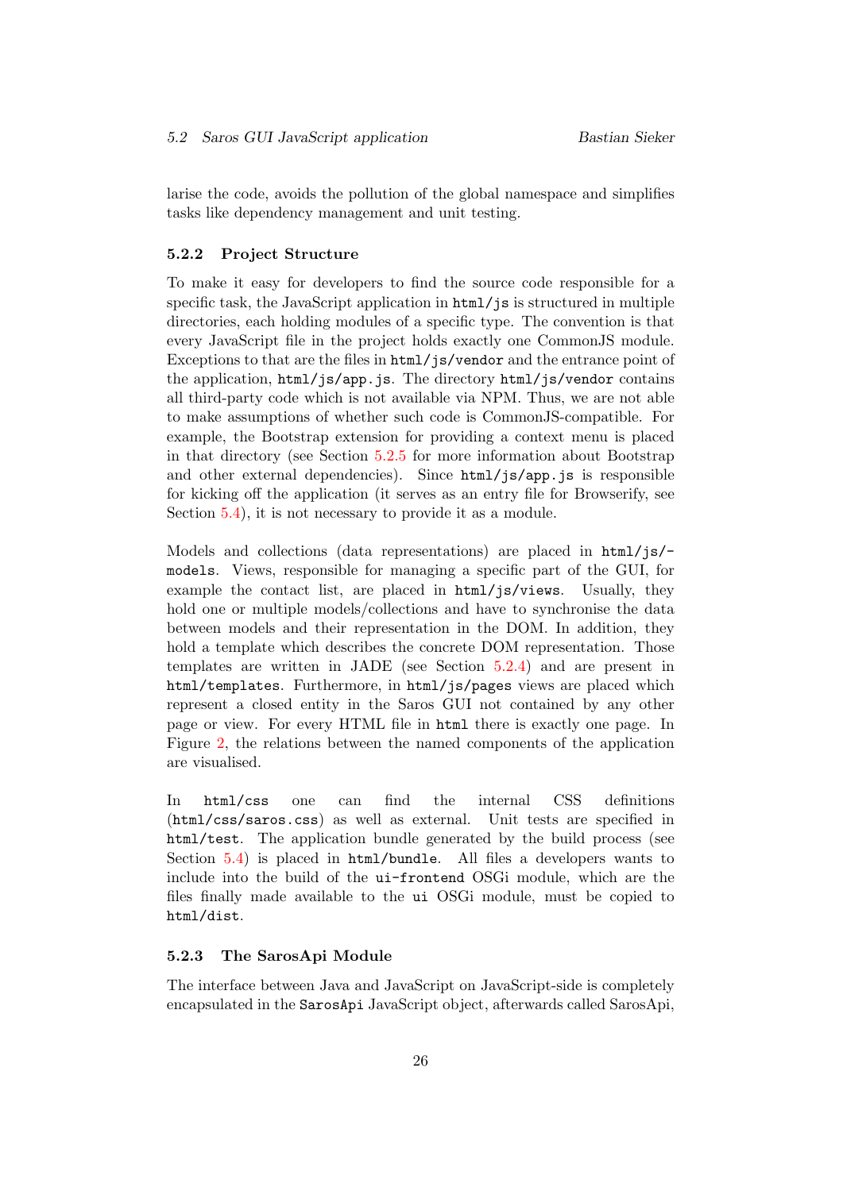larise the code, avoids the pollution of the global namespace and simplifies tasks like dependency management and unit testing.

### 5.2.2 Project Structure

To make it easy for developers to find the source code responsible for a specific task, the JavaScript application in `html/js` is structured in multiple directories, each holding modules of a specific type. The convention is that every JavaScript file in the project holds exactly one CommonJS module. Exceptions to that are the files in `html/js/vendor` and the entrance point of the application, `html/js/app.js`. The directory `html/js/vendor` contains all third-party code which is not available via NPM. Thus, we are not able to make assumptions of whether such code is CommonJS-compatible. For example, the Bootstrap extension for providing a context menu is placed in that directory (see Section 5.2.5 for more information about Bootstrap and other external dependencies). Since `html/js/app.js` is responsible for kicking off the application (it serves as an entry file for Browserify, see Section 5.4), it is not necessary to provide it as a module.

Models and collections (data representations) are placed in `html/js/models`. Views, responsible for managing a specific part of the GUI, for example the contact list, are placed in `html/js/views`. Usually, they hold one or multiple models/collections and have to synchronise the data between models and their representation in the DOM. In addition, they hold a template which describes the concrete DOM representation. Those templates are written in JADE (see Section 5.2.4) and are present in `html/templates`. Furthermore, in `html/js/pages` views are placed which represent a closed entity in the Saros GUI not contained by any other page or view. For every HTML file in `html` there is exactly one page. In Figure 2, the relations between the named components of the application are visualised.

In `html/css` one can find the internal CSS definitions (`html/css/saros.css`) as well as external. Unit tests are specified in `html/test`. The application bundle generated by the build process (see Section 5.4) is placed in `html/bundle`. All files a developers wants to include into the build of the `ui-frontend` OSGi module, which are the files finally made available to the `ui` OSGi module, must be copied to `html/dist`.

### 5.2.3 The SarosApi Module

The interface between Java and JavaScript on JavaScript-side is completely encapsulated in the `SarosApi` JavaScript object, afterwards called SarosApi,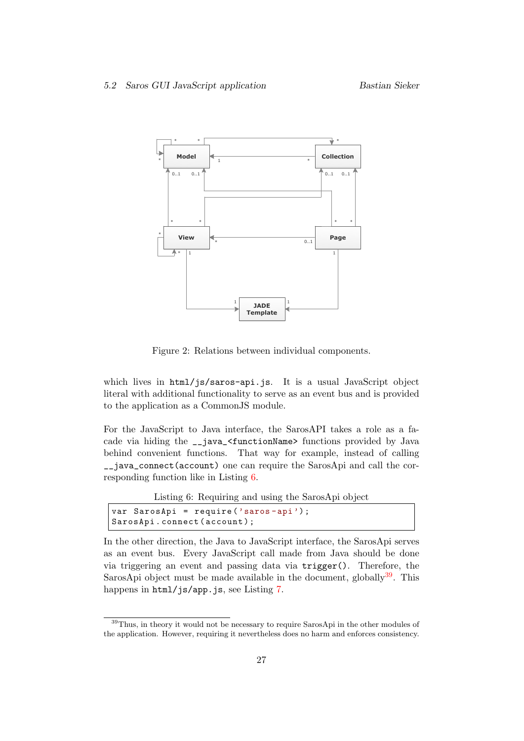Figure 2: Relations between individual components.

which lives in `html/js/saros-api.js`. It is a usual JavaScript object literal with additional functionality to serve as an event bus and is provided to the application as a CommonJS module.

For the JavaScript to Java interface, the SarosAPI takes a role as a facade via hiding the `__java_<functionName>` functions provided by Java behind convenient functions. That way for example, instead of calling `__java_connect(account)` one can require the SarosApi and call the corresponding function like in Listing 6.

Listing 6: Requiring and using the SarosApi object

```
var SarosApi = require('saros-api');
SarosApi.connect(account);
```

In the other direction, the Java to JavaScript interface, the SarosApi serves as an event bus. Every JavaScript call made from Java should be done via triggering an event and passing data via `trigger()`. Therefore, the SarosApi object must be made available in the document, globally[39]. This happens in `html/js/app.js`, see Listing 7.

[39] Thus, in theory it would not be necessary to require SarosApi in the other modules of the application. However, requiring it nevertheless does no harm and enforces consistency.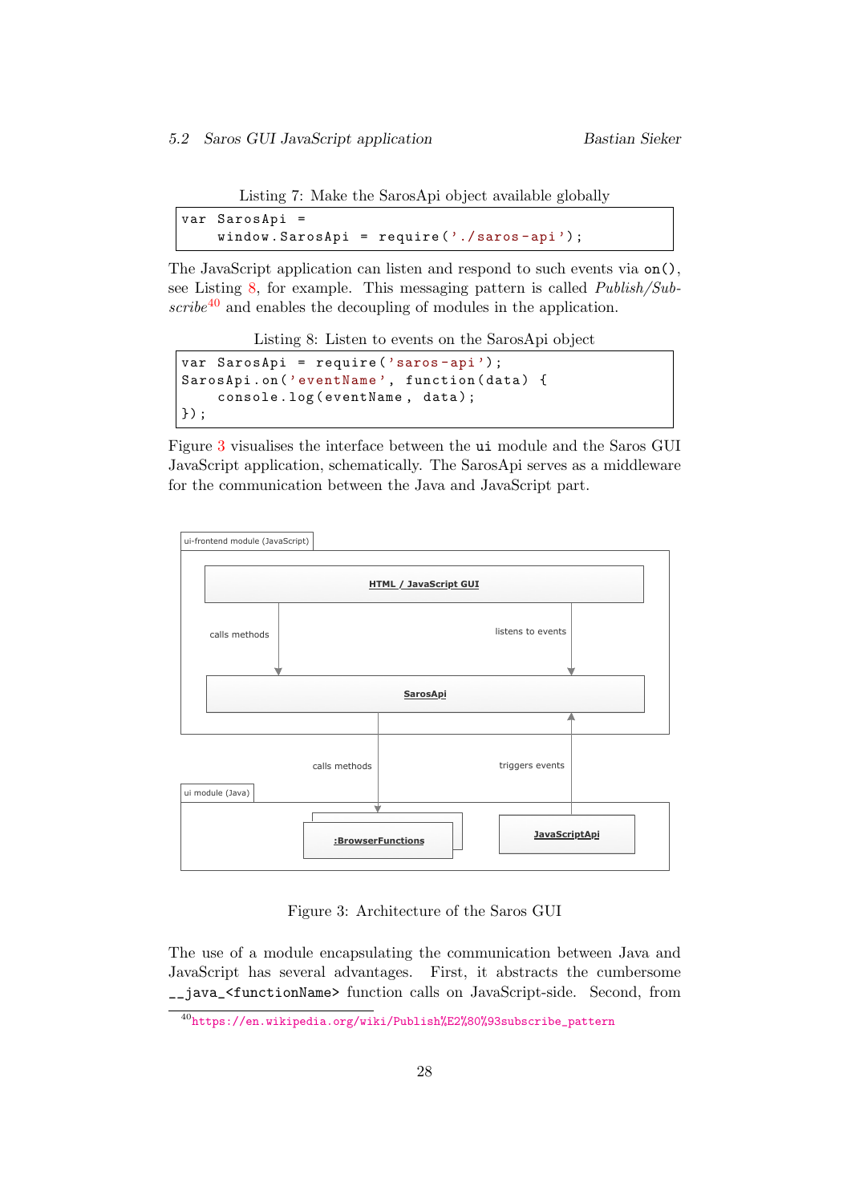Listing 7: Make the SarosApi object available globally

```
var SarosApi =
    window.SarosApi = require('./saros-api');
```

The JavaScript application can listen and respond to such events via `on()`, see Listing 8, for example. This messaging pattern is called *Publish/Subscribe*[40] and enables the decoupling of modules in the application.

Listing 8: Listen to events on the SarosApi object

```
var SarosApi = require('saros-api');
SarosApi.on('eventName', function(data) {
    console.log(eventName, data);
});
```

Figure 3 visualises the interface between the `ui` module and the Saros GUI JavaScript application, schematically. The SarosApi serves as a middleware for the communication between the Java and JavaScript part.

Figure 3: Architecture of the Saros GUI

The use of a module encapsulating the communication between Java and JavaScript has several advantages. First, it abstracts the cumbersome `__java_<functionName>` function calls on JavaScript-side. Second, from

[40] https://en.wikipedia.org/wiki/Publish%E2%80%93subscribe_pattern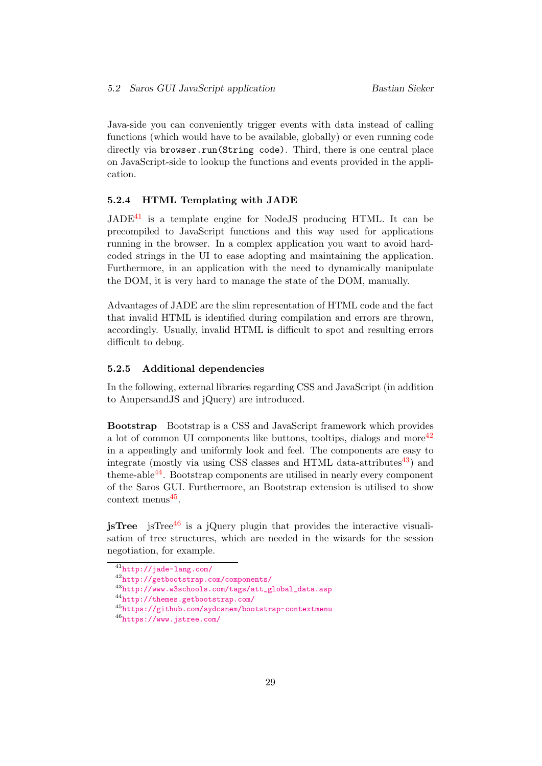Java-side you can conveniently trigger events with data instead of calling functions (which would have to be available, globally) or even running code directly via `browser.run(String code)`. Third, there is one central place on JavaScript-side to lookup the functions and events provided in the application.

### 5.2.4 HTML Templating with JADE

JADE[41] is a template engine for NodeJS producing HTML. It can be precompiled to JavaScript functions and this way used for applications running in the browser. In a complex application you want to avoid hard-coded strings in the UI to ease adopting and maintaining the application. Furthermore, in an application with the need to dynamically manipulate the DOM, it is very hard to manage the state of the DOM, manually.

Advantages of JADE are the slim representation of HTML code and the fact that invalid HTML is identified during compilation and errors are thrown, accordingly. Usually, invalid HTML is difficult to spot and resulting errors difficult to debug.

### 5.2.5 Additional dependencies

In the following, external libraries regarding CSS and JavaScript (in addition to AmpersandJS and jQuery) are introduced.

**Bootstrap** Bootstrap is a CSS and JavaScript framework which provides a lot of common UI components like buttons, tooltips, dialogs and more[42] in a appealingly and uniformly look and feel. The components are easy to integrate (mostly via using CSS classes and HTML data-attributes[43]) and theme-able[44]. Bootstrap components are utilised in nearly every component of the Saros GUI. Furthermore, an Bootstrap extension is utilised to show context menus[45].

**jsTree** jsTree[46] is a jQuery plugin that provides the interactive visualisation of tree structures, which are needed in the wizards for the session negotiation, for example.

---

[41] http://jade-lang.com/
[42] http://getbootstrap.com/components/
[43] http://www.w3schools.com/tags/att_global_data.asp
[44] http://themes.getbootstrap.com/
[45] https://github.com/sydcanem/bootstrap-contextmenu
[46] https://www.jstree.com/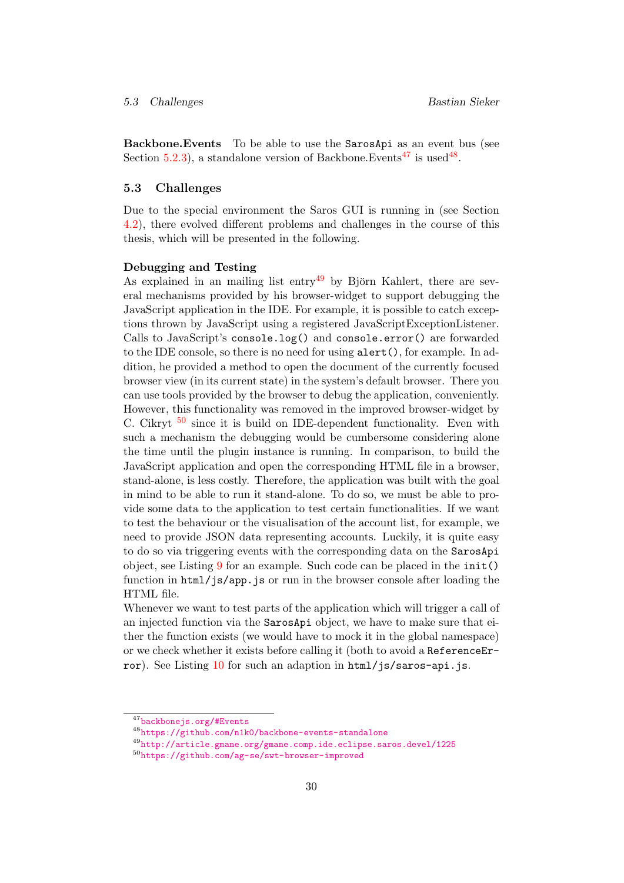**Backbone.Events** To be able to use the `SarosApi` as an event bus (see Section 5.2.3), a standalone version of Backbone.Events[47] is used[48].

## 5.3 Challenges

Due to the special environment the Saros GUI is running in (see Section 4.2), there evolved different problems and challenges in the course of this thesis, which will be presented in the following.

**Debugging and Testing**

As explained in an mailing list entry[49] by Björn Kahlert, there are several mechanisms provided by his browser-widget to support debugging the JavaScript application in the IDE. For example, it is possible to catch exceptions thrown by JavaScript using a registered JavaScriptExceptionListener. Calls to JavaScript's `console.log()` and `console.error()` are forwarded to the IDE console, so there is no need for using `alert()`, for example. In addition, he provided a method to open the document of the currently focused browser view (in its current state) in the system's default browser. There you can use tools provided by the browser to debug the application, conveniently. However, this functionality was removed in the improved browser-widget by C. Cikryt [50] since it is build on IDE-dependent functionality. Even with such a mechanism the debugging would be cumbersome considering alone the time until the plugin instance is running. In comparison, to build the JavaScript application and open the corresponding HTML file in a browser, stand-alone, is less costly. Therefore, the application was built with the goal in mind to be able to run it stand-alone. To do so, we must be able to provide some data to the application to test certain functionalities. If we want to test the behaviour or the visualisation of the account list, for example, we need to provide JSON data representing accounts. Luckily, it is quite easy to do so via triggering events with the corresponding data on the `SarosApi` object, see Listing 9 for an example. Such code can be placed in the `init()` function in `html/js/app.js` or run in the browser console after loading the HTML file.

Whenever we want to test parts of the application which will trigger a call of an injected function via the `SarosApi` object, we have to make sure that either the function exists (we would have to mock it in the global namespace) or we check whether it exists before calling it (both to avoid a `ReferenceError`). See Listing 10 for such an adaption in `html/js/saros-api.js`.

---

[47] backbonejs.org/#Events

[48] https://github.com/n1k0/backbone-events-standalone

[49] http://article.gmane.org/gmane.comp.ide.eclipse.saros.devel/1225

[50] https://github.com/ag-se/swt-browser-improved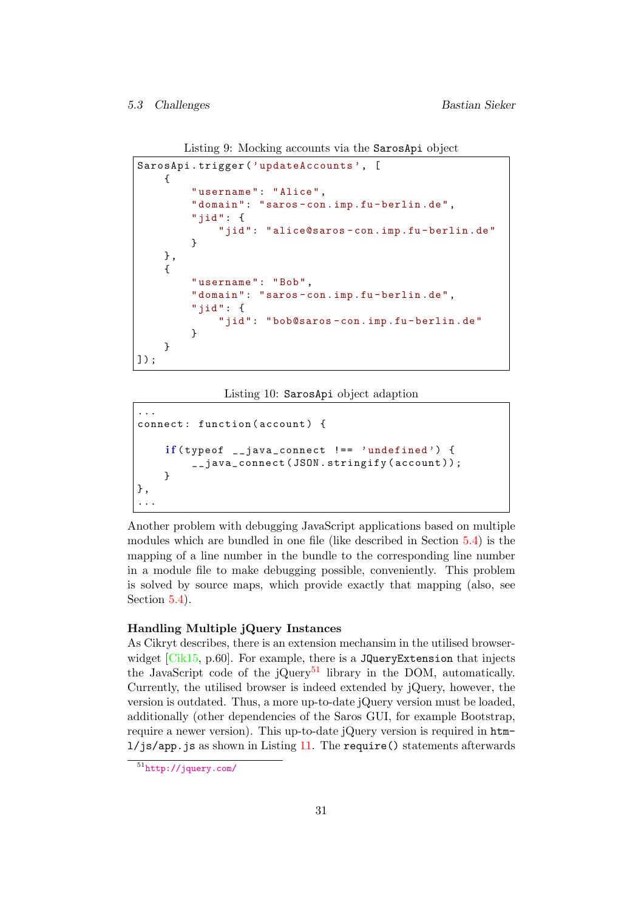Listing 9: Mocking accounts via the `SarosApi` object

```
SarosApi.trigger('updateAccounts', [
    {
        "username": "Alice",
        "domain": "saros-con.imp.fu-berlin.de",
        "jid": {
            "jid": "alice@saros-con.imp.fu-berlin.de"
        }
    },
    {
        "username": "Bob",
        "domain": "saros-con.imp.fu-berlin.de",
        "jid": {
            "jid": "bob@saros-con.imp.fu-berlin.de"
        }
    }
]);
```

Listing 10: `SarosApi` object adaption

```
...
connect: function(account) {

    if(typeof __java_connect !== 'undefined') {
        __java_connect(JSON.stringify(account));
    }
},
...
```

Another problem with debugging JavaScript applications based on multiple modules which are bundled in one file (like described in Section 5.4) is the mapping of a line number in the bundle to the corresponding line number in a module file to make debugging possible, conveniently. This problem is solved by source maps, which provide exactly that mapping (also, see Section 5.4).

**Handling Multiple jQuery Instances**

As Cikryt describes, there is an extension mechansim in the utilised browser-widget [Cik15, p.60]. For example, there is a `JQueryExtension` that injects the JavaScript code of the jQuery[51] library in the DOM, automatically. Currently, the utilised browser is indeed extended by jQuery, however, the version is outdated. Thus, a more up-to-date jQuery version must be loaded, additionally (other dependencies of the Saros GUI, for example Bootstrap, require a newer version). This up-to-date jQuery version is required in `html/js/app.js` as shown in Listing 11. The `require()` statements afterwards

[51] http://jquery.com/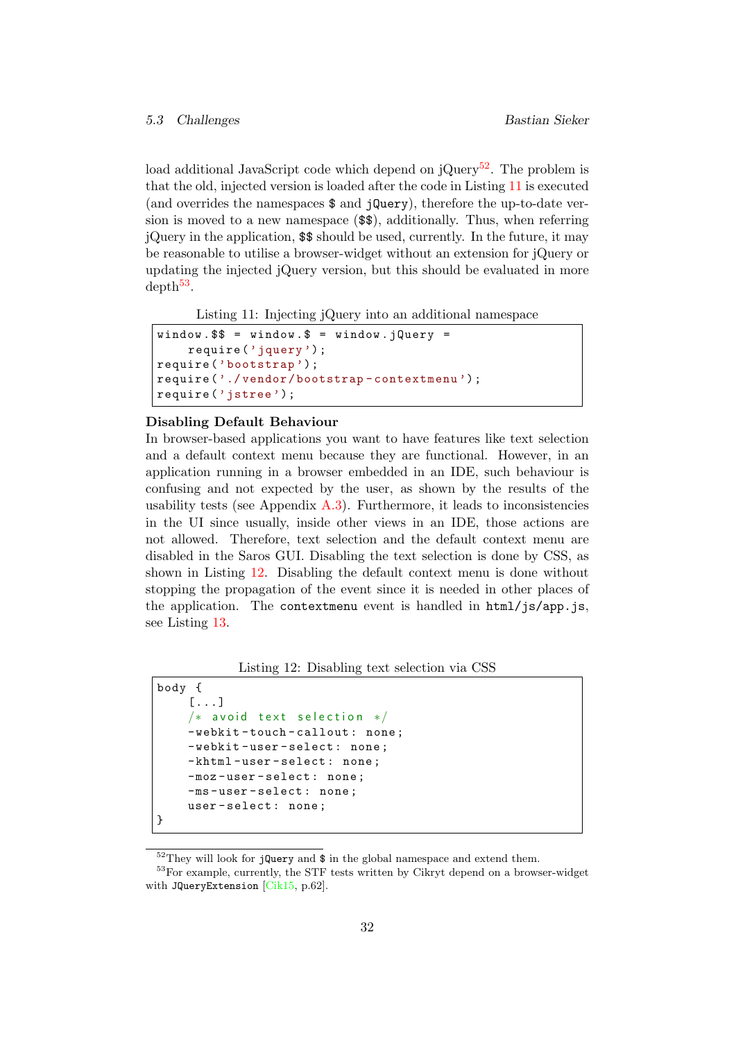load additional JavaScript code which depend on jQuery[52]. The problem is that the old, injected version is loaded after the code in Listing 11 is executed (and overrides the namespaces `$` and `jQuery`), therefore the up-to-date version is moved to a new namespace (`$$`), additionally. Thus, when referring jQuery in the application, `$$` should be used, currently. In the future, it may be reasonable to utilise a browser-widget without an extension for jQuery or updating the injected jQuery version, but this should be evaluated in more depth[53].

Listing 11: Injecting jQuery into an additional namespace

```
window.$$ = window.$ = window.jQuery =
    require('jquery');
require('bootstrap');
require('./vendor/bootstrap-contextmenu');
require('jstree');
```

**Disabling Default Behaviour**

In browser-based applications you want to have features like text selection and a default context menu because they are functional. However, in an application running in a browser embedded in an IDE, such behaviour is confusing and not expected by the user, as shown by the results of the usability tests (see Appendix A.3). Furthermore, it leads to inconsistencies in the UI since usually, inside other views in an IDE, those actions are not allowed. Therefore, text selection and the default context menu are disabled in the Saros GUI. Disabling the text selection is done by CSS, as shown in Listing 12. Disabling the default context menu is done without stopping the propagation of the event since it is needed in other places of the application. The `contextmenu` event is handled in `html/js/app.js`, see Listing 13.

Listing 12: Disabling text selection via CSS

```
body {
    [...]
    /* avoid text selection */
    -webkit-touch-callout: none;
    -webkit-user-select: none;
    -khtml-user-select: none;
    -moz-user-select: none;
    -ms-user-select: none;
    user-select: none;
}
```

[52] They will look for `jQuery` and `$` in the global namespace and extend them.

[53] For example, currently, the STF tests written by Cikryt depend on a browser-widget with `JQueryExtension` [Cik15, p.62].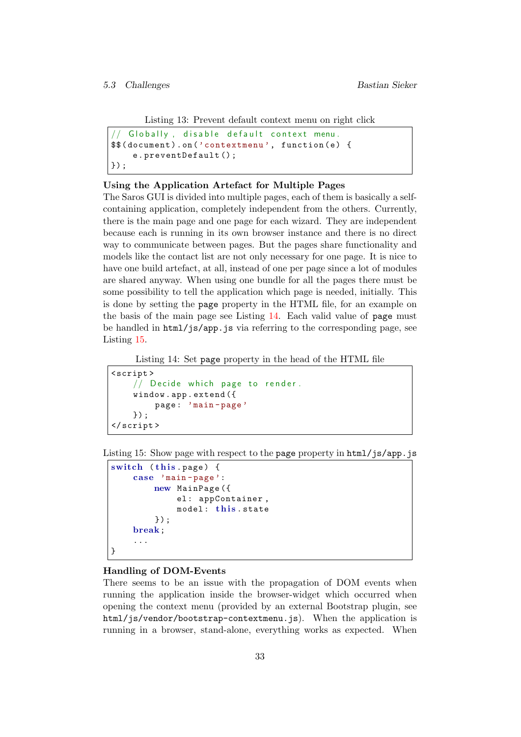Listing 13: Prevent default context menu on right click

```
// Globally, disable default context menu.
$$(document).on('contextmenu', function(e) {
    e.preventDefault();
});
```

**Using the Application Artefact for Multiple Pages**

The Saros GUI is divided into multiple pages, each of them is basically a self-containing application, completely independent from the others. Currently, there is the main page and one page for each wizard. They are independent because each is running in its own browser instance and there is no direct way to communicate between pages. But the pages share functionality and models like the contact list are not only necessary for one page. It is nice to have one build artefact, at all, instead of one per page since a lot of modules are shared anyway. When using one bundle for all the pages there must be some possibility to tell the application which page is needed, initially. This is done by setting the `page` property in the HTML file, for an example on the basis of the main page see Listing 14. Each valid value of `page` must be handled in `html/js/app.js` via referring to the corresponding page, see Listing 15.

Listing 14: Set `page` property in the head of the HTML file

```
<script>
    // Decide which page to render.
    window.app.extend({
        page: 'main-page'
    });
</script>
```

Listing 15: Show page with respect to the `page` property in `html/js/app.js`

```
switch (this.page) {
    case 'main-page':
        new MainPage({
            el: appContainer,
            model: this.state
        });
    break;
    ...
}
```

**Handling of DOM-Events**

There seems to be an issue with the propagation of DOM events when running the application inside the browser-widget which occurred when opening the context menu (provided by an external Bootstrap plugin, see `html/js/vendor/bootstrap-contextmenu.js`). When the application is running in a browser, stand-alone, everything works as expected. When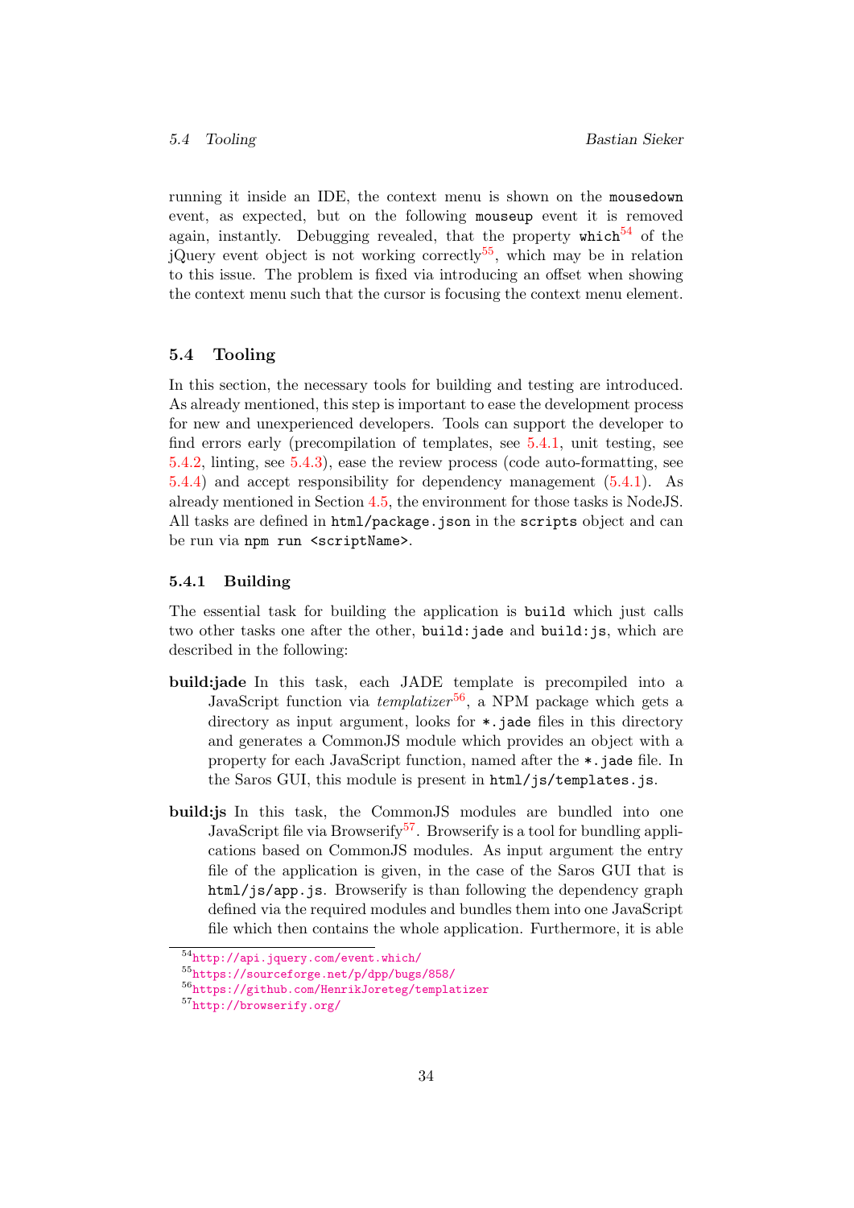running it inside an IDE, the context menu is shown on the `mousedown` event, as expected, but on the following `mouseup` event it is removed again, instantly. Debugging revealed, that the property `which`[54] of the jQuery event object is not working correctly[55], which may be in relation to this issue. The problem is fixed via introducing an offset when showing the context menu such that the cursor is focusing the context menu element.

## 5.4 Tooling

In this section, the necessary tools for building and testing are introduced. As already mentioned, this step is important to ease the development process for new and unexperienced developers. Tools can support the developer to find errors early (precompilation of templates, see 5.4.1, unit testing, see 5.4.2, linting, see 5.4.3), ease the review process (code auto-formatting, see 5.4.4) and accept responsibility for dependency management (5.4.1). As already mentioned in Section 4.5, the environment for those tasks is NodeJS. All tasks are defined in `html/package.json` in the `scripts` object and can be run via `npm run <scriptName>`.

### 5.4.1 Building

The essential task for building the application is `build` which just calls two other tasks one after the other, `build:jade` and `build:js`, which are described in the following:

**build:jade** In this task, each JADE template is precompiled into a JavaScript function via *templatizer*[56], a NPM package which gets a directory as input argument, looks for `*.jade` files in this directory and generates a CommonJS module which provides an object with a property for each JavaScript function, named after the `*.jade` file. In the Saros GUI, this module is present in `html/js/templates.js`.

**build:js** In this task, the CommonJS modules are bundled into one JavaScript file via Browserify[57]. Browserify is a tool for bundling applications based on CommonJS modules. As input argument the entry file of the application is given, in the case of the Saros GUI that is `html/js/app.js`. Browserify is than following the dependency graph defined via the required modules and bundles them into one JavaScript file which then contains the whole application. Furthermore, it is able

[54] http://api.jquery.com/event.which/
[55] https://sourceforge.net/p/dpp/bugs/858/
[56] https://github.com/HenrikJoreteg/templatizer
[57] http://browserify.org/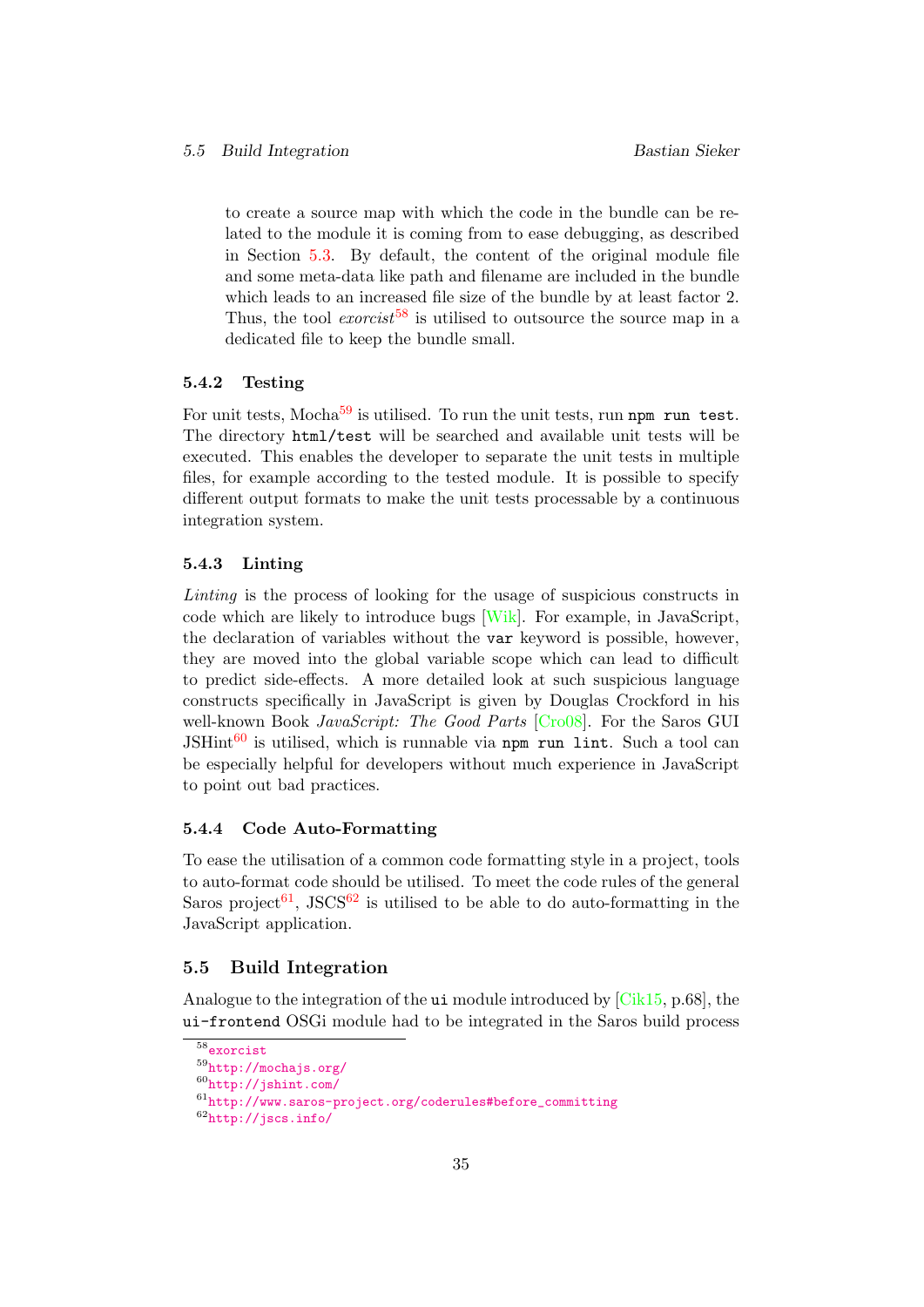to create a source map with which the code in the bundle can be related to the module it is coming from to ease debugging, as described in Section 5.3. By default, the content of the original module file and some meta-data like path and filename are included in the bundle which leads to an increased file size of the bundle by at least factor 2. Thus, the tool *exorcist*[58] is utilised to outsource the source map in a dedicated file to keep the bundle small.

### 5.4.2 Testing

For unit tests, Mocha[59] is utilised. To run the unit tests, run `npm run test`. The directory `html/test` will be searched and available unit tests will be executed. This enables the developer to separate the unit tests in multiple files, for example according to the tested module. It is possible to specify different output formats to make the unit tests processable by a continuous integration system.

### 5.4.3 Linting

*Linting* is the process of looking for the usage of suspicious constructs in code which are likely to introduce bugs [Wik]. For example, in JavaScript, the declaration of variables without the `var` keyword is possible, however, they are moved into the global variable scope which can lead to difficult to predict side-effects. A more detailed look at such suspicious language constructs specifically in JavaScript is given by Douglas Crockford in his well-known Book *JavaScript: The Good Parts* [Cro08]. For the Saros GUI JSHint[60] is utilised, which is runnable via `npm run lint`. Such a tool can be especially helpful for developers without much experience in JavaScript to point out bad practices.

### 5.4.4 Code Auto-Formatting

To ease the utilisation of a common code formatting style in a project, tools to auto-format code should be utilised. To meet the code rules of the general Saros project[61], JSCS[62] is utilised to be able to do auto-formatting in the JavaScript application.

## 5.5 Build Integration

Analogue to the integration of the `ui` module introduced by [Cik15, p.68], the `ui-frontend` OSGi module had to be integrated in the Saros build process

---

[58] exorcist

[59] http://mochajs.org/

[60] http://jshint.com/

[61] http://www.saros-project.org/coderules#before_committing

[62] http://jscs.info/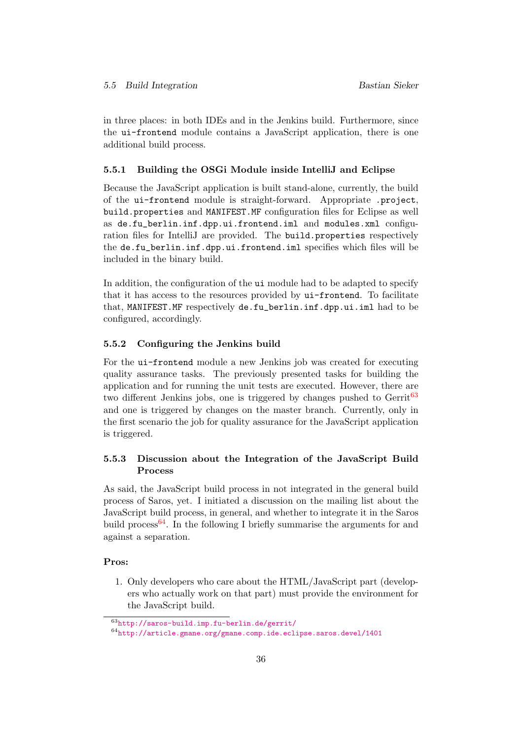in three places: in both IDEs and in the Jenkins build. Furthermore, since the `ui-frontend` module contains a JavaScript application, there is one additional build process.

### 5.5.1 Building the OSGi Module inside IntelliJ and Eclipse

Because the JavaScript application is built stand-alone, currently, the build of the `ui-frontend` module is straight-forward. Appropriate `.project`, `build.properties` and `MANIFEST.MF` configuration files for Eclipse as well as `de.fu_berlin.inf.dpp.ui.frontend.iml` and `modules.xml` configuration files for IntelliJ are provided. The `build.properties` respectively the `de.fu_berlin.inf.dpp.ui.frontend.iml` specifies which files will be included in the binary build.

In addition, the configuration of the `ui` module had to be adapted to specify that it has access to the resources provided by `ui-frontend`. To facilitate that, `MANIFEST.MF` respectively `de.fu_berlin.inf.dpp.ui.iml` had to be configured, accordingly.

### 5.5.2 Configuring the Jenkins build

For the `ui-frontend` module a new Jenkins job was created for executing quality assurance tasks. The previously presented tasks for building the application and for running the unit tests are executed. However, there are two different Jenkins jobs, one is triggered by changes pushed to Gerrit[63] and one is triggered by changes on the master branch. Currently, only in the first scenario the job for quality assurance for the JavaScript application is triggered.

### 5.5.3 Discussion about the Integration of the JavaScript Build Process

As said, the JavaScript build process in not integrated in the general build process of Saros, yet. I initiated a discussion on the mailing list about the JavaScript build process, in general, and whether to integrate it in the Saros build process[64]. In the following I briefly summarise the arguments for and against a separation.

**Pros:**

1. Only developers who care about the HTML/JavaScript part (developers who actually work on that part) must provide the environment for the JavaScript build.

---

[63] http://saros-build.imp.fu-berlin.de/gerrit/

[64] http://article.gmane.org/gmane.comp.ide.eclipse.saros.devel/1401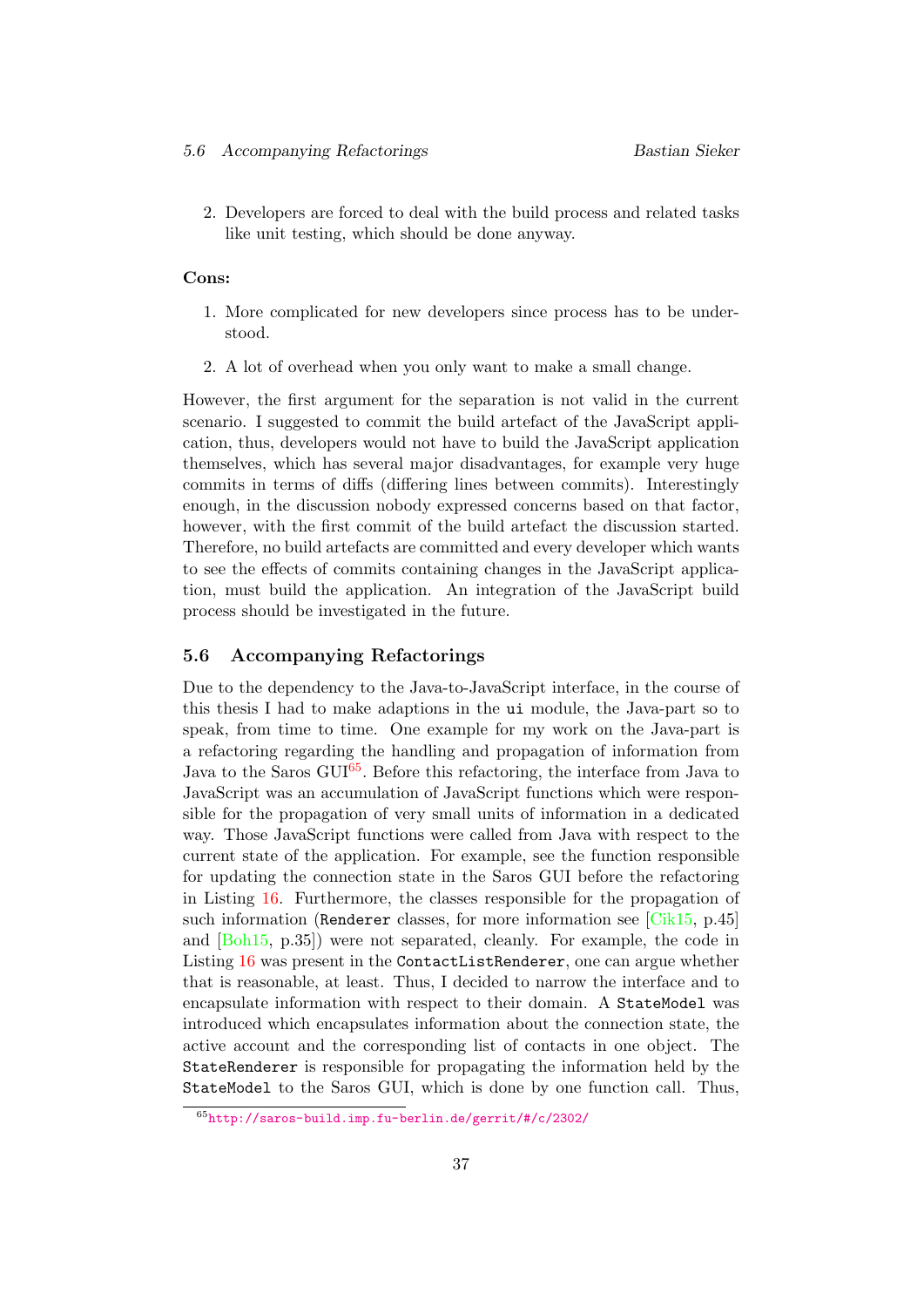2. Developers are forced to deal with the build process and related tasks like unit testing, which should be done anyway.

**Cons:**

1. More complicated for new developers since process has to be understood.
2. A lot of overhead when you only want to make a small change.

However, the first argument for the separation is not valid in the current scenario. I suggested to commit the build artefact of the JavaScript application, thus, developers would not have to build the JavaScript application themselves, which has several major disadvantages, for example very huge commits in terms of diffs (differing lines between commits). Interestingly enough, in the discussion nobody expressed concerns based on that factor, however, with the first commit of the build artefact the discussion started. Therefore, no build artefacts are committed and every developer which wants to see the effects of commits containing changes in the JavaScript application, must build the application. An integration of the JavaScript build process should be investigated in the future.

## 5.6 Accompanying Refactorings

Due to the dependency to the Java-to-JavaScript interface, in the course of this thesis I had to make adaptions in the `ui` module, the Java-part so to speak, from time to time. One example for my work on the Java-part is a refactoring regarding the handling and propagation of information from Java to the Saros GUI[65]. Before this refactoring, the interface from Java to JavaScript was an accumulation of JavaScript functions which were responsible for the propagation of very small units of information in a dedicated way. Those JavaScript functions were called from Java with respect to the current state of the application. For example, see the function responsible for updating the connection state in the Saros GUI before the refactoring in Listing 16. Furthermore, the classes responsible for the propagation of such information (`Renderer` classes, for more information see [Cik15, p.45] and [Boh15, p.35]) were not separated, cleanly. For example, the code in Listing 16 was present in the `ContactListRenderer`, one can argue whether that is reasonable, at least. Thus, I decided to narrow the interface and to encapsulate information with respect to their domain. A `StateModel` was introduced which encapsulates information about the connection state, the active account and the corresponding list of contacts in one object. The `StateRenderer` is responsible for propagating the information held by the `StateModel` to the Saros GUI, which is done by one function call. Thus,

[65] http://saros-build.imp.fu-berlin.de/gerrit/#/c/2302/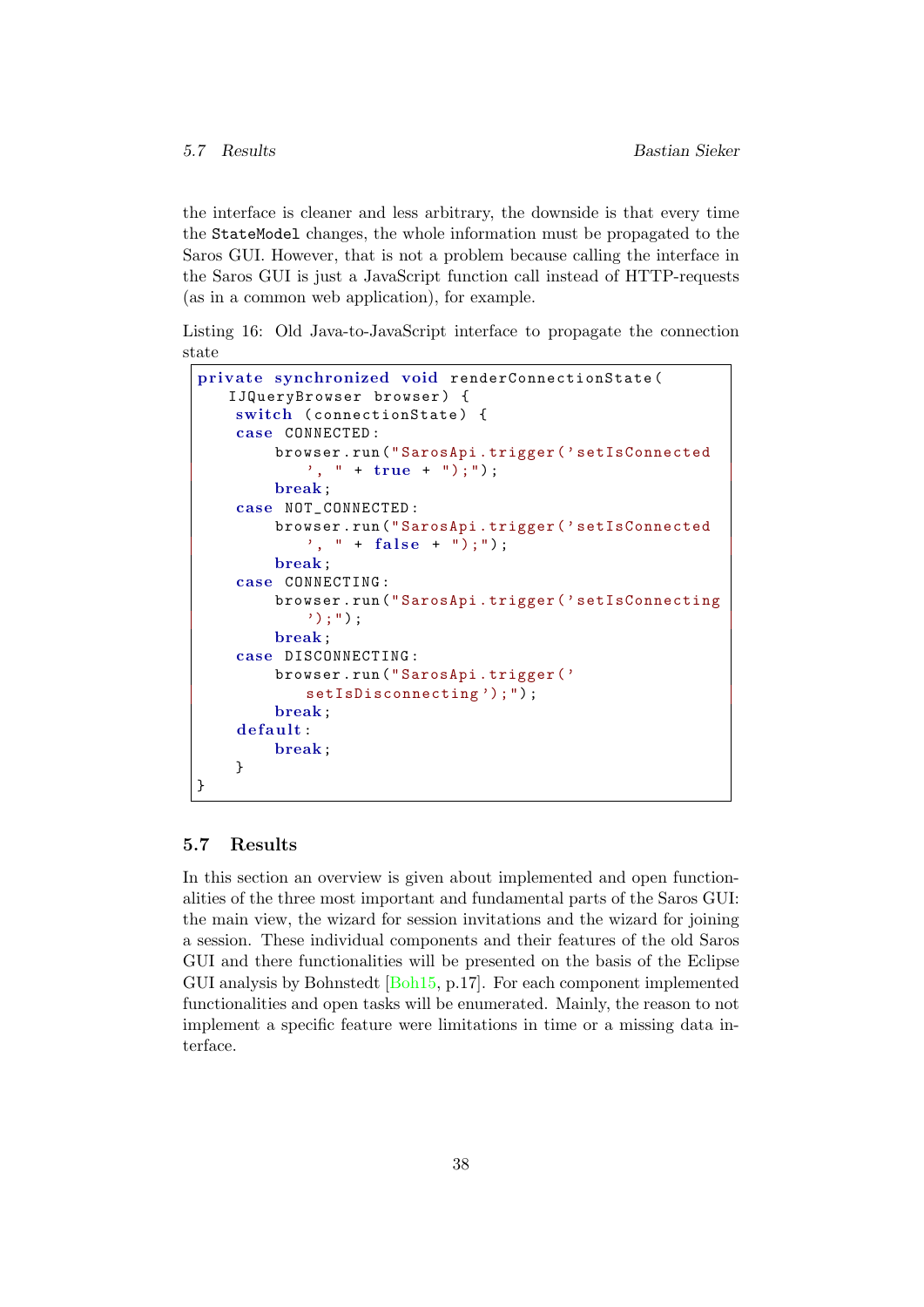the interface is cleaner and less arbitrary, the downside is that every time the `StateModel` changes, the whole information must be propagated to the Saros GUI. However, that is not a problem because calling the interface in the Saros GUI is just a JavaScript function call instead of HTTP-requests (as in a common web application), for example.

Listing 16: Old Java-to-JavaScript interface to propagate the connection state

```
private synchronized void renderConnectionState(
    IJQueryBrowser browser) {
     switch (connectionState) {
     case CONNECTED:
         browser.run("SarosApi.trigger('setIsConnected
            ', " + true + ");");
         break;
     case NOT_CONNECTED:
         browser.run("SarosApi.trigger('setIsConnected
            ', " + false + ");");
         break;
     case CONNECTING:
         browser.run("SarosApi.trigger('setIsConnecting
            ');");
         break;
     case DISCONNECTING:
         browser.run("SarosApi.trigger('
            setIsDisconnecting');");
         break;
     default:
         break;
     }
}
```

## 5.7 Results

In this section an overview is given about implemented and open functionalities of the three most important and fundamental parts of the Saros GUI: the main view, the wizard for session invitations and the wizard for joining a session. These individual components and their features of the old Saros GUI and there functionalities will be presented on the basis of the Eclipse GUI analysis by Bohnstedt [Boh15, p.17]. For each component implemented functionalities and open tasks will be enumerated. Mainly, the reason to not implement a specific feature were limitations in time or a missing data interface.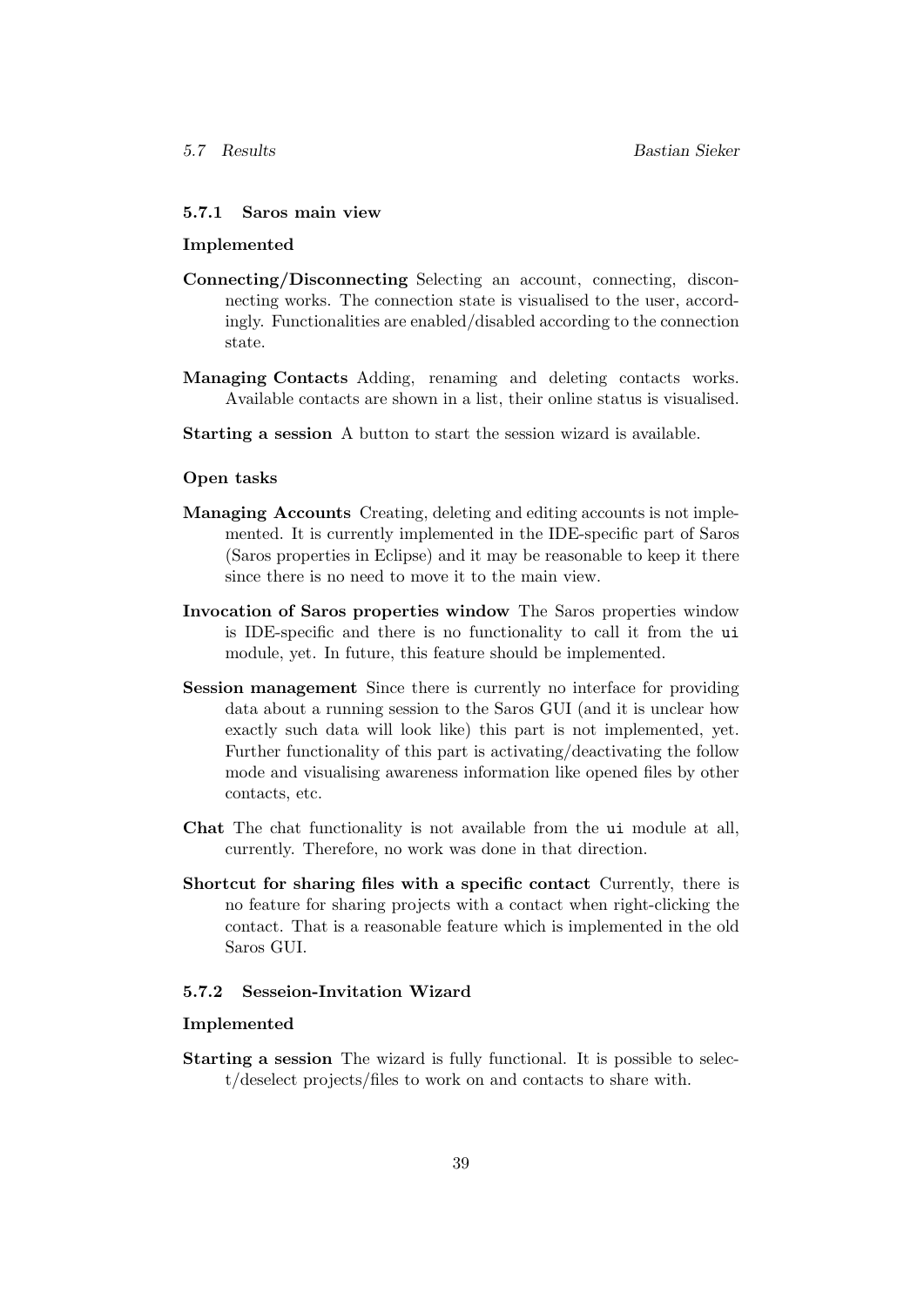### 5.7.1 Saros main view

#### Implemented

**Connecting/Disconnecting** Selecting an account, connecting, disconnecting works. The connection state is visualised to the user, accordingly. Functionalities are enabled/disabled according to the connection state.

**Managing Contacts** Adding, renaming and deleting contacts works. Available contacts are shown in a list, their online status is visualised.

**Starting a session** A button to start the session wizard is available.

#### Open tasks

**Managing Accounts** Creating, deleting and editing accounts is not implemented. It is currently implemented in the IDE-specific part of Saros (Saros properties in Eclipse) and it may be reasonable to keep it there since there is no need to move it to the main view.

**Invocation of Saros properties window** The Saros properties window is IDE-specific and there is no functionality to call it from the `ui` module, yet. In future, this feature should be implemented.

**Session management** Since there is currently no interface for providing data about a running session to the Saros GUI (and it is unclear how exactly such data will look like) this part is not implemented, yet. Further functionality of this part is activating/deactivating the follow mode and visualising awareness information like opened files by other contacts, etc.

**Chat** The chat functionality is not available from the `ui` module at all, currently. Therefore, no work was done in that direction.

**Shortcut for sharing files with a specific contact** Currently, there is no feature for sharing projects with a contact when right-clicking the contact. That is a reasonable feature which is implemented in the old Saros GUI.

### 5.7.2 Sesseion-Invitation Wizard

#### Implemented

**Starting a session** The wizard is fully functional. It is possible to select/deselect projects/files to work on and contacts to share with.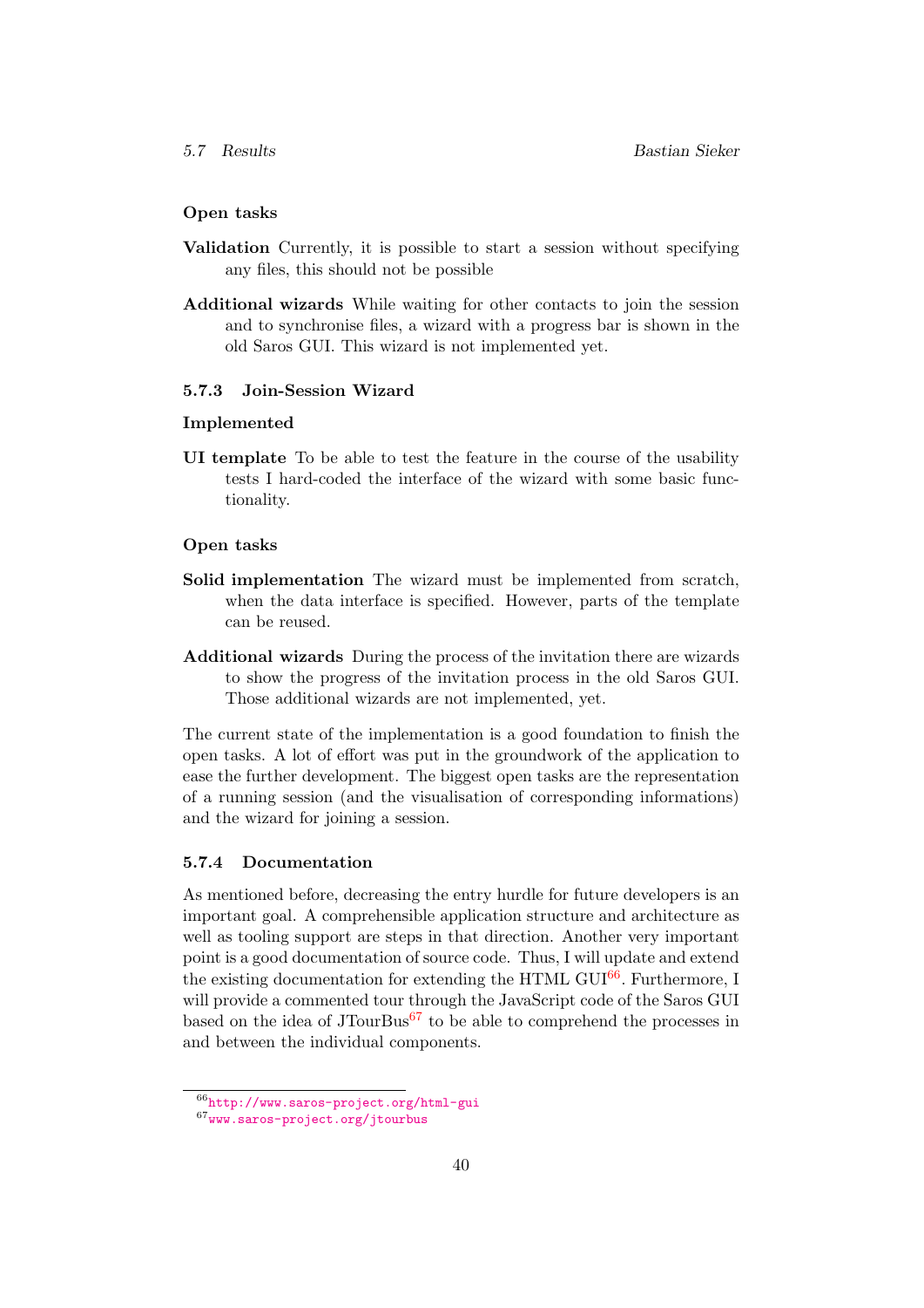#### Open tasks

**Validation** Currently, it is possible to start a session without specifying any files, this should not be possible

**Additional wizards** While waiting for other contacts to join the session and to synchronise files, a wizard with a progress bar is shown in the old Saros GUI. This wizard is not implemented yet.

### 5.7.3 Join-Session Wizard

#### Implemented

**UI template** To be able to test the feature in the course of the usability tests I hard-coded the interface of the wizard with some basic functionality.

#### Open tasks

**Solid implementation** The wizard must be implemented from scratch, when the data interface is specified. However, parts of the template can be reused.

**Additional wizards** During the process of the invitation there are wizards to show the progress of the invitation process in the old Saros GUI. Those additional wizards are not implemented, yet.

The current state of the implementation is a good foundation to finish the open tasks. A lot of effort was put in the groundwork of the application to ease the further development. The biggest open tasks are the representation of a running session (and the visualisation of corresponding informations) and the wizard for joining a session.

### 5.7.4 Documentation

As mentioned before, decreasing the entry hurdle for future developers is an important goal. A comprehensible application structure and architecture as well as tooling support are steps in that direction. Another very important point is a good documentation of source code. Thus, I will update and extend the existing documentation for extending the HTML GUI[66]. Furthermore, I will provide a commented tour through the JavaScript code of the Saros GUI based on the idea of JTourBus[67] to be able to comprehend the processes in and between the individual components.

---

[66] http://www.saros-project.org/html-gui

[67] www.saros-project.org/jtourbus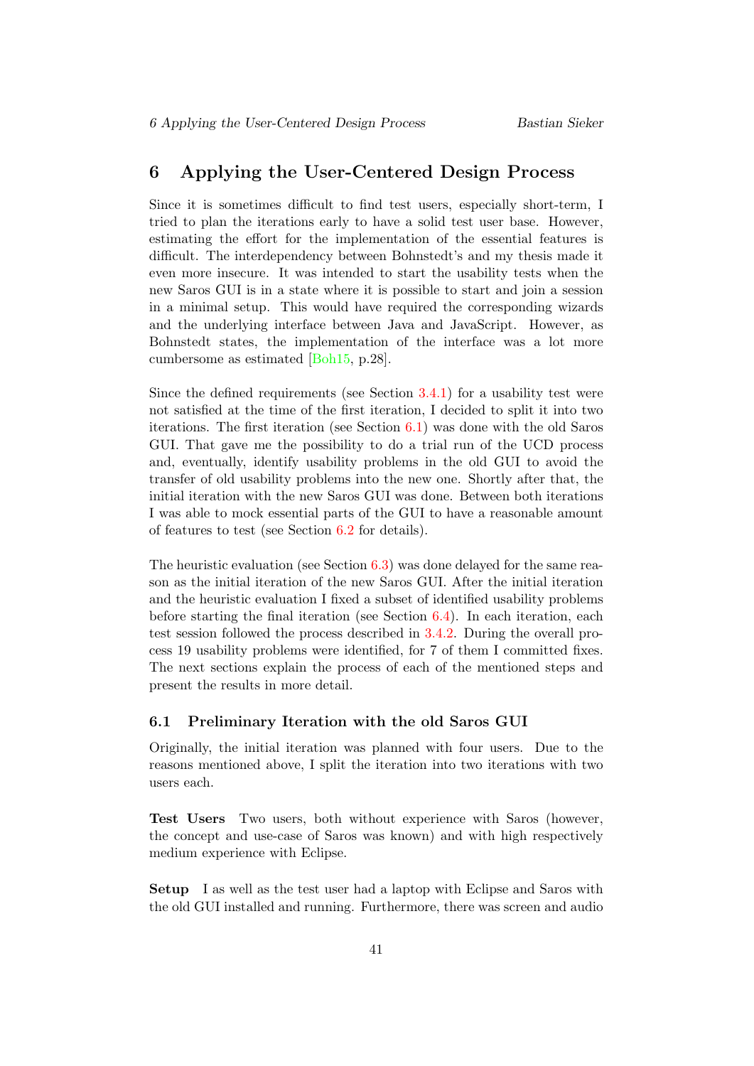# 6 Applying the User-Centered Design Process

Since it is sometimes difficult to find test users, especially short-term, I tried to plan the iterations early to have a solid test user base. However, estimating the effort for the implementation of the essential features is difficult. The interdependency between Bohnstedt's and my thesis made it even more insecure. It was intended to start the usability tests when the new Saros GUI is in a state where it is possible to start and join a session in a minimal setup. This would have required the corresponding wizards and the underlying interface between Java and JavaScript. However, as Bohnstedt states, the implementation of the interface was a lot more cumbersome as estimated [Boh15, p.28].

Since the defined requirements (see Section 3.4.1) for a usability test were not satisfied at the time of the first iteration, I decided to split it into two iterations. The first iteration (see Section 6.1) was done with the old Saros GUI. That gave me the possibility to do a trial run of the UCD process and, eventually, identify usability problems in the old GUI to avoid the transfer of old usability problems into the new one. Shortly after that, the initial iteration with the new Saros GUI was done. Between both iterations I was able to mock essential parts of the GUI to have a reasonable amount of features to test (see Section 6.2 for details).

The heuristic evaluation (see Section 6.3) was done delayed for the same reason as the initial iteration of the new Saros GUI. After the initial iteration and the heuristic evaluation I fixed a subset of identified usability problems before starting the final iteration (see Section 6.4). In each iteration, each test session followed the process described in 3.4.2. During the overall process 19 usability problems were identified, for 7 of them I committed fixes. The next sections explain the process of each of the mentioned steps and present the results in more detail.

## 6.1 Preliminary Iteration with the old Saros GUI

Originally, the initial iteration was planned with four users. Due to the reasons mentioned above, I split the iteration into two iterations with two users each.

**Test Users** Two users, both without experience with Saros (however, the concept and use-case of Saros was known) and with high respectively medium experience with Eclipse.

**Setup** I as well as the test user had a laptop with Eclipse and Saros with the old GUI installed and running. Furthermore, there was screen and audio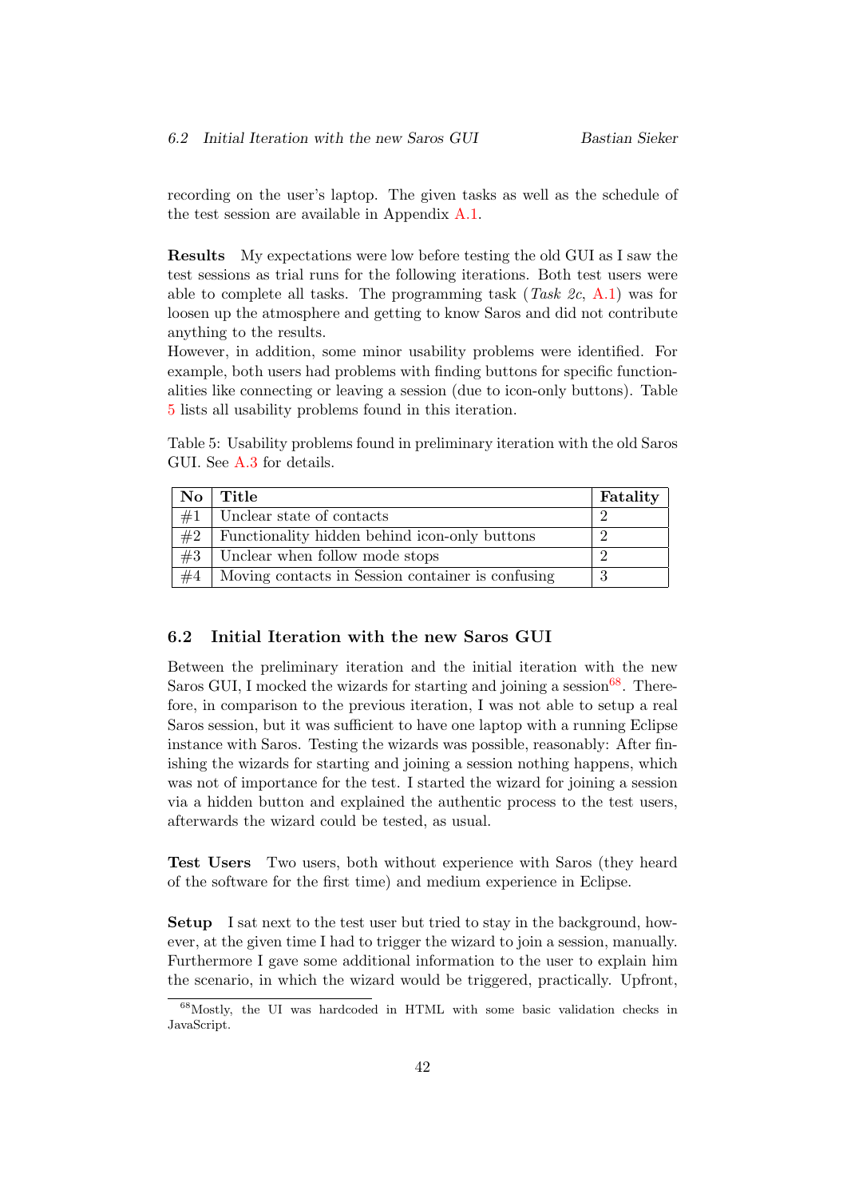recording on the user's laptop. The given tasks as well as the schedule of the test session are available in Appendix A.1.

**Results** My expectations were low before testing the old GUI as I saw the test sessions as trial runs for the following iterations. Both test users were able to complete all tasks. The programming task (*Task 2c*, A.1) was for loosen up the atmosphere and getting to know Saros and did not contribute anything to the results.
However, in addition, some minor usability problems were identified. For example, both users had problems with finding buttons for specific functionalities like connecting or leaving a session (due to icon-only buttons). Table 5 lists all usability problems found in this iteration.

Table 5: Usability problems found in preliminary iteration with the old Saros GUI. See A.3 for details.

| No | Title | Fatality |
|---|---|---|
| #1 | Unclear state of contacts | 2 |
| #2 | Functionality hidden behind icon-only buttons | 2 |
| #3 | Unclear when follow mode stops | 2 |
| #4 | Moving contacts in Session container is confusing | 3 |

### 6.2 Initial Iteration with the new Saros GUI

Between the preliminary iteration and the initial iteration with the new Saros GUI, I mocked the wizards for starting and joining a session[68]. Therefore, in comparison to the previous iteration, I was not able to setup a real Saros session, but it was sufficient to have one laptop with a running Eclipse instance with Saros. Testing the wizards was possible, reasonably: After finishing the wizards for starting and joining a session nothing happens, which was not of importance for the test. I started the wizard for joining a session via a hidden button and explained the authentic process to the test users, afterwards the wizard could be tested, as usual.

**Test Users** Two users, both without experience with Saros (they heard of the software for the first time) and medium experience in Eclipse.

**Setup** I sat next to the test user but tried to stay in the background, however, at the given time I had to trigger the wizard to join a session, manually. Furthermore I gave some additional information to the user to explain him the scenario, in which the wizard would be triggered, practically. Upfront,

[68] Mostly, the UI was hardcoded in HTML with some basic validation checks in JavaScript.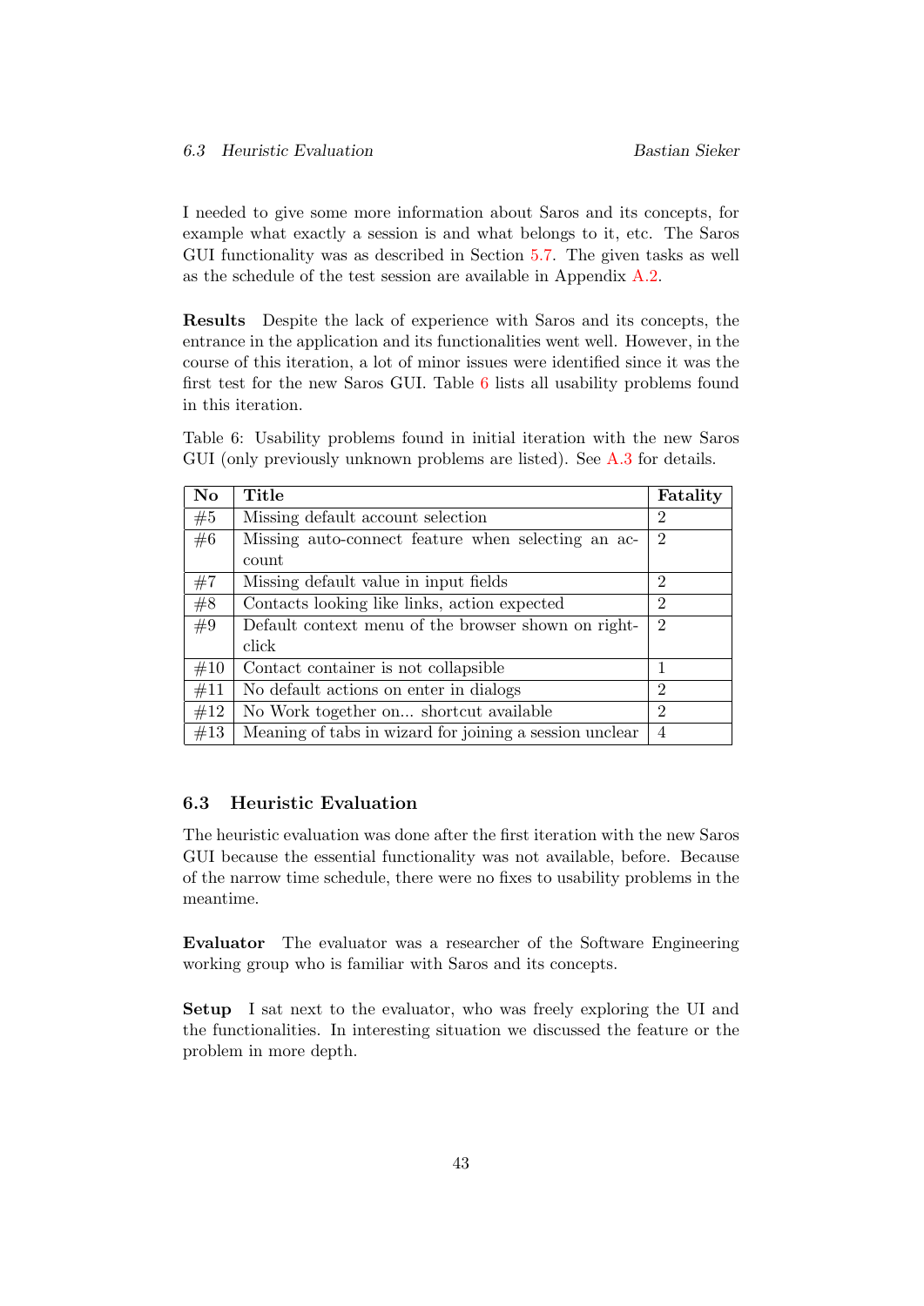I needed to give some more information about Saros and its concepts, for example what exactly a session is and what belongs to it, etc. The Saros GUI functionality was as described in Section 5.7. The given tasks as well as the schedule of the test session are available in Appendix A.2.

**Results** Despite the lack of experience with Saros and its concepts, the entrance in the application and its functionalities went well. However, in the course of this iteration, a lot of minor issues were identified since it was the first test for the new Saros GUI. Table 6 lists all usability problems found in this iteration.

Table 6: Usability problems found in initial iteration with the new Saros GUI (only previously unknown problems are listed). See A.3 for details.

| No | Title | Fatality |
|---|---|---|
| #5 | Missing default account selection | 2 |
| #6 | Missing auto-connect feature when selecting an account | 2 |
| #7 | Missing default value in input fields | 2 |
| #8 | Contacts looking like links, action expected | 2 |
| #9 | Default context menu of the browser shown on right-click | 2 |
| #10 | Contact container is not collapsible | 1 |
| #11 | No default actions on enter in dialogs | 2 |
| #12 | No Work together on... shortcut available | 2 |
| #13 | Meaning of tabs in wizard for joining a session unclear | 4 |

### 6.3 Heuristic Evaluation

The heuristic evaluation was done after the first iteration with the new Saros GUI because the essential functionality was not available, before. Because of the narrow time schedule, there were no fixes to usability problems in the meantime.

**Evaluator** The evaluator was a researcher of the Software Engineering working group who is familiar with Saros and its concepts.

**Setup** I sat next to the evaluator, who was freely exploring the UI and the functionalities. In interesting situation we discussed the feature or the problem in more depth.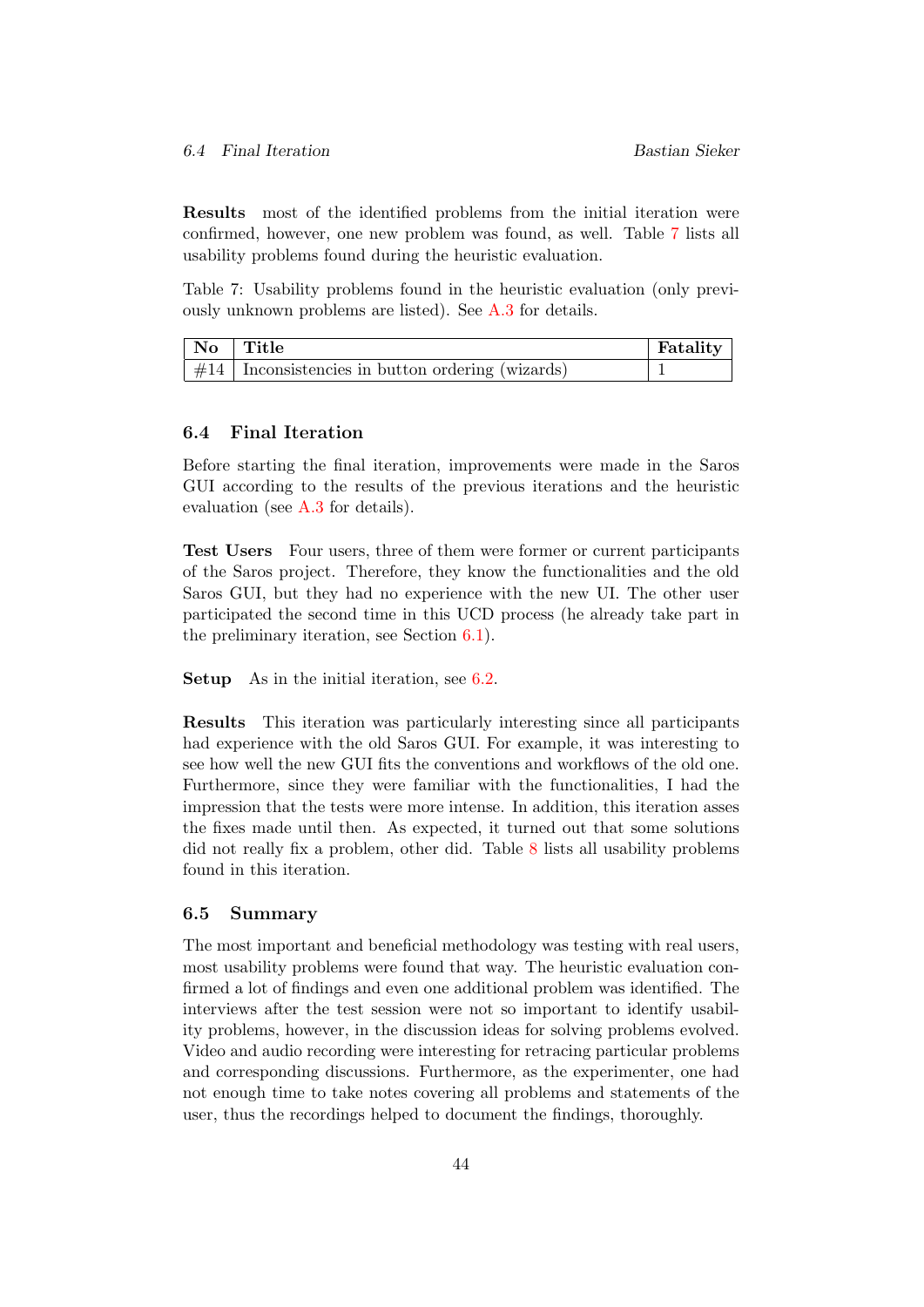**Results** most of the identified problems from the initial iteration were confirmed, however, one new problem was found, as well. Table 7 lists all usability problems found during the heuristic evaluation.

Table 7: Usability problems found in the heuristic evaluation (only previously unknown problems are listed). See A.3 for details.

| No | Title | Fatality |
| --- | --- | --- |
| #14 | Inconsistencies in button ordering (wizards) | 1 |

### 6.4 Final Iteration

Before starting the final iteration, improvements were made in the Saros GUI according to the results of the previous iterations and the heuristic evaluation (see A.3 for details).

**Test Users** Four users, three of them were former or current participants of the Saros project. Therefore, they know the functionalities and the old Saros GUI, but they had no experience with the new UI. The other user participated the second time in this UCD process (he already take part in the preliminary iteration, see Section 6.1).

**Setup** As in the initial iteration, see 6.2.

**Results** This iteration was particularly interesting since all participants had experience with the old Saros GUI. For example, it was interesting to see how well the new GUI fits the conventions and workflows of the old one. Furthermore, since they were familiar with the functionalities, I had the impression that the tests were more intense. In addition, this iteration asses the fixes made until then. As expected, it turned out that some solutions did not really fix a problem, other did. Table 8 lists all usability problems found in this iteration.

### 6.5 Summary

The most important and beneficial methodology was testing with real users, most usability problems were found that way. The heuristic evaluation confirmed a lot of findings and even one additional problem was identified. The interviews after the test session were not so important to identify usability problems, however, in the discussion ideas for solving problems evolved. Video and audio recording were interesting for retracing particular problems and corresponding discussions. Furthermore, as the experimenter, one had not enough time to take notes covering all problems and statements of the user, thus the recordings helped to document the findings, thoroughly.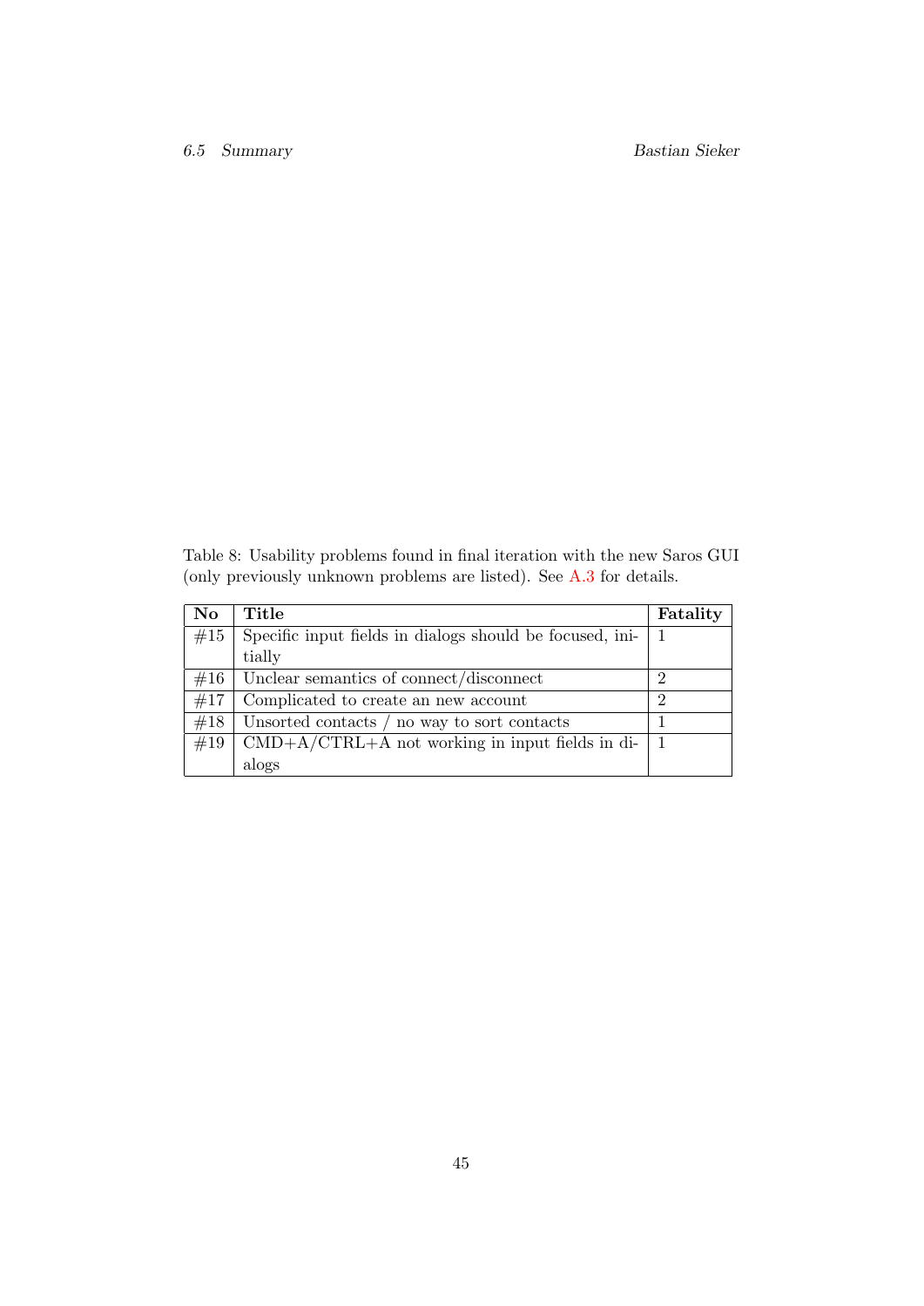Table 8: Usability problems found in final iteration with the new Saros GUI (only previously unknown problems are listed). See A.3 for details.

| No | Title | Fatality |
|---|---|---|
| #15 | Specific input fields in dialogs should be focused, initially | 1 |
| #16 | Unclear semantics of connect/disconnect | 2 |
| #17 | Complicated to create an new account | 2 |
| #18 | Unsorted contacts / no way to sort contacts | 1 |
| #19 | CMD+A/CTRL+A not working in input fields in dialogs | 1 |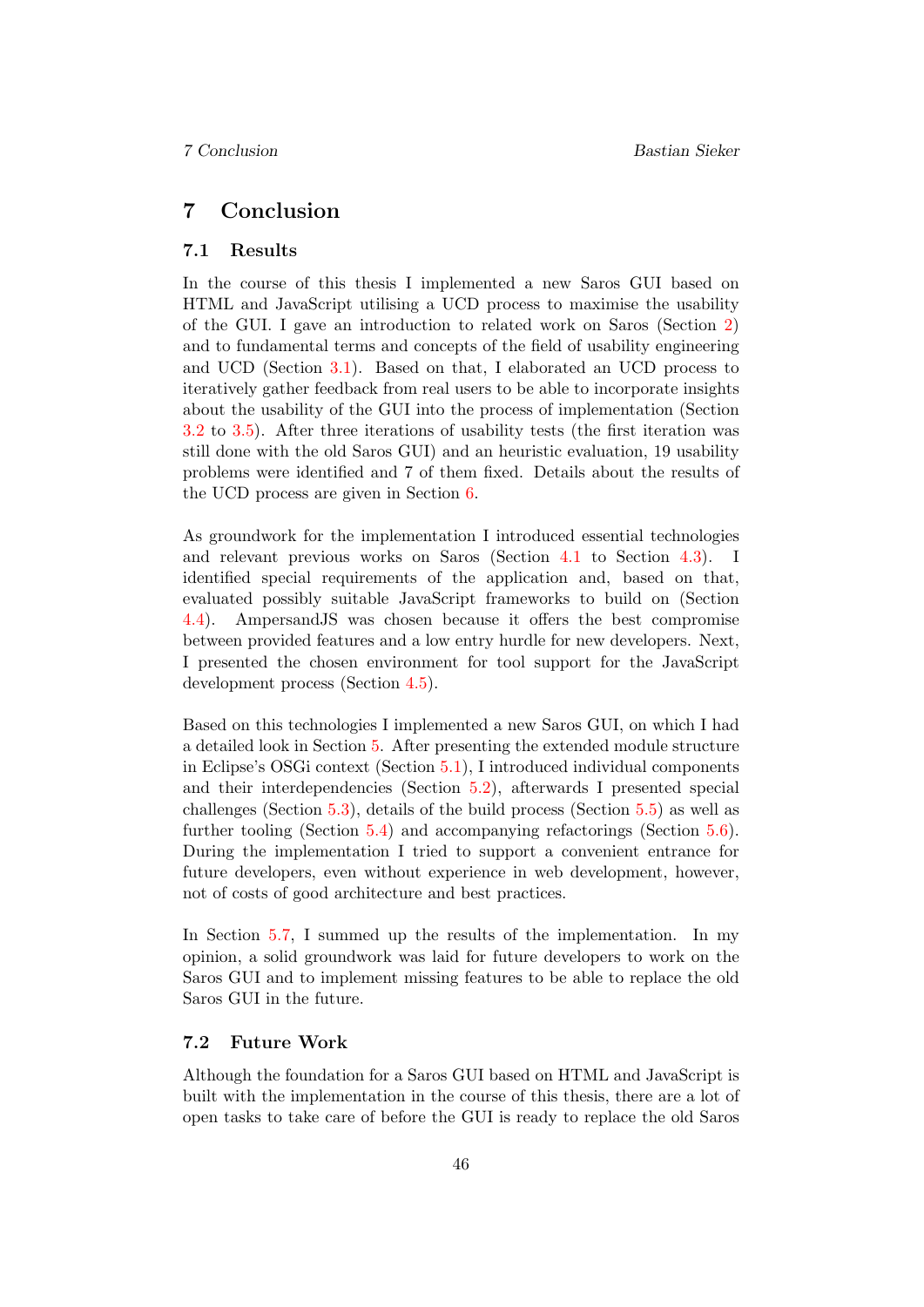# 7 Conclusion

## 7.1 Results

In the course of this thesis I implemented a new Saros GUI based on HTML and JavaScript utilising a UCD process to maximise the usability of the GUI. I gave an introduction to related work on Saros (Section 2) and to fundamental terms and concepts of the field of usability engineering and UCD (Section 3.1). Based on that, I elaborated an UCD process to iteratively gather feedback from real users to be able to incorporate insights about the usability of the GUI into the process of implementation (Section 3.2 to 3.5). After three iterations of usability tests (the first iteration was still done with the old Saros GUI) and an heuristic evaluation, 19 usability problems were identified and 7 of them fixed. Details about the results of the UCD process are given in Section 6.

As groundwork for the implementation I introduced essential technologies and relevant previous works on Saros (Section 4.1 to Section 4.3). I identified special requirements of the application and, based on that, evaluated possibly suitable JavaScript frameworks to build on (Section 4.4). AmpersandJS was chosen because it offers the best compromise between provided features and a low entry hurdle for new developers. Next, I presented the chosen environment for tool support for the JavaScript development process (Section 4.5).

Based on this technologies I implemented a new Saros GUI, on which I had a detailed look in Section 5. After presenting the extended module structure in Eclipse's OSGi context (Section 5.1), I introduced individual components and their interdependencies (Section 5.2), afterwards I presented special challenges (Section 5.3), details of the build process (Section 5.5) as well as further tooling (Section 5.4) and accompanying refactorings (Section 5.6). During the implementation I tried to support a convenient entrance for future developers, even without experience in web development, however, not of costs of good architecture and best practices.

In Section 5.7, I summed up the results of the implementation. In my opinion, a solid groundwork was laid for future developers to work on the Saros GUI and to implement missing features to be able to replace the old Saros GUI in the future.

## 7.2 Future Work

Although the foundation for a Saros GUI based on HTML and JavaScript is built with the implementation in the course of this thesis, there are a lot of open tasks to take care of before the GUI is ready to replace the old Saros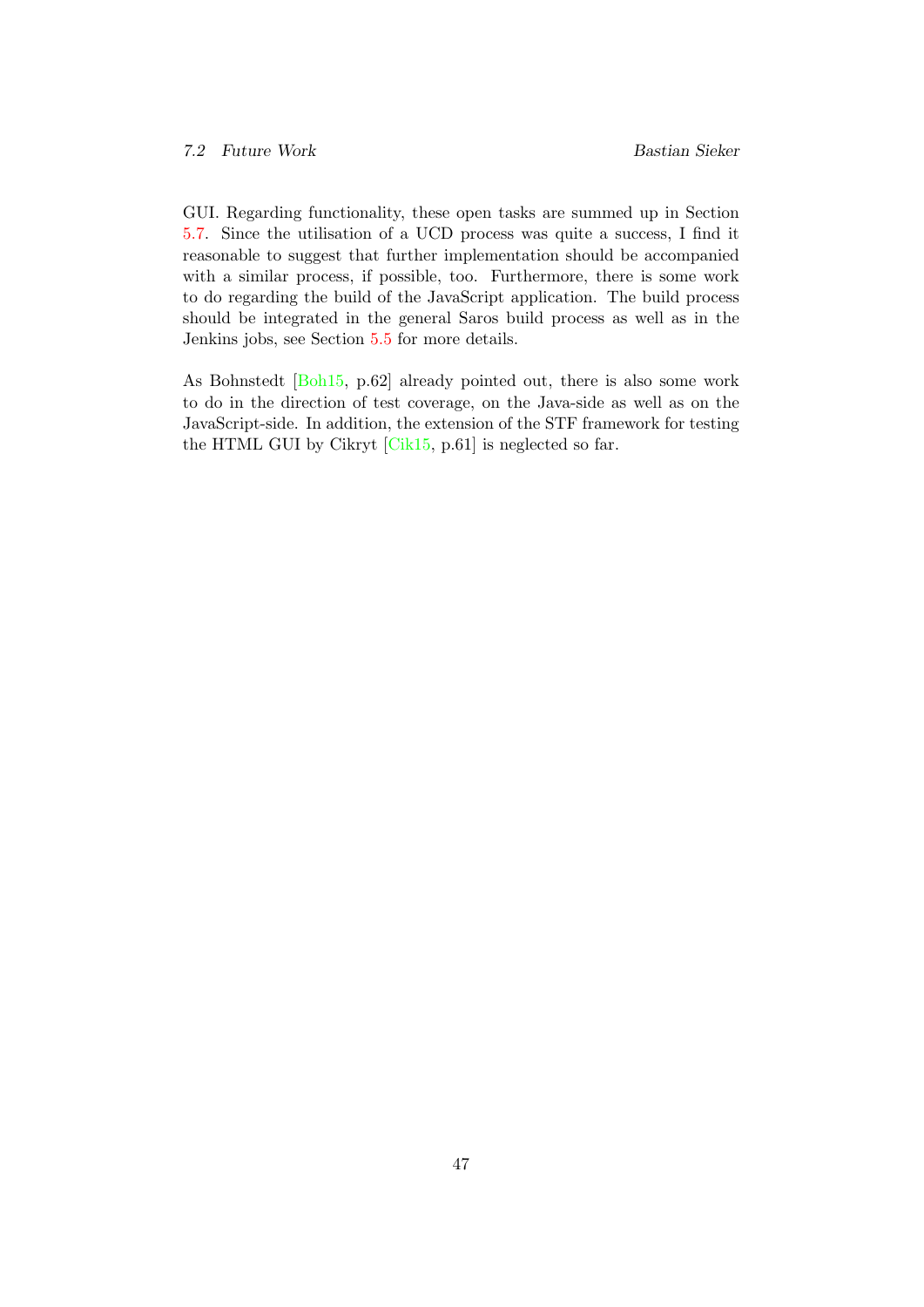GUI. Regarding functionality, these open tasks are summed up in Section 5.7. Since the utilisation of a UCD process was quite a success, I find it reasonable to suggest that further implementation should be accompanied with a similar process, if possible, too. Furthermore, there is some work to do regarding the build of the JavaScript application. The build process should be integrated in the general Saros build process as well as in the Jenkins jobs, see Section 5.5 for more details.

As Bohnstedt [Boh15, p.62] already pointed out, there is also some work to do in the direction of test coverage, on the Java-side as well as on the JavaScript-side. In addition, the extension of the STF framework for testing the HTML GUI by Cikryt [Cik15, p.61] is neglected so far.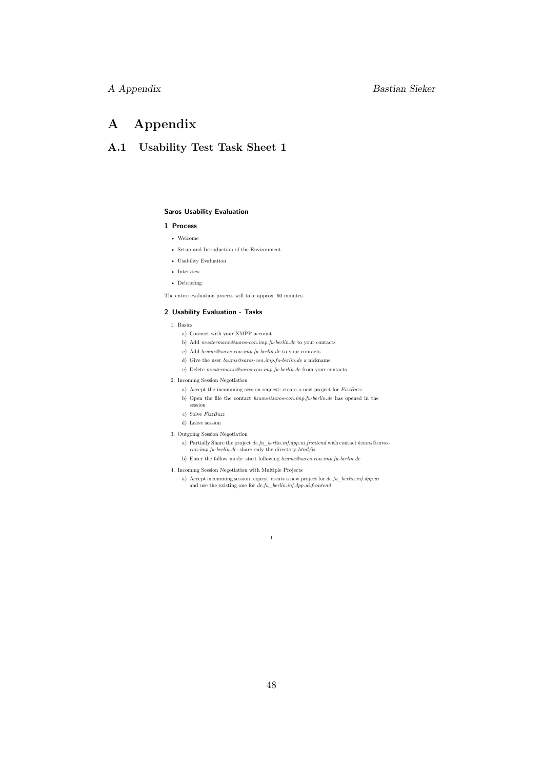# A Appendix

## A.1 Usability Test Task Sheet 1

### Saros Usability Evaluation

#### 1 Process

- Welcome
- Setup and Introduction of the Environment
- Usability Evaluation
- Interview
- Debriefing

The entire evaluation process will take approx. 60 minutes.

#### 2 Usability Evaluation - Tasks

1. Basics
   a) Connect with your XMPP account
   b) Add *mustermann@saros-con.imp.fu-berlin.de* to your contacts
   c) Add *bzums@saros-con.imp.fu-berlin.de* to your contacts
   d) Give the user *bzums@saros-con.imp.fu-berlin.de* a nickname
   e) Delete *mustermann@saros-con.imp.fu-berlin.de* from your contacts
2. Incoming Session Negotiation
   a) Accept the incomming session request: create a new project for *FizzBuzz*
   b) Open the file the contact *bzums@saros-con.imp.fu-berlin.de* has opened in the session
   c) Solve *FizzBuzz*
   d) Leave session
3. Outgoing Session Negotiation
   a) Partially Share the project *de.fu_berlin.inf.dpp.ui.frontend* with contact *bzums@saros-con.imp.fu-berlin.de*: share only the directory *html/js*
   b) Enter the follow mode: start following *bzums@saros-con.imp.fu-berlin.de*
4. Incoming Session Negotiation with Multiple Projects
   a) Accept incomming session request: create a new project for *de.fu_berlin.inf.dpp.ui* and use the existing one for *de.fu_berlin.inf.dpp.ui.frontend*

1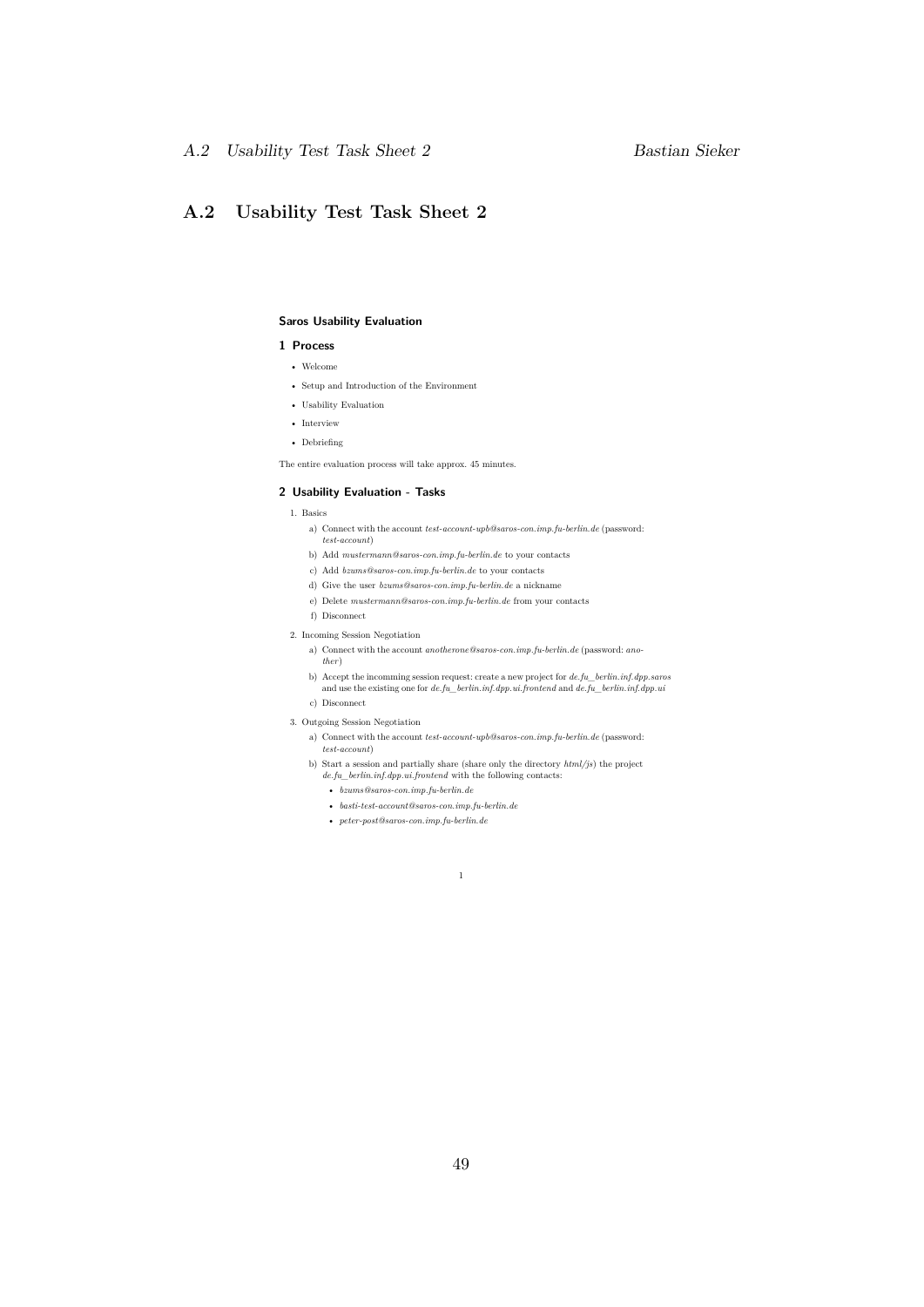## A.2 Usability Test Task Sheet 2

### Saros Usability Evaluation

#### 1 Process

- Welcome
- Setup and Introduction of the Environment
- Usability Evaluation
- Interview
- Debriefing

The entire evaluation process will take approx. 45 minutes.

#### 2 Usability Evaluation - Tasks

1. Basics
   a) Connect with the account *test-account-upb@saros-con.imp.fu-berlin.de* (password: *test-account*)
   b) Add *mustermann@saros-con.imp.fu-berlin.de* to your contacts
   c) Add *bzums@saros-con.imp.fu-berlin.de* to your contacts
   d) Give the user *bzums@saros-con.imp.fu-berlin.de* a nickname
   e) Delete *mustermann@saros-con.imp.fu-berlin.de* from your contacts
   f) Disconnect
2. Incoming Session Negotiation
   a) Connect with the account *anotherone@saros-con.imp.fu-berlin.de* (password: *another*)
   b) Accept the incomming session request: create a new project for *de.fu_berlin.inf.dpp.saros* and use the existing one for *de.fu_berlin.inf.dpp.ui.frontend* and *de.fu_berlin.inf.dpp.ui*
   c) Disconnect
3. Outgoing Session Negotiation
   a) Connect with the account *test-account-upb@saros-con.imp.fu-berlin.de* (password: *test-account*)
   b) Start a session and partially share (share only the directory *html/js*) the project *de.fu_berlin.inf.dpp.ui.frontend* with the following contacts:
      - *bzums@saros-con.imp.fu-berlin.de*
      - *basti-test-account@saros-con.imp.fu-berlin.de*
      - *peter-post@saros-con.imp.fu-berlin.de*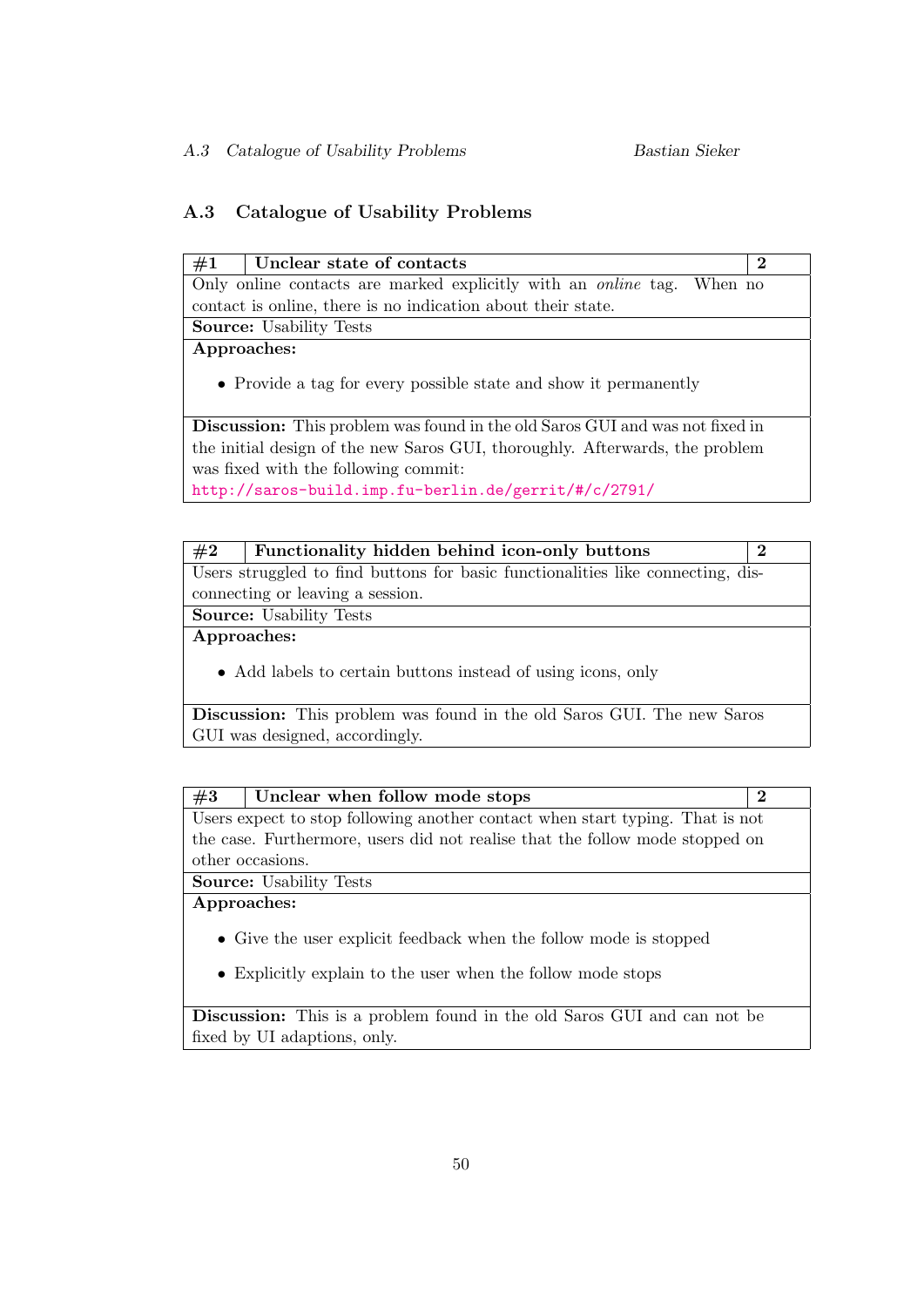## A.3 Catalogue of Usability Problems

| #1 | Unclear state of contacts | 2 |
|---|---|---|
| Only online contacts are marked explicitly with an *online* tag. When no contact is online, there is no indication about their state. | | |
| **Source:** Usability Tests | | |
| **Approaches:**<br><br>• Provide a tag for every possible state and show it permanently | | |
| **Discussion:** This problem was found in the old Saros GUI and was not fixed in the initial design of the new Saros GUI, thoroughly. Afterwards, the problem was fixed with the following commit:<br>http://saros-build.imp.fu-berlin.de/gerrit/#/c/2791/ | | |

| #2 | Functionality hidden behind icon-only buttons | 2 |
|---|---|---|
| Users struggled to find buttons for basic functionalities like connecting, disconnecting or leaving a session. | | |
| **Source:** Usability Tests | | |
| **Approaches:**<br><br>• Add labels to certain buttons instead of using icons, only | | |
| **Discussion:** This problem was found in the old Saros GUI. The new Saros GUI was designed, accordingly. | | |

| #3 | Unclear when follow mode stops | 2 |
|---|---|---|
| Users expect to stop following another contact when start typing. That is not the case. Furthermore, users did not realise that the follow mode stopped on other occasions. | | |
| **Source:** Usability Tests | | |
| **Approaches:**<br><br>• Give the user explicit feedback when the follow mode is stopped<br><br>• Explicitly explain to the user when the follow mode stops | | |
| **Discussion:** This is a problem found in the old Saros GUI and can not be fixed by UI adaptions, only. | | |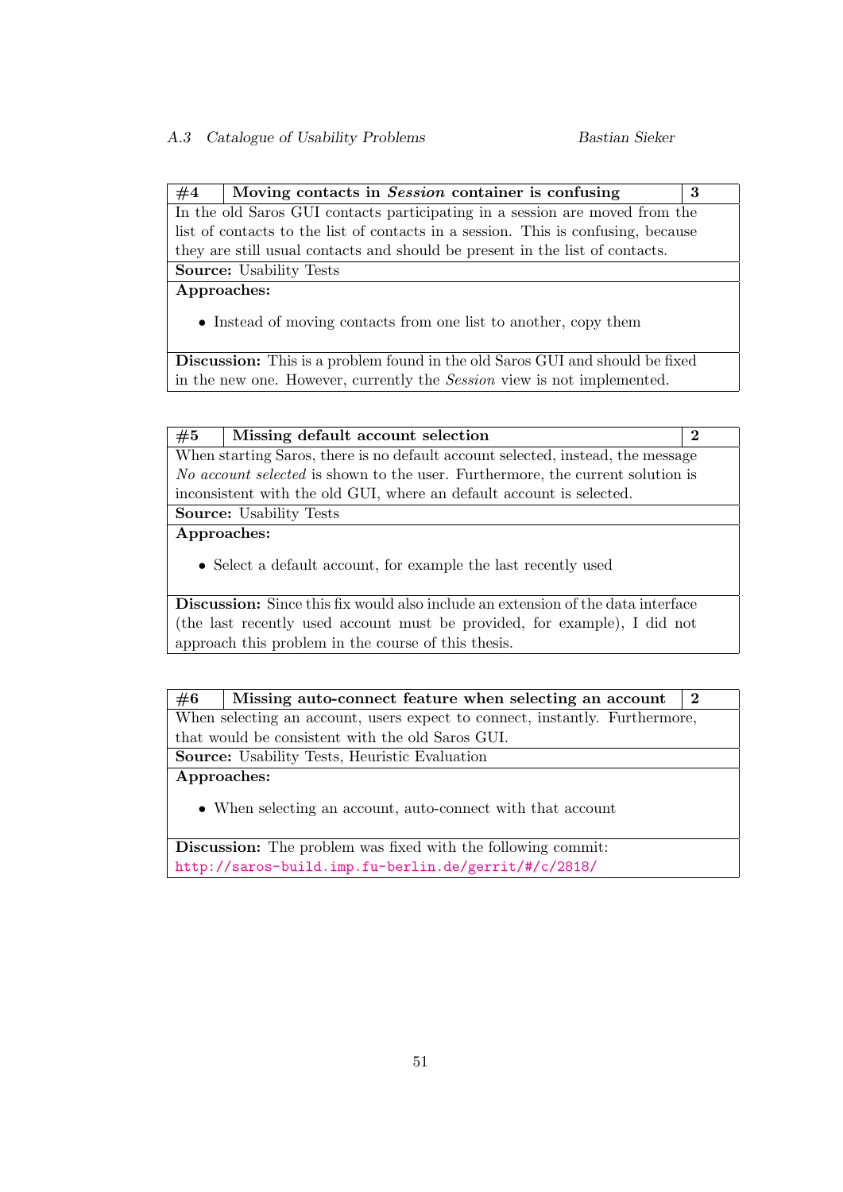| #4 | **Moving contacts in *Session* container is confusing** | **3** |
|---|---|---|
| In the old Saros GUI contacts participating in a session are moved from the list of contacts to the list of contacts in a session. This is confusing, because they are still usual contacts and should be present in the list of contacts. | | |
| **Source:** Usability Tests | | |
| **Approaches:**<br>• Instead of moving contacts from one list to another, copy them | | |
| **Discussion:** This is a problem found in the old Saros GUI and should be fixed in the new one. However, currently the *Session* view is not implemented. | | |

| #5 | **Missing default account selection** | **2** |
|---|---|---|
| When starting Saros, there is no default account selected, instead, the message *No account selected* is shown to the user. Furthermore, the current solution is inconsistent with the old GUI, where an default account is selected. | | |
| **Source:** Usability Tests | | |
| **Approaches:**<br>• Select a default account, for example the last recently used | | |
| **Discussion:** Since this fix would also include an extension of the data interface (the last recently used account must be provided, for example), I did not approach this problem in the course of this thesis. | | |

| #6 | **Missing auto-connect feature when selecting an account** | **2** |
|---|---|---|
| When selecting an account, users expect to connect, instantly. Furthermore, that would be consistent with the old Saros GUI. | | |
| **Source:** Usability Tests, Heuristic Evaluation | | |
| **Approaches:**<br>• When selecting an account, auto-connect with that account | | |
| **Discussion:** The problem was fixed with the following commit: http://saros-build.imp.fu-berlin.de/gerrit/#/c/2818/ | | |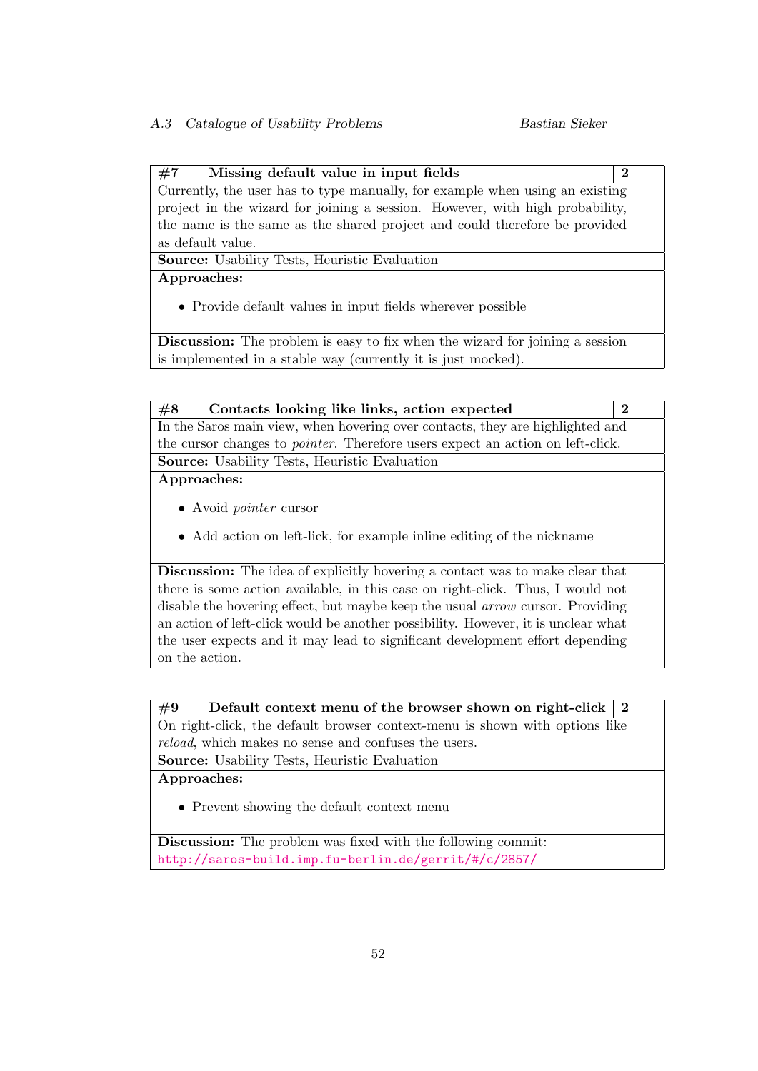| #7 | Missing default value in input fields | 2 |
|---|---|---|

Currently, the user has to type manually, for example when using an existing project in the wizard for joining a session. However, with high probability, the name is the same as the shared project and could therefore be provided as default value.

**Source:** Usability Tests, Heuristic Evaluation

**Approaches:**

- Provide default values in input fields wherever possible

**Discussion:** The problem is easy to fix when the wizard for joining a session is implemented in a stable way (currently it is just mocked).

| #8 | Contacts looking like links, action expected | 2 |
|---|---|---|

In the Saros main view, when hovering over contacts, they are highlighted and the cursor changes to *pointer*. Therefore users expect an action on left-click.

**Source:** Usability Tests, Heuristic Evaluation

**Approaches:**

- Avoid *pointer* cursor
- Add action on left-lick, for example inline editing of the nickname

**Discussion:** The idea of explicitly hovering a contact was to make clear that there is some action available, in this case on right-click. Thus, I would not disable the hovering effect, but maybe keep the usual *arrow* cursor. Providing an action of left-click would be another possibility. However, it is unclear what the user expects and it may lead to significant development effort depending on the action.

| #9 | Default context menu of the browser shown on right-click | 2 |
|---|---|---|

On right-click, the default browser context-menu is shown with options like *reload*, which makes no sense and confuses the users.

**Source:** Usability Tests, Heuristic Evaluation

**Approaches:**

- Prevent showing the default context menu

**Discussion:** The problem was fixed with the following commit: http://saros-build.imp.fu-berlin.de/gerrit/#/c/2857/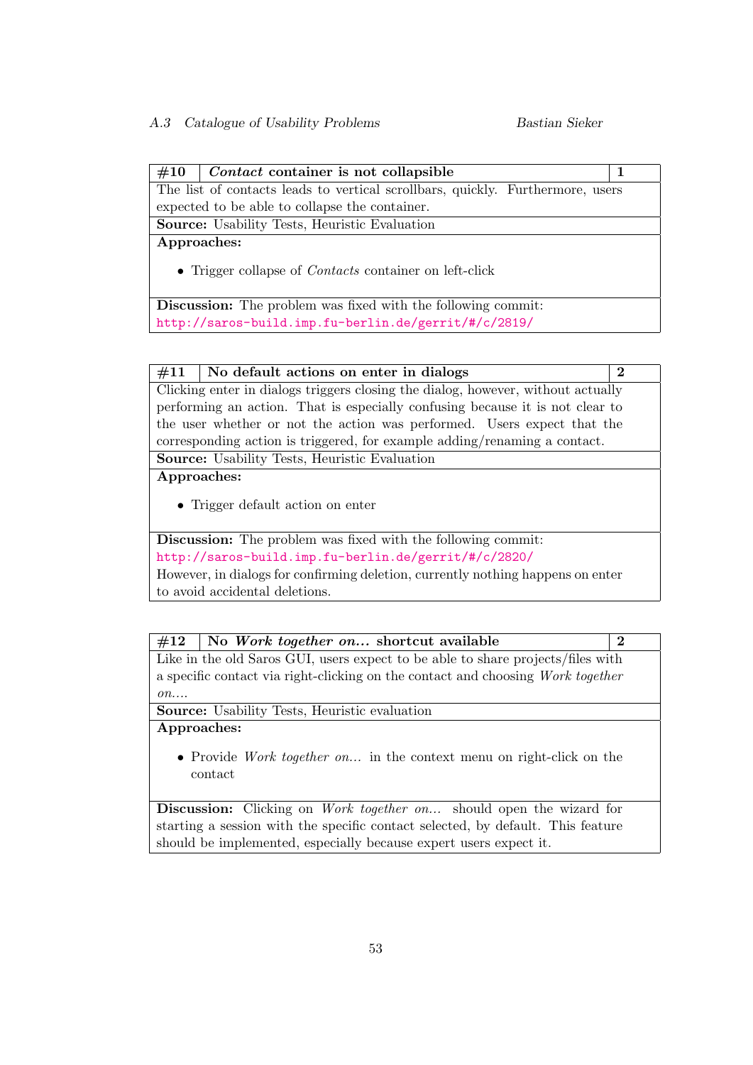| #10 | *Contact* container is not collapsible | 1 |
|---|---|---|
| The list of contacts leads to vertical scrollbars, quickly. Furthermore, users expected to be able to collapse the container. | | |
| **Source:** Usability Tests, Heuristic Evaluation | | |
| **Approaches:**<br>• Trigger collapse of *Contacts* container on left-click | | |
| **Discussion:** The problem was fixed with the following commit: http://saros-build.imp.fu-berlin.de/gerrit/#/c/2819/ | | |

| #11 | No default actions on enter in dialogs | 2 |
|---|---|---|
| Clicking enter in dialogs triggers closing the dialog, however, without actually performing an action. That is especially confusing because it is not clear to the user whether or not the action was performed. Users expect that the corresponding action is triggered, for example adding/renaming a contact. | | |
| **Source:** Usability Tests, Heuristic Evaluation | | |
| **Approaches:**<br>• Trigger default action on enter | | |
| **Discussion:** The problem was fixed with the following commit: http://saros-build.imp.fu-berlin.de/gerrit/#/c/2820/<br>However, in dialogs for confirming deletion, currently nothing happens on enter to avoid accidental deletions. | | |

| #12 | No *Work together on...* shortcut available | 2 |
|---|---|---|
| Like in the old Saros GUI, users expect to be able to share projects/files with a specific contact via right-clicking on the contact and choosing *Work together on...*. | | |
| **Source:** Usability Tests, Heuristic evaluation | | |
| **Approaches:**<br>• Provide *Work together on...* in the context menu on right-click on the contact | | |
| **Discussion:** Clicking on *Work together on...* should open the wizard for starting a session with the specific contact selected, by default. This feature should be implemented, especially because expert users expect it. | | |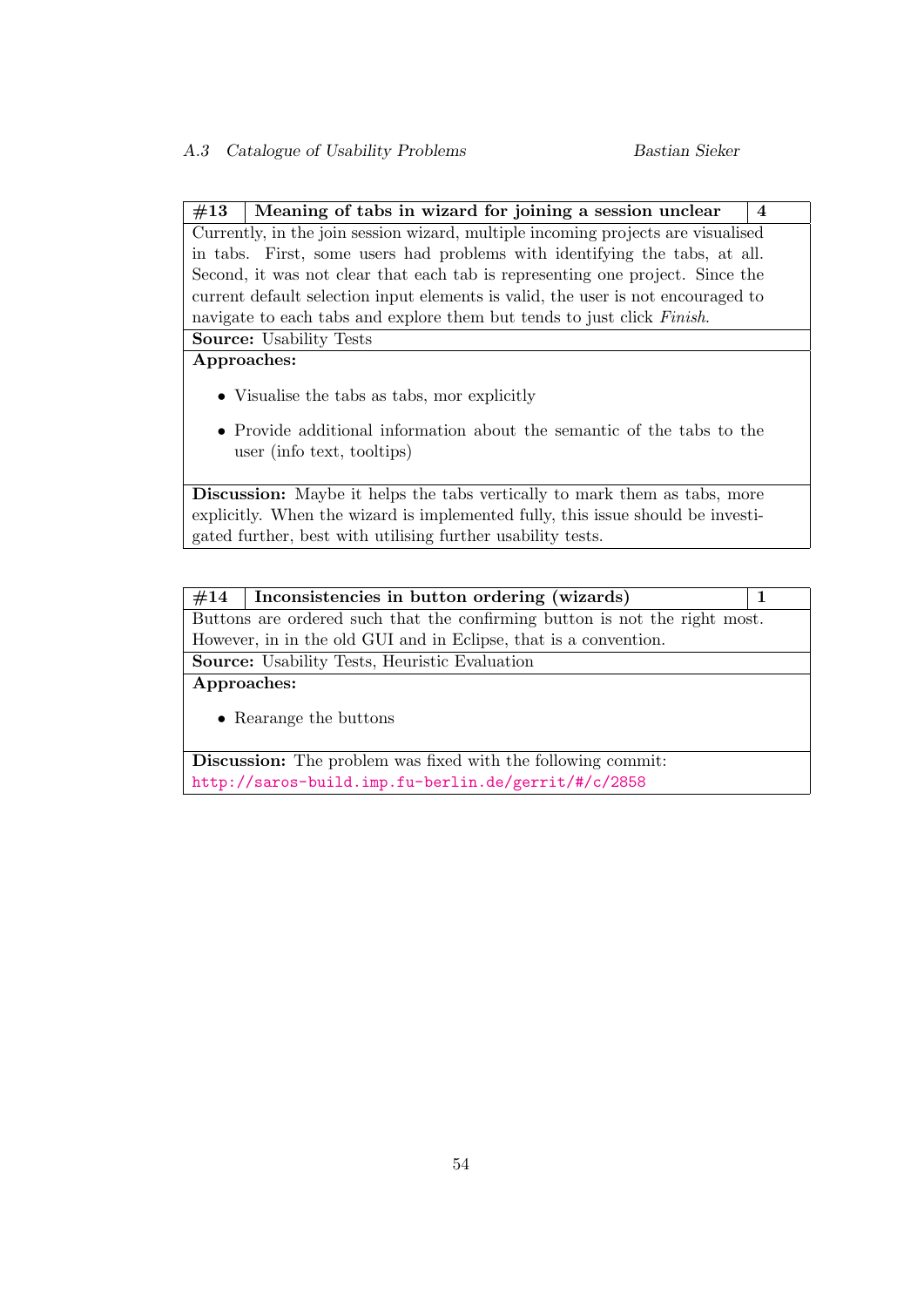| #13 | Meaning of tabs in wizard for joining a session unclear | 4 |
|---|---|---|

Currently, in the join session wizard, multiple incoming projects are visualised in tabs. First, some users had problems with identifying the tabs, at all. Second, it was not clear that each tab is representing one project. Since the current default selection input elements is valid, the user is not encouraged to navigate to each tabs and explore them but tends to just click *Finish*.

**Source:** Usability Tests

**Approaches:**

- Visualise the tabs as tabs, mor explicitly
- Provide additional information about the semantic of the tabs to the user (info text, tooltips)

**Discussion:** Maybe it helps the tabs vertically to mark them as tabs, more explicitly. When the wizard is implemented fully, this issue should be investigated further, best with utilising further usability tests.

| #14 | Inconsistencies in button ordering (wizards) | 1 |
|---|---|---|

Buttons are ordered such that the confirming button is not the right most. However, in in the old GUI and in Eclipse, that is a convention.

**Source:** Usability Tests, Heuristic Evaluation

**Approaches:**

- Rearange the buttons

**Discussion:** The problem was fixed with the following commit:
http://saros-build.imp.fu-berlin.de/gerrit/#/c/2858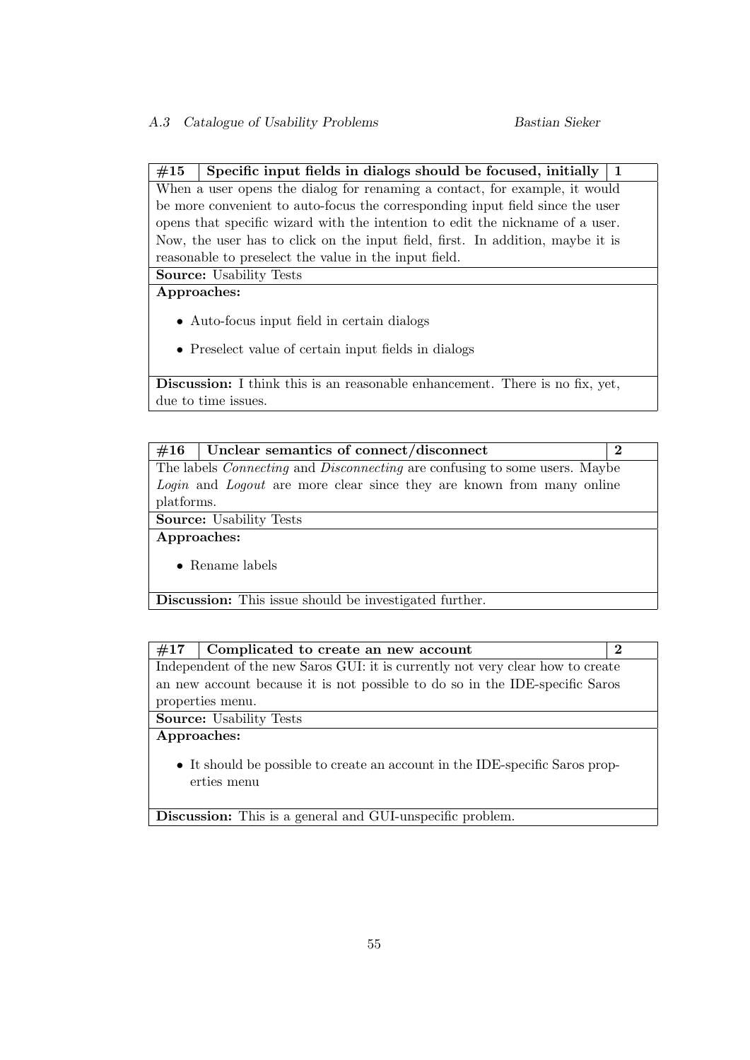| #15 | Specific input fields in dialogs should be focused, initially | 1 |
|---|---|---|

When a user opens the dialog for renaming a contact, for example, it would be more convenient to auto-focus the corresponding input field since the user opens that specific wizard with the intention to edit the nickname of a user. Now, the user has to click on the input field, first. In addition, maybe it is reasonable to preselect the value in the input field.

**Source:** Usability Tests

**Approaches:**

- Auto-focus input field in certain dialogs
- Preselect value of certain input fields in dialogs

**Discussion:** I think this is an reasonable enhancement. There is no fix, yet, due to time issues.

| #16 | Unclear semantics of connect/disconnect | 2 |
|---|---|---|

The labels *Connecting* and *Disconnecting* are confusing to some users. Maybe *Login* and *Logout* are more clear since they are known from many online platforms.

**Source:** Usability Tests

**Approaches:**

- Rename labels

**Discussion:** This issue should be investigated further.

| #17 | Complicated to create an new account | 2 |
|---|---|---|

Independent of the new Saros GUI: it is currently not very clear how to create an new account because it is not possible to do so in the IDE-specific Saros properties menu.

**Source:** Usability Tests

**Approaches:**

- It should be possible to create an account in the IDE-specific Saros properties menu

**Discussion:** This is a general and GUI-unspecific problem.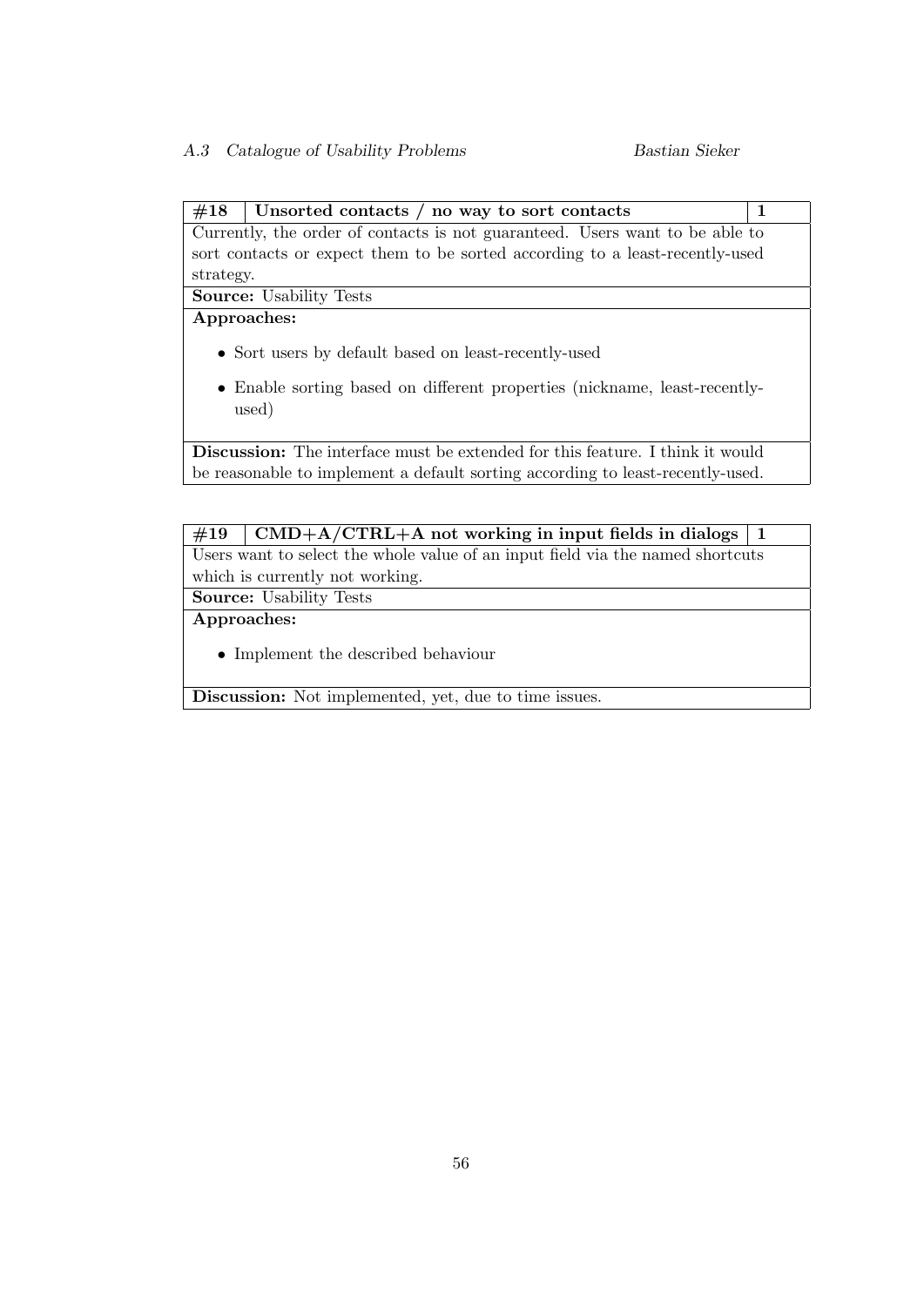| #18 | Unsorted contacts / no way to sort contacts | 1 |
|---|---|---|

Currently, the order of contacts is not guaranteed. Users want to be able to sort contacts or expect them to be sorted according to a least-recently-used strategy.

**Source:** Usability Tests

**Approaches:**

- Sort users by default based on least-recently-used
- Enable sorting based on different properties (nickname, least-recently-used)

**Discussion:** The interface must be extended for this feature. I think it would be reasonable to implement a default sorting according to least-recently-used.

| #19 | CMD+A/CTRL+A not working in input fields in dialogs | 1 |
|---|---|---|

Users want to select the whole value of an input field via the named shortcuts which is currently not working.

**Source:** Usability Tests

**Approaches:**

- Implement the described behaviour

**Discussion:** Not implemented, yet, due to time issues.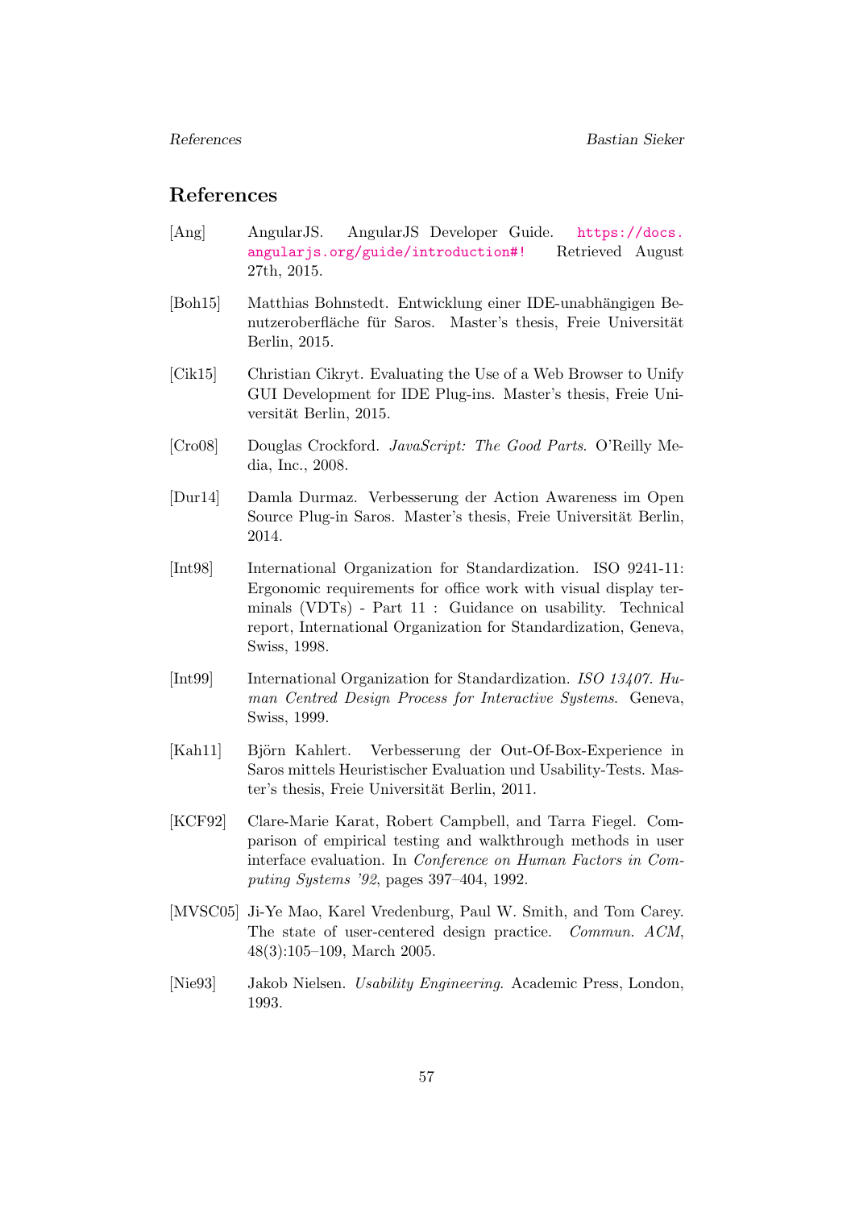# References

[Ang] AngularJS. AngularJS Developer Guide. https://docs.angularjs.org/guide/introduction#! Retrieved August 27th, 2015.

[Boh15] Matthias Bohnstedt. Entwicklung einer IDE-unabhängigen Benutzeroberfläche für Saros. Master's thesis, Freie Universität Berlin, 2015.

[Cik15] Christian Cikryt. Evaluating the Use of a Web Browser to Unify GUI Development for IDE Plug-ins. Master's thesis, Freie Universität Berlin, 2015.

[Cro08] Douglas Crockford. *JavaScript: The Good Parts*. O'Reilly Media, Inc., 2008.

[Dur14] Damla Durmaz. Verbesserung der Action Awareness im Open Source Plug-in Saros. Master's thesis, Freie Universität Berlin, 2014.

[Int98] International Organization for Standardization. ISO 9241-11: Ergonomic requirements for office work with visual display terminals (VDTs) - Part 11 : Guidance on usability. Technical report, International Organization for Standardization, Geneva, Swiss, 1998.

[Int99] International Organization for Standardization. *ISO 13407. Human Centred Design Process for Interactive Systems*. Geneva, Swiss, 1999.

[Kah11] Björn Kahlert. Verbesserung der Out-Of-Box-Experience in Saros mittels Heuristischer Evaluation und Usability-Tests. Master's thesis, Freie Universität Berlin, 2011.

[KCF92] Clare-Marie Karat, Robert Campbell, and Tarra Fiegel. Comparison of empirical testing and walkthrough methods in user interface evaluation. In *Conference on Human Factors in Computing Systems '92*, pages 397–404, 1992.

[MVSC05] Ji-Ye Mao, Karel Vredenburg, Paul W. Smith, and Tom Carey. The state of user-centered design practice. *Commun. ACM*, 48(3):105–109, March 2005.

[Nie93] Jakob Nielsen. *Usability Engineering*. Academic Press, London, 1993.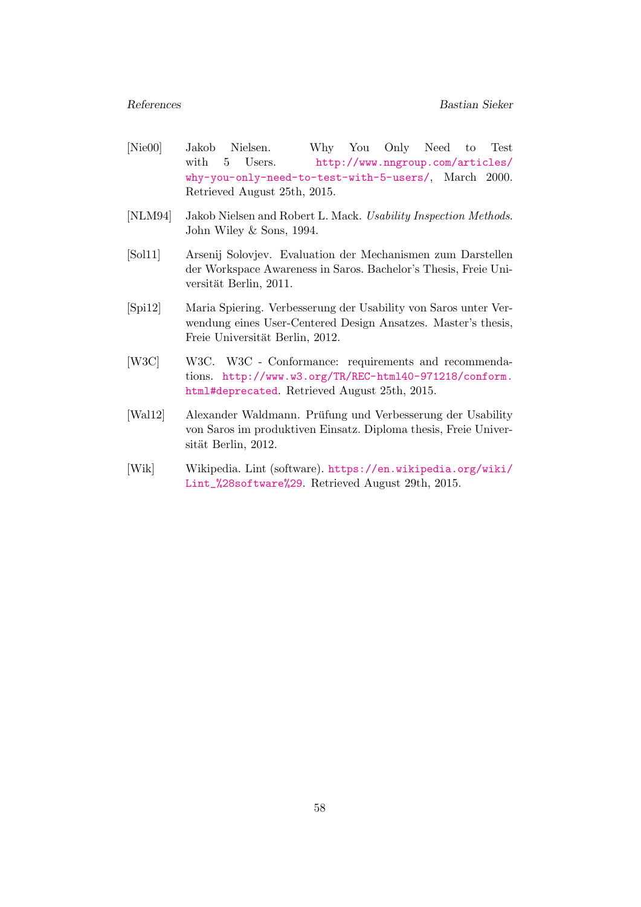[Nie00] Jakob Nielsen. Why You Only Need to Test with 5 Users. http://www.nngroup.com/articles/why-you-only-need-to-test-with-5-users/, March 2000. Retrieved August 25th, 2015.

[NLM94] Jakob Nielsen and Robert L. Mack. *Usability Inspection Methods*. John Wiley & Sons, 1994.

[Sol11] Arsenij Solovjev. Evaluation der Mechanismen zum Darstellen der Workspace Awareness in Saros. Bachelor's Thesis, Freie Universität Berlin, 2011.

[Spi12] Maria Spiering. Verbesserung der Usability von Saros unter Verwendung eines User-Centered Design Ansatzes. Master's thesis, Freie Universität Berlin, 2012.

[W3C] W3C. W3C - Conformance: requirements and recommendations. http://www.w3.org/TR/REC-html40-971218/conform.html#deprecated. Retrieved August 25th, 2015.

[Wal12] Alexander Waldmann. Prüfung und Verbesserung der Usability von Saros im produktiven Einsatz. Diploma thesis, Freie Universität Berlin, 2012.

[Wik] Wikipedia. Lint (software). https://en.wikipedia.org/wiki/Lint_%28software%29. Retrieved August 29th, 2015.